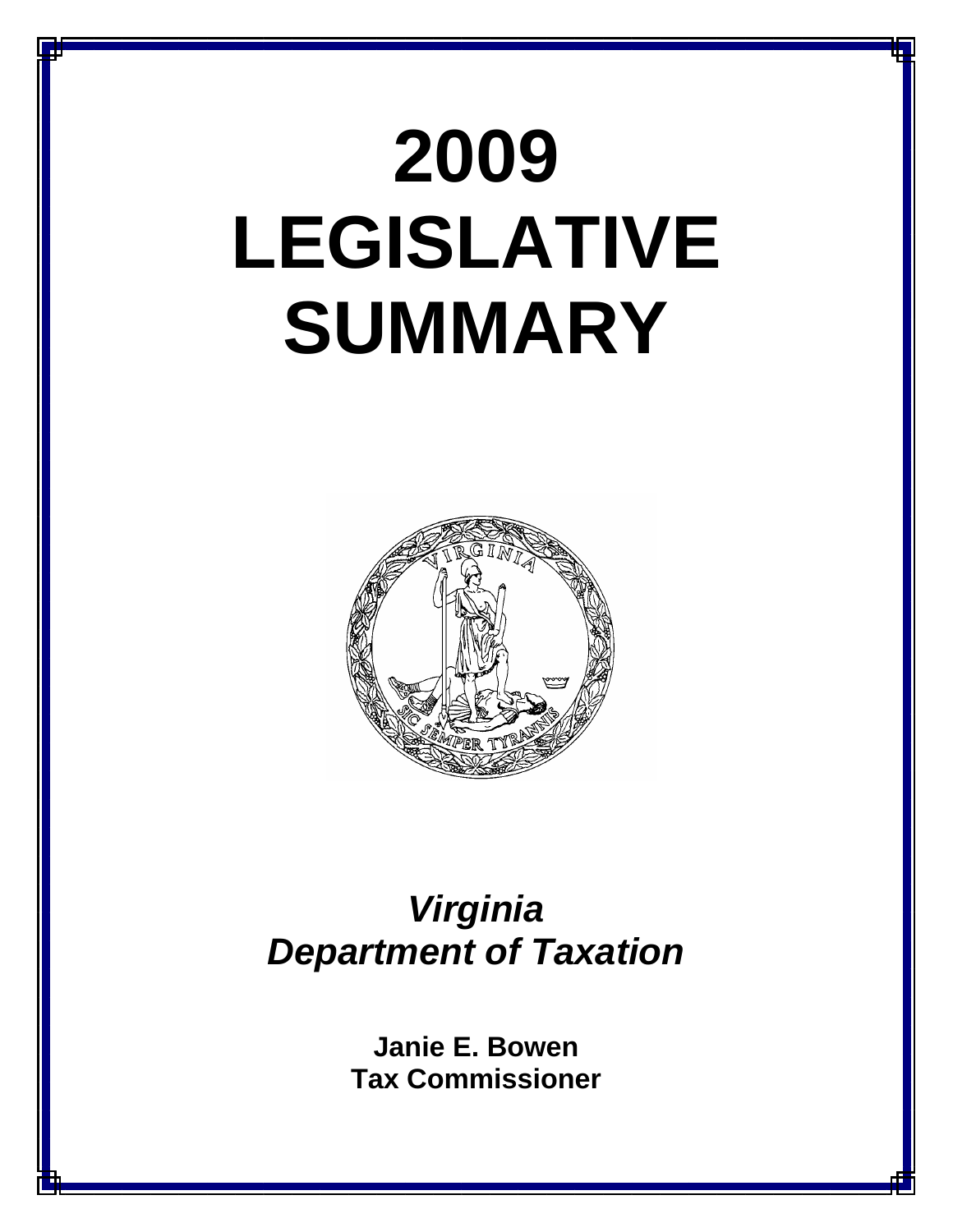# 2009 LEGISLATIVE SUMMARY

## *Virginia Department of Taxation*

**Janie E. Bowen**
**Tax Commissioner**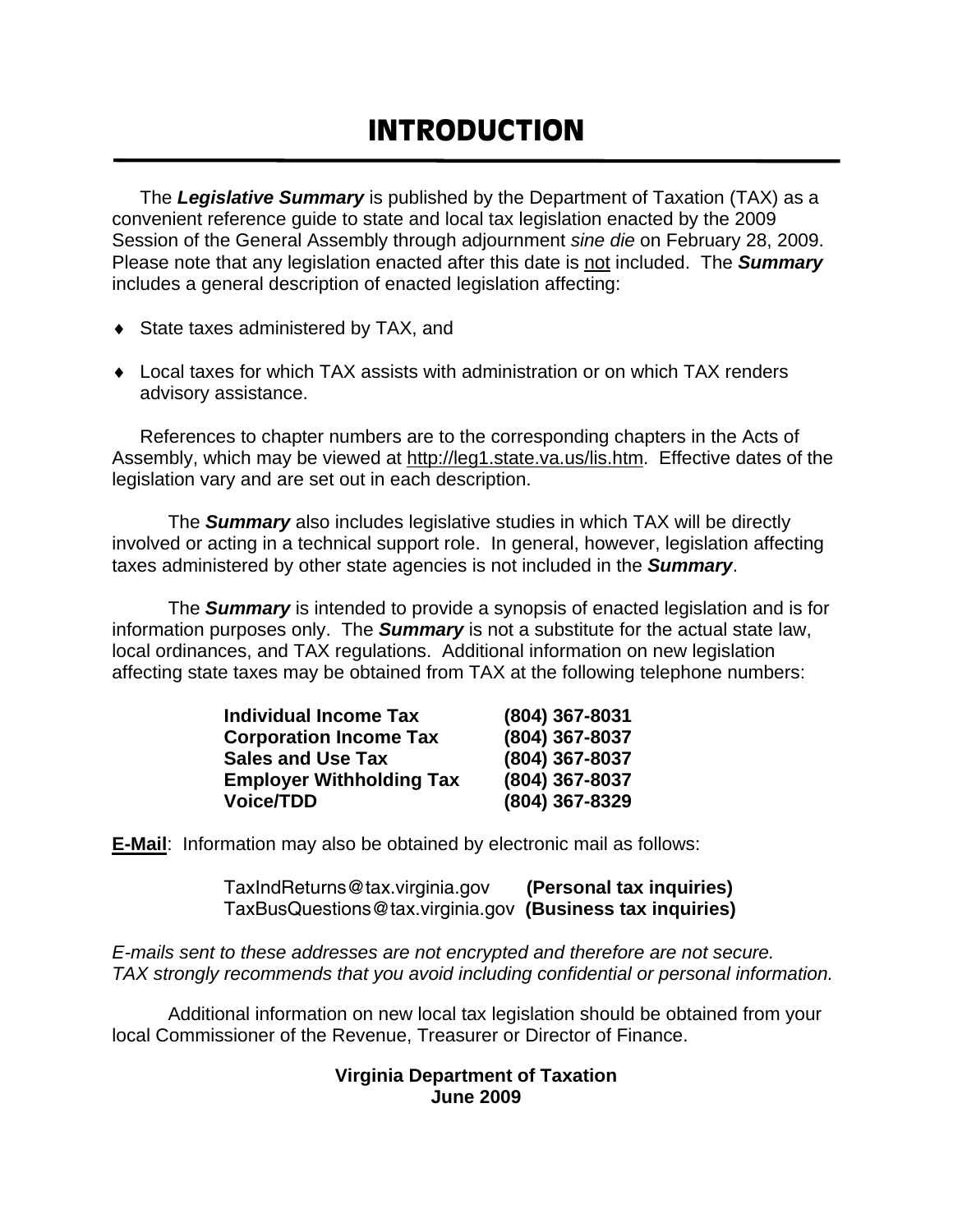# INTRODUCTION

The ***Legislative Summary*** is published by the Department of Taxation (TAX) as a convenient reference guide to state and local tax legislation enacted by the 2009 Session of the General Assembly through adjournment *sine die* on February 28, 2009. Please note that any legislation enacted after this date is not included. The ***Summary*** includes a general description of enacted legislation affecting:

- State taxes administered by TAX, and
- Local taxes for which TAX assists with administration or on which TAX renders advisory assistance.

References to chapter numbers are to the corresponding chapters in the Acts of Assembly, which may be viewed at http://leg1.state.va.us/lis.htm. Effective dates of the legislation vary and are set out in each description.

The ***Summary*** also includes legislative studies in which TAX will be directly involved or acting in a technical support role. In general, however, legislation affecting taxes administered by other state agencies is not included in the ***Summary***.

The ***Summary*** is intended to provide a synopsis of enacted legislation and is for information purposes only. The ***Summary*** is not a substitute for the actual state law, local ordinances, and TAX regulations. Additional information on new legislation affecting state taxes may be obtained from TAX at the following telephone numbers:

| | |
|---|---|
| **Individual Income Tax** | **(804) 367-8031** |
| **Corporation Income Tax** | **(804) 367-8037** |
| **Sales and Use Tax** | **(804) 367-8037** |
| **Employer Withholding Tax** | **(804) 367-8037** |
| **Voice/TDD** | **(804) 367-8329** |

**E-Mail**: Information may also be obtained by electronic mail as follows:

TaxIndReturns@tax.virginia.gov **(Personal tax inquiries)**
TaxBusQuestions@tax.virginia.gov **(Business tax inquiries)**

*E-mails sent to these addresses are not encrypted and therefore are not secure. TAX strongly recommends that you avoid including confidential or personal information.*

Additional information on new local tax legislation should be obtained from your local Commissioner of the Revenue, Treasurer or Director of Finance.

**Virginia Department of Taxation**
**June 2009**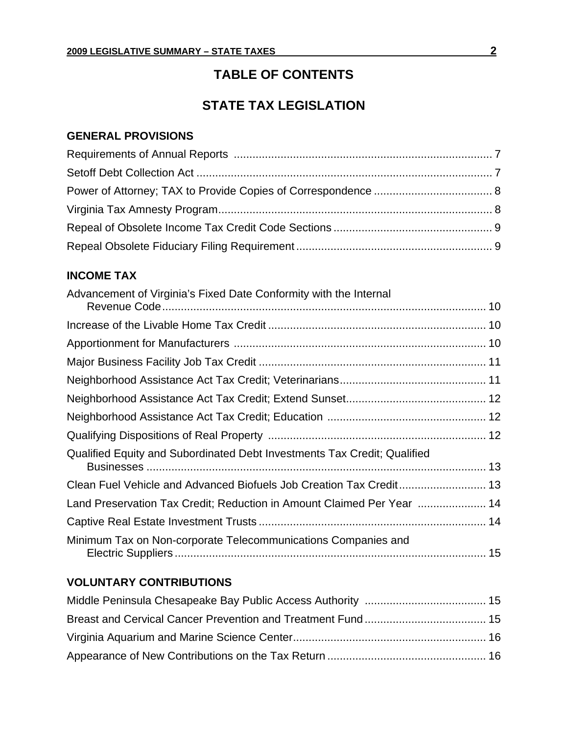# TABLE OF CONTENTS

# STATE TAX LEGISLATION

### GENERAL PROVISIONS

Requirements of Annual Reports .................................................................................. 7

Setoff Debt Collection Act .............................................................................................. 7

Power of Attorney; TAX to Provide Copies of Correspondence ...................................... 8

Virginia Tax Amnesty Program........................................................................................ 8

Repeal of Obsolete Income Tax Credit Code Sections ................................................... 9

Repeal Obsolete Fiduciary Filing Requirement .............................................................. 9

### INCOME TAX

Advancement of Virginia's Fixed Date Conformity with the Internal Revenue Code........................................................................................................ 10

Increase of the Livable Home Tax Credit ...................................................................... 10

Apportionment for Manufacturers ................................................................................ 10

Major Business Facility Job Tax Credit ........................................................................ 11

Neighborhood Assistance Act Tax Credit; Veterinarians............................................... 11

Neighborhood Assistance Act Tax Credit; Extend Sunset............................................. 12

Neighborhood Assistance Act Tax Credit; Education .................................................. 12

Qualifying Dispositions of Real Property ..................................................................... 12

Qualified Equity and Subordinated Debt Investments Tax Credit; Qualified Businesses ............................................................................................................ 13

Clean Fuel Vehicle and Advanced Biofuels Job Creation Tax Credit............................ 13

Land Preservation Tax Credit; Reduction in Amount Claimed Per Year ...................... 14

Captive Real Estate Investment Trusts ........................................................................ 14

Minimum Tax on Non-corporate Telecommunications Companies and Electric Suppliers .................................................................................................... 15

### VOLUNTARY CONTRIBUTIONS

Middle Peninsula Chesapeake Bay Public Access Authority ....................................... 15

Breast and Cervical Cancer Prevention and Treatment Fund ....................................... 15

Virginia Aquarium and Marine Science Center............................................................. 16

Appearance of New Contributions on the Tax Return .................................................. 16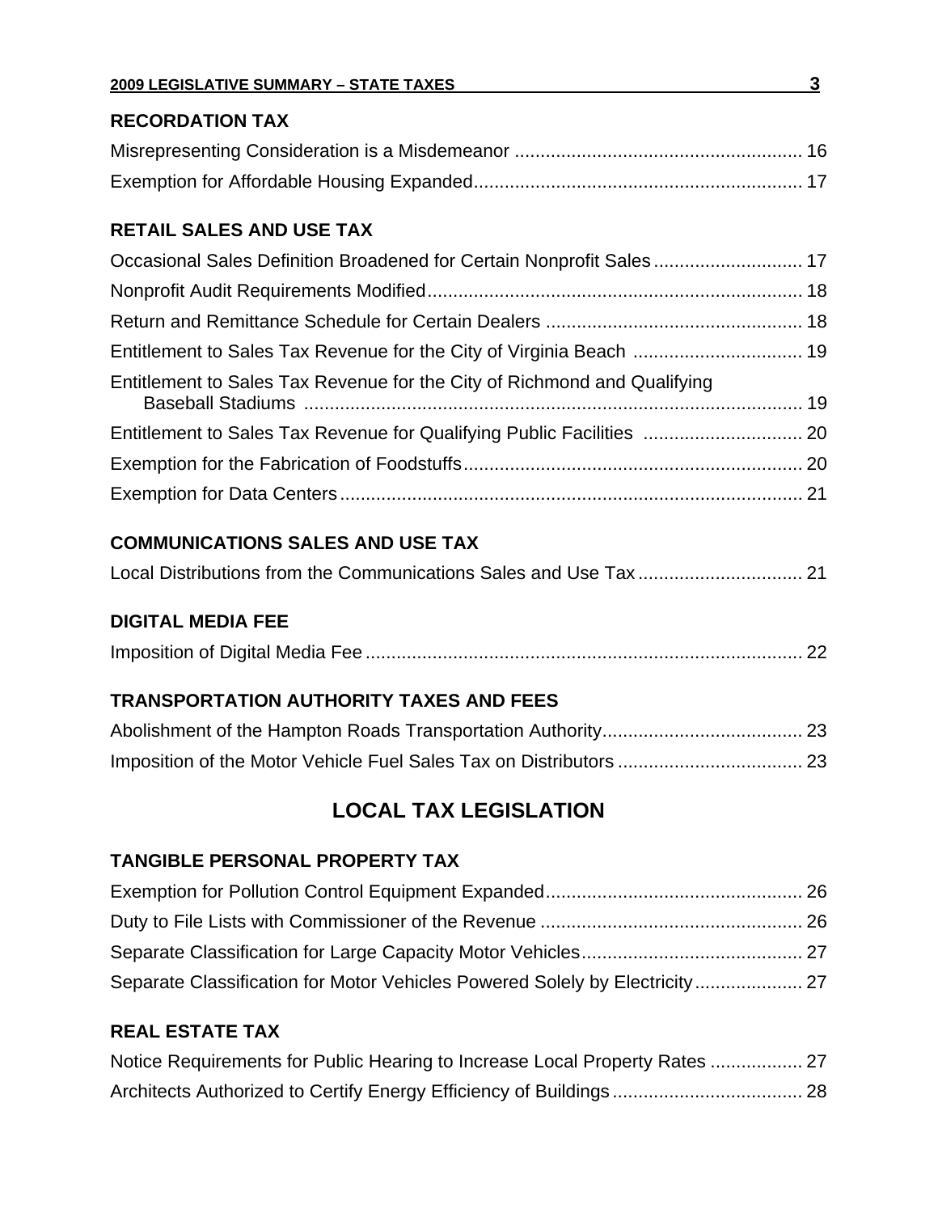**RECORDATION TAX**

Misrepresenting Consideration is a Misdemeanor ........................................................ 16

Exemption for Affordable Housing Expanded ............................................................... 17

**RETAIL SALES AND USE TAX**

Occasional Sales Definition Broadened for Certain Nonprofit Sales ............................. 17

Nonprofit Audit Requirements Modified ........................................................................ 18

Return and Remittance Schedule for Certain Dealers .................................................. 18

Entitlement to Sales Tax Revenue for the City of Virginia Beach ................................. 19

Entitlement to Sales Tax Revenue for the City of Richmond and Qualifying Baseball Stadiums ................................................................................................ 19

Entitlement to Sales Tax Revenue for Qualifying Public Facilities ............................... 20

Exemption for the Fabrication of Foodstuffs ................................................................. 20

Exemption for Data Centers .......................................................................................... 21

**COMMUNICATIONS SALES AND USE TAX**

Local Distributions from the Communications Sales and Use Tax ................................ 21

**DIGITAL MEDIA FEE**

Imposition of Digital Media Fee ..................................................................................... 22

**TRANSPORTATION AUTHORITY TAXES AND FEES**

Abolishment of the Hampton Roads Transportation Authority ....................................... 23

Imposition of the Motor Vehicle Fuel Sales Tax on Distributors .................................... 23

## LOCAL TAX LEGISLATION

**TANGIBLE PERSONAL PROPERTY TAX**

Exemption for Pollution Control Equipment Expanded .................................................. 26

Duty to File Lists with Commissioner of the Revenue ................................................... 26

Separate Classification for Large Capacity Motor Vehicles ........................................... 27

Separate Classification for Motor Vehicles Powered Solely by Electricity ..................... 27

**REAL ESTATE TAX**

Notice Requirements for Public Hearing to Increase Local Property Rates .................. 27

Architects Authorized to Certify Energy Efficiency of Buildings ..................................... 28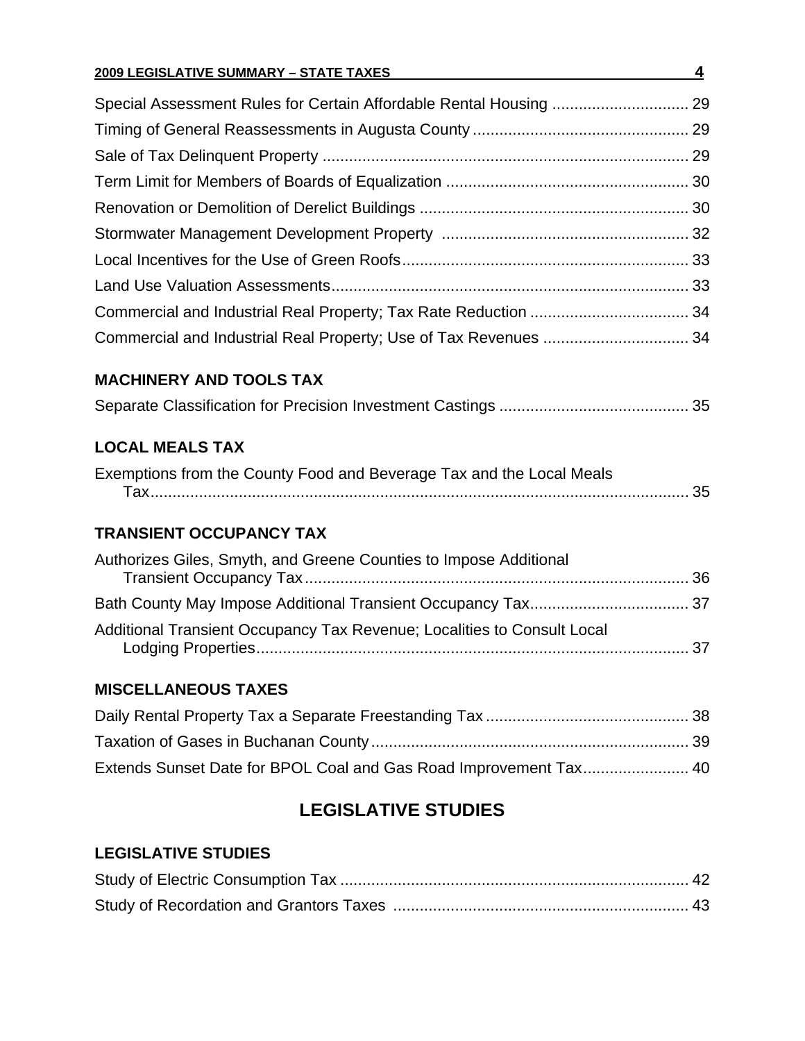Special Assessment Rules for Certain Affordable Rental Housing ............................... 29

Timing of General Reassessments in Augusta County ................................................. 29

Sale of Tax Delinquent Property ................................................................................... 29

Term Limit for Members of Boards of Equalization ....................................................... 30

Renovation or Demolition of Derelict Buildings ............................................................. 30

Stormwater Management Development Property ........................................................ 32

Local Incentives for the Use of Green Roofs ................................................................. 33

Land Use Valuation Assessments ................................................................................. 33

Commercial and Industrial Real Property; Tax Rate Reduction .................................... 34

Commercial and Industrial Real Property; Use of Tax Revenues ................................. 34

### MACHINERY AND TOOLS TAX

Separate Classification for Precision Investment Castings ........................................... 35

### LOCAL MEALS TAX

Exemptions from the County Food and Beverage Tax and the Local Meals Tax ............................................................................................................................ 35

### TRANSIENT OCCUPANCY TAX

Authorizes Giles, Smyth, and Greene Counties to Impose Additional Transient Occupancy Tax ....................................................................................... 36

Bath County May Impose Additional Transient Occupancy Tax .................................... 37

Additional Transient Occupancy Tax Revenue; Localities to Consult Local Lodging Properties .................................................................................................. 37

### MISCELLANEOUS TAXES

Daily Rental Property Tax a Separate Freestanding Tax .............................................. 38

Taxation of Gases in Buchanan County ........................................................................ 39

Extends Sunset Date for BPOL Coal and Gas Road Improvement Tax ........................ 40

## LEGISLATIVE STUDIES

### LEGISLATIVE STUDIES

Study of Electric Consumption Tax ............................................................................... 42

Study of Recordation and Grantors Taxes ................................................................... 43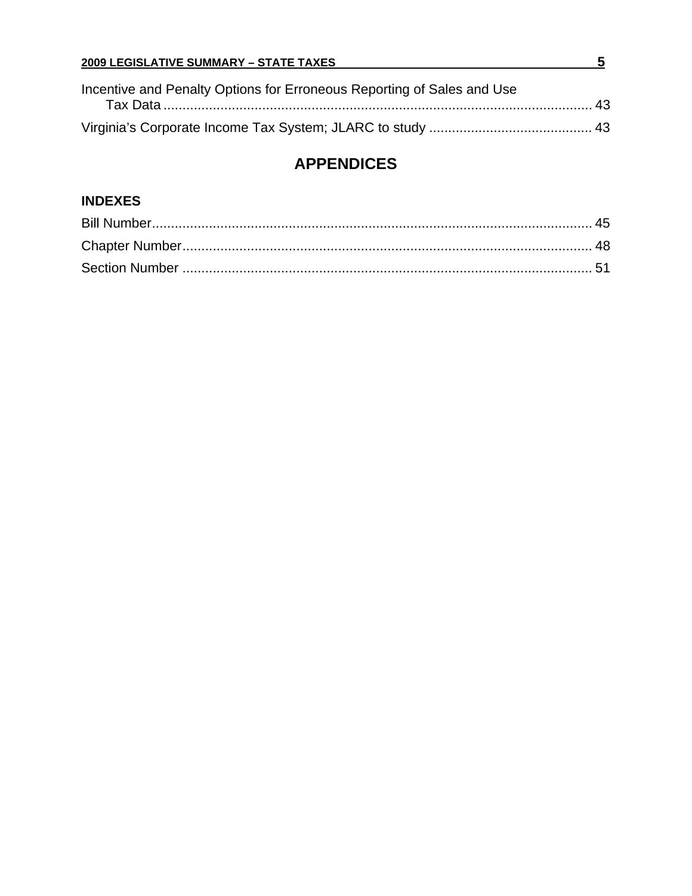Incentive and Penalty Options for Erroneous Reporting of Sales and Use Tax Data ........................................................................................................ 43

Virginia's Corporate Income Tax System; JLARC to study .......................................... 43

# APPENDICES

## INDEXES

Bill Number.................................................................................................................. 45

Chapter Number........................................................................................................... 48

Section Number ........................................................................................................... 51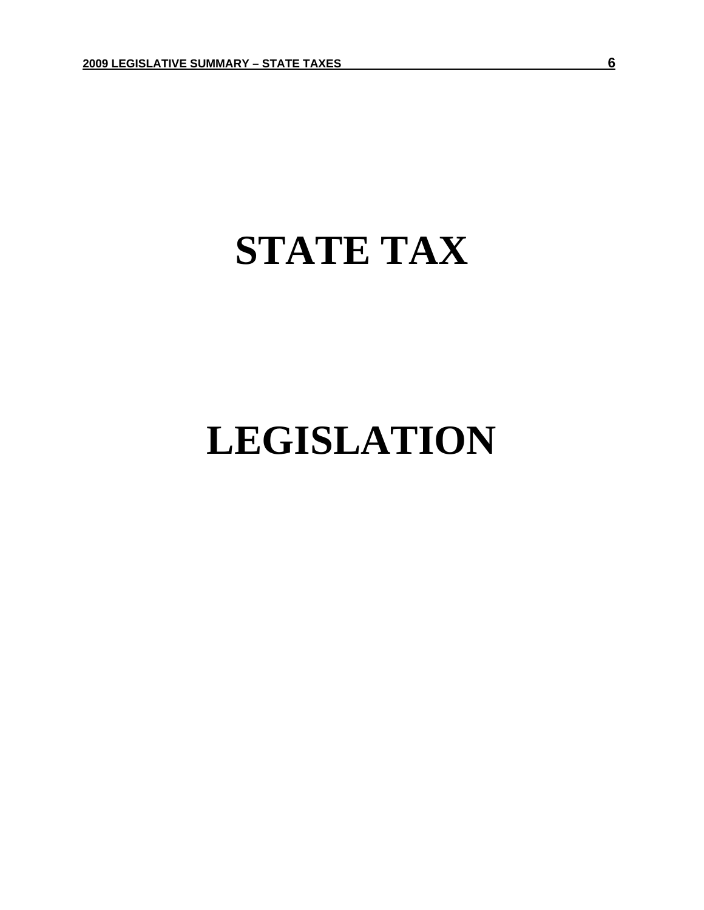# STATE TAX

# LEGISLATION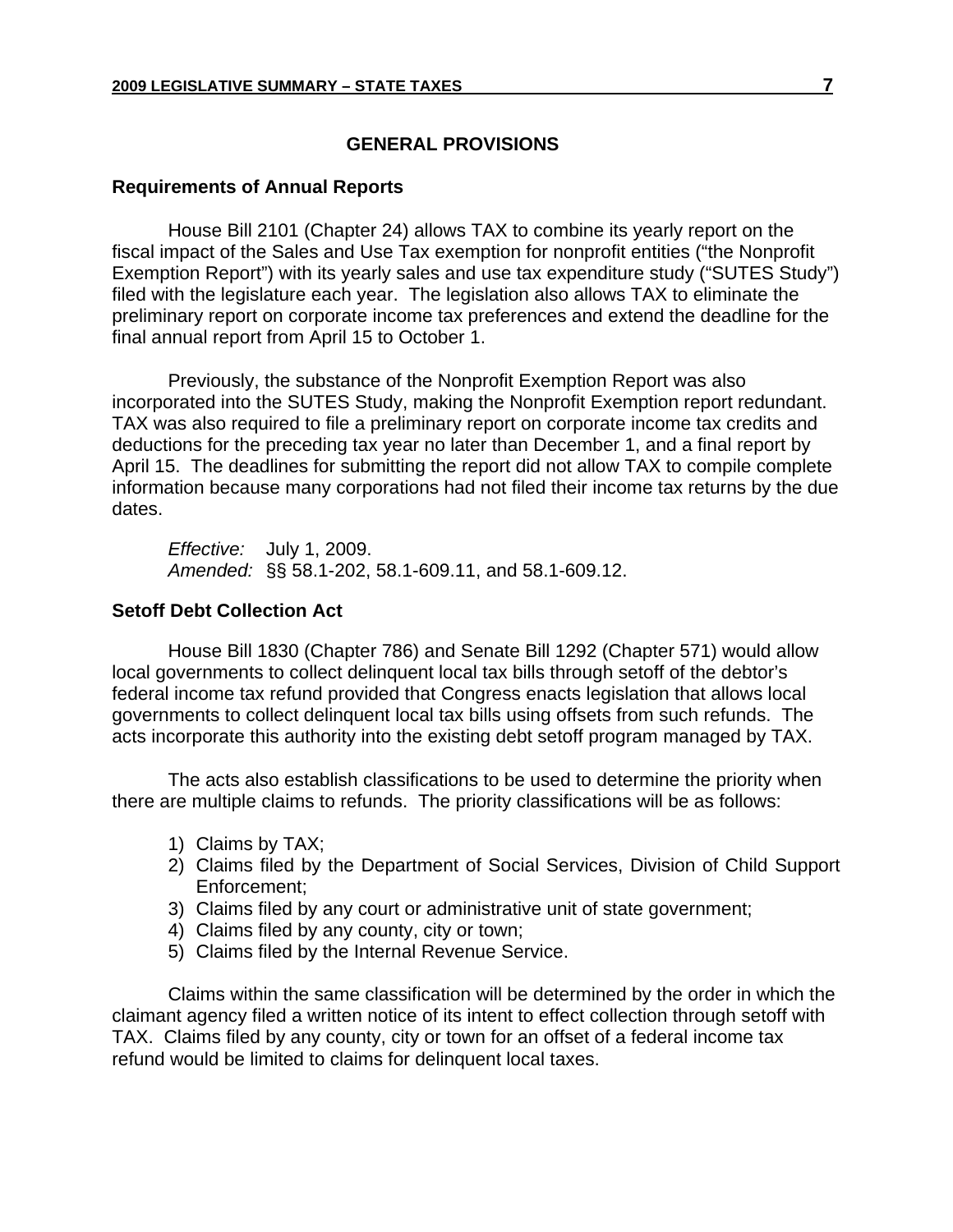## GENERAL PROVISIONS

### Requirements of Annual Reports

House Bill 2101 (Chapter 24) allows TAX to combine its yearly report on the fiscal impact of the Sales and Use Tax exemption for nonprofit entities ("the Nonprofit Exemption Report") with its yearly sales and use tax expenditure study ("SUTES Study") filed with the legislature each year. The legislation also allows TAX to eliminate the preliminary report on corporate income tax preferences and extend the deadline for the final annual report from April 15 to October 1.

Previously, the substance of the Nonprofit Exemption Report was also incorporated into the SUTES Study, making the Nonprofit Exemption report redundant. TAX was also required to file a preliminary report on corporate income tax credits and deductions for the preceding tax year no later than December 1, and a final report by April 15. The deadlines for submitting the report did not allow TAX to compile complete information because many corporations had not filed their income tax returns by the due dates.

*Effective:* July 1, 2009.
*Amended:* §§ 58.1-202, 58.1-609.11, and 58.1-609.12.

### Setoff Debt Collection Act

House Bill 1830 (Chapter 786) and Senate Bill 1292 (Chapter 571) would allow local governments to collect delinquent local tax bills through setoff of the debtor's federal income tax refund provided that Congress enacts legislation that allows local governments to collect delinquent local tax bills using offsets from such refunds. The acts incorporate this authority into the existing debt setoff program managed by TAX.

The acts also establish classifications to be used to determine the priority when there are multiple claims to refunds. The priority classifications will be as follows:

1) Claims by TAX;
2) Claims filed by the Department of Social Services, Division of Child Support Enforcement;
3) Claims filed by any court or administrative unit of state government;
4) Claims filed by any county, city or town;
5) Claims filed by the Internal Revenue Service.

Claims within the same classification will be determined by the order in which the claimant agency filed a written notice of its intent to effect collection through setoff with TAX. Claims filed by any county, city or town for an offset of a federal income tax refund would be limited to claims for delinquent local taxes.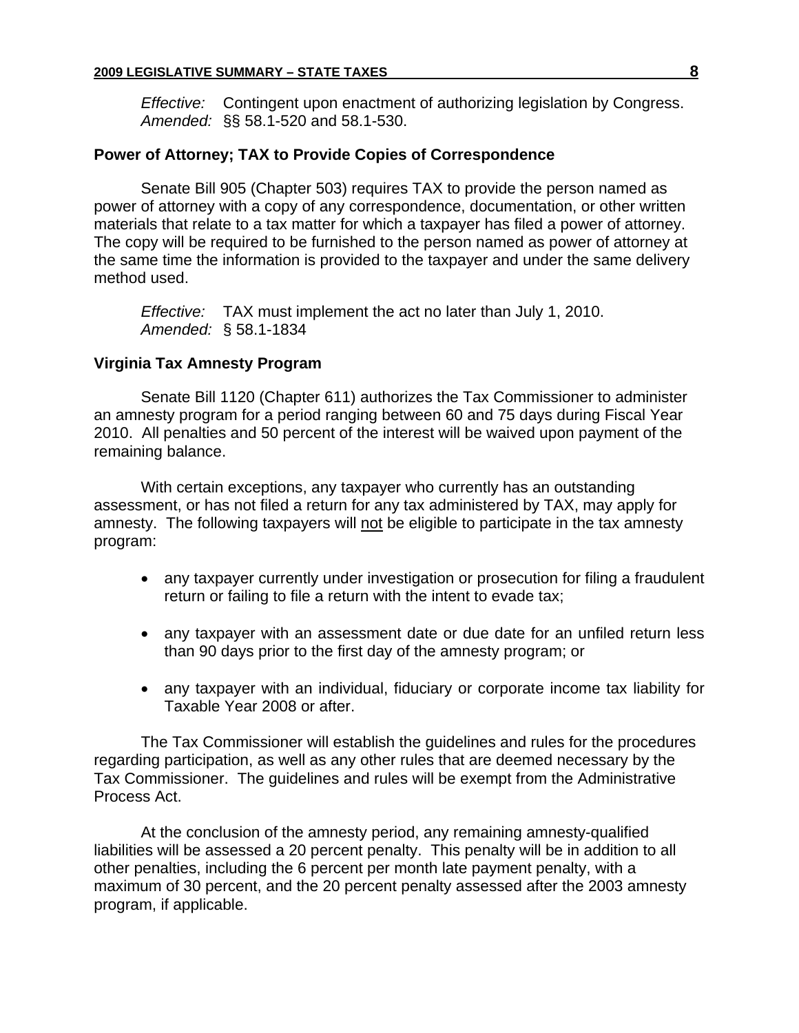*Effective:* Contingent upon enactment of authorizing legislation by Congress.
*Amended:* §§ 58.1-520 and 58.1-530.

### Power of Attorney; TAX to Provide Copies of Correspondence

Senate Bill 905 (Chapter 503) requires TAX to provide the person named as power of attorney with a copy of any correspondence, documentation, or other written materials that relate to a tax matter for which a taxpayer has filed a power of attorney. The copy will be required to be furnished to the person named as power of attorney at the same time the information is provided to the taxpayer and under the same delivery method used.

*Effective:* TAX must implement the act no later than July 1, 2010.
*Amended:* § 58.1-1834

### Virginia Tax Amnesty Program

Senate Bill 1120 (Chapter 611) authorizes the Tax Commissioner to administer an amnesty program for a period ranging between 60 and 75 days during Fiscal Year 2010. All penalties and 50 percent of the interest will be waived upon payment of the remaining balance.

With certain exceptions, any taxpayer who currently has an outstanding assessment, or has not filed a return for any tax administered by TAX, may apply for amnesty. The following taxpayers will not be eligible to participate in the tax amnesty program:

- any taxpayer currently under investigation or prosecution for filing a fraudulent return or failing to file a return with the intent to evade tax;
- any taxpayer with an assessment date or due date for an unfiled return less than 90 days prior to the first day of the amnesty program; or
- any taxpayer with an individual, fiduciary or corporate income tax liability for Taxable Year 2008 or after.

The Tax Commissioner will establish the guidelines and rules for the procedures regarding participation, as well as any other rules that are deemed necessary by the Tax Commissioner. The guidelines and rules will be exempt from the Administrative Process Act.

At the conclusion of the amnesty period, any remaining amnesty-qualified liabilities will be assessed a 20 percent penalty. This penalty will be in addition to all other penalties, including the 6 percent per month late payment penalty, with a maximum of 30 percent, and the 20 percent penalty assessed after the 2003 amnesty program, if applicable.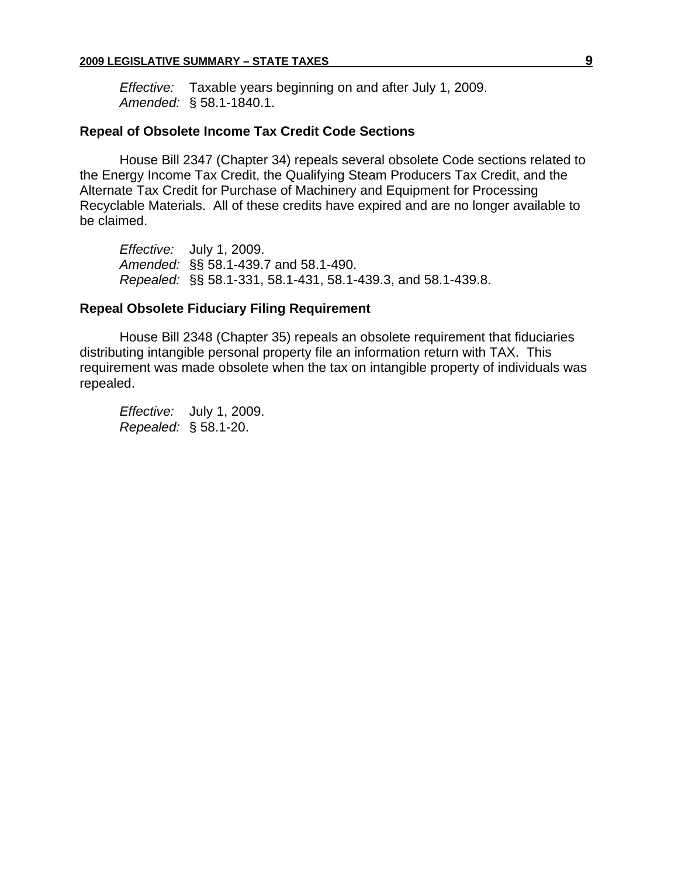*Effective:* Taxable years beginning on and after July 1, 2009.
*Amended:* § 58.1-1840.1.

### Repeal of Obsolete Income Tax Credit Code Sections

House Bill 2347 (Chapter 34) repeals several obsolete Code sections related to the Energy Income Tax Credit, the Qualifying Steam Producers Tax Credit, and the Alternate Tax Credit for Purchase of Machinery and Equipment for Processing Recyclable Materials. All of these credits have expired and are no longer available to be claimed.

*Effective:* July 1, 2009.
*Amended:* §§ 58.1-439.7 and 58.1-490.
*Repealed:* §§ 58.1-331, 58.1-431, 58.1-439.3, and 58.1-439.8.

### Repeal Obsolete Fiduciary Filing Requirement

House Bill 2348 (Chapter 35) repeals an obsolete requirement that fiduciaries distributing intangible personal property file an information return with TAX. This requirement was made obsolete when the tax on intangible property of individuals was repealed.

*Effective:* July 1, 2009.
*Repealed:* § 58.1-20.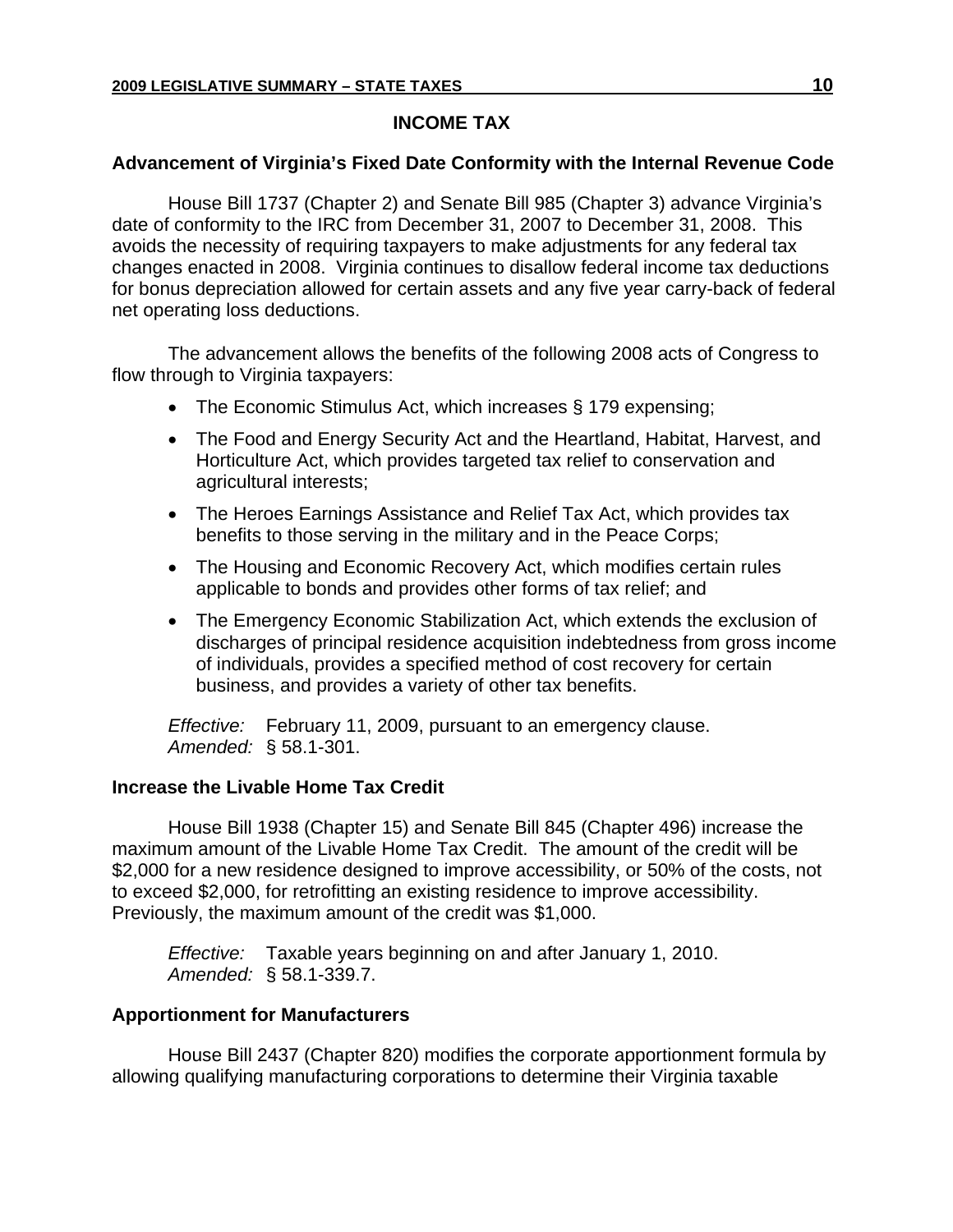## INCOME TAX

### Advancement of Virginia's Fixed Date Conformity with the Internal Revenue Code

House Bill 1737 (Chapter 2) and Senate Bill 985 (Chapter 3) advance Virginia's date of conformity to the IRC from December 31, 2007 to December 31, 2008. This avoids the necessity of requiring taxpayers to make adjustments for any federal tax changes enacted in 2008. Virginia continues to disallow federal income tax deductions for bonus depreciation allowed for certain assets and any five year carry-back of federal net operating loss deductions.

The advancement allows the benefits of the following 2008 acts of Congress to flow through to Virginia taxpayers:

- The Economic Stimulus Act, which increases § 179 expensing;
- The Food and Energy Security Act and the Heartland, Habitat, Harvest, and Horticulture Act, which provides targeted tax relief to conservation and agricultural interests;
- The Heroes Earnings Assistance and Relief Tax Act, which provides tax benefits to those serving in the military and in the Peace Corps;
- The Housing and Economic Recovery Act, which modifies certain rules applicable to bonds and provides other forms of tax relief; and
- The Emergency Economic Stabilization Act, which extends the exclusion of discharges of principal residence acquisition indebtedness from gross income of individuals, provides a specified method of cost recovery for certain business, and provides a variety of other tax benefits.

*Effective:* February 11, 2009, pursuant to an emergency clause.
*Amended:* § 58.1-301.

### Increase the Livable Home Tax Credit

House Bill 1938 (Chapter 15) and Senate Bill 845 (Chapter 496) increase the maximum amount of the Livable Home Tax Credit. The amount of the credit will be $2,000 for a new residence designed to improve accessibility, or 50% of the costs, not to exceed $2,000, for retrofitting an existing residence to improve accessibility. Previously, the maximum amount of the credit was $1,000.

*Effective:* Taxable years beginning on and after January 1, 2010.
*Amended:* § 58.1-339.7.

### Apportionment for Manufacturers

House Bill 2437 (Chapter 820) modifies the corporate apportionment formula by allowing qualifying manufacturing corporations to determine their Virginia taxable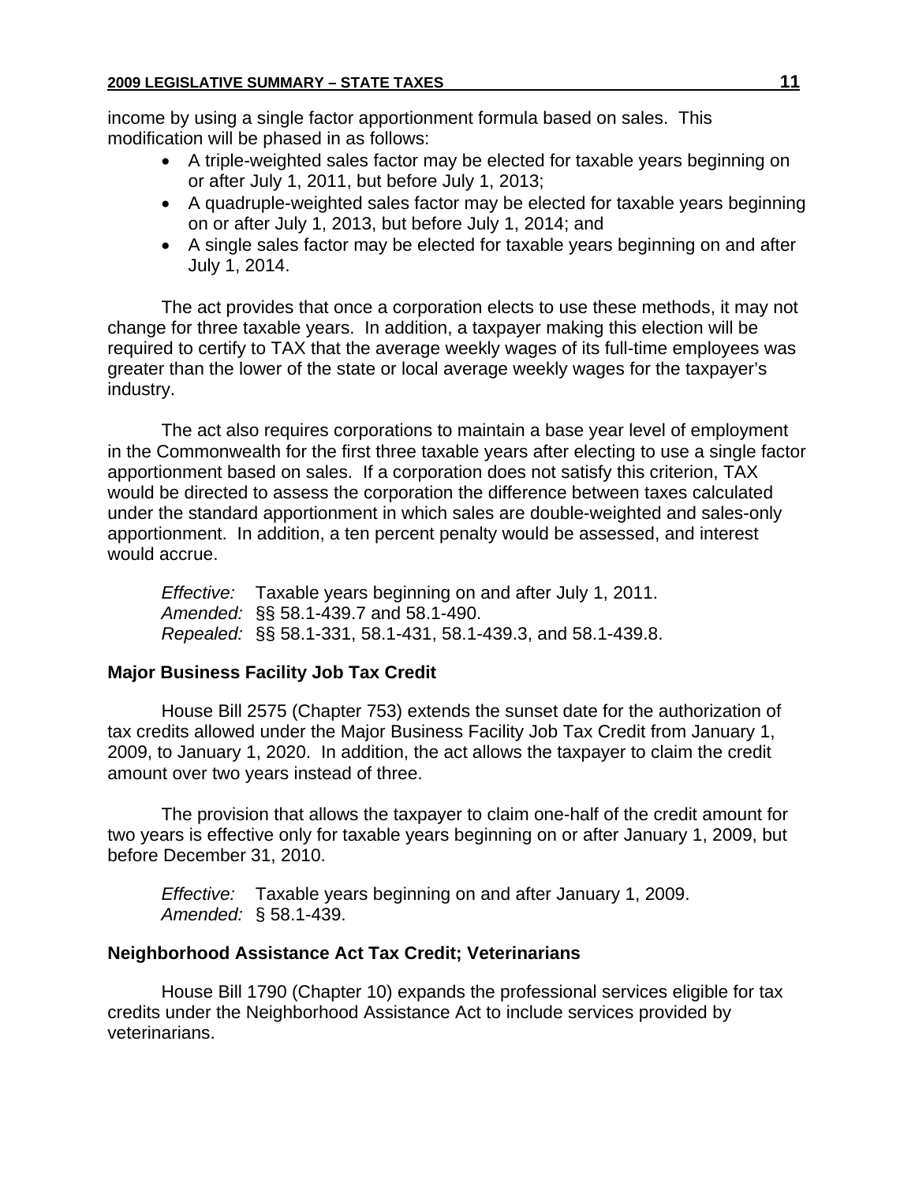income by using a single factor apportionment formula based on sales. This modification will be phased in as follows:

- A triple-weighted sales factor may be elected for taxable years beginning on or after July 1, 2011, but before July 1, 2013;
- A quadruple-weighted sales factor may be elected for taxable years beginning on or after July 1, 2013, but before July 1, 2014; and
- A single sales factor may be elected for taxable years beginning on and after July 1, 2014.

The act provides that once a corporation elects to use these methods, it may not change for three taxable years. In addition, a taxpayer making this election will be required to certify to TAX that the average weekly wages of its full-time employees was greater than the lower of the state or local average weekly wages for the taxpayer's industry.

The act also requires corporations to maintain a base year level of employment in the Commonwealth for the first three taxable years after electing to use a single factor apportionment based on sales. If a corporation does not satisfy this criterion, TAX would be directed to assess the corporation the difference between taxes calculated under the standard apportionment in which sales are double-weighted and sales-only apportionment. In addition, a ten percent penalty would be assessed, and interest would accrue.

*Effective:* Taxable years beginning on and after July 1, 2011.
*Amended:* §§ 58.1-439.7 and 58.1-490.
*Repealed:* §§ 58.1-331, 58.1-431, 58.1-439.3, and 58.1-439.8.

**Major Business Facility Job Tax Credit**

House Bill 2575 (Chapter 753) extends the sunset date for the authorization of tax credits allowed under the Major Business Facility Job Tax Credit from January 1, 2009, to January 1, 2020. In addition, the act allows the taxpayer to claim the credit amount over two years instead of three.

The provision that allows the taxpayer to claim one-half of the credit amount for two years is effective only for taxable years beginning on or after January 1, 2009, but before December 31, 2010.

*Effective:* Taxable years beginning on and after January 1, 2009.
*Amended:* § 58.1-439.

**Neighborhood Assistance Act Tax Credit; Veterinarians**

House Bill 1790 (Chapter 10) expands the professional services eligible for tax credits under the Neighborhood Assistance Act to include services provided by veterinarians.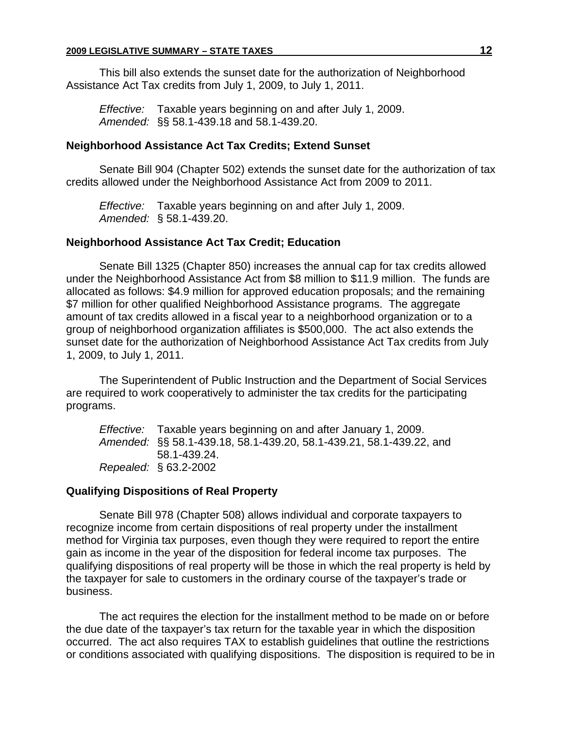This bill also extends the sunset date for the authorization of Neighborhood Assistance Act Tax credits from July 1, 2009, to July 1, 2011.

*Effective:* Taxable years beginning on and after July 1, 2009.
*Amended:* §§ 58.1-439.18 and 58.1-439.20.

### Neighborhood Assistance Act Tax Credits; Extend Sunset

Senate Bill 904 (Chapter 502) extends the sunset date for the authorization of tax credits allowed under the Neighborhood Assistance Act from 2009 to 2011.

*Effective:* Taxable years beginning on and after July 1, 2009.
*Amended:* § 58.1-439.20.

### Neighborhood Assistance Act Tax Credit; Education

Senate Bill 1325 (Chapter 850) increases the annual cap for tax credits allowed under the Neighborhood Assistance Act from $8 million to $11.9 million. The funds are allocated as follows: $4.9 million for approved education proposals; and the remaining $7 million for other qualified Neighborhood Assistance programs. The aggregate amount of tax credits allowed in a fiscal year to a neighborhood organization or to a group of neighborhood organization affiliates is $500,000. The act also extends the sunset date for the authorization of Neighborhood Assistance Act Tax credits from July 1, 2009, to July 1, 2011.

The Superintendent of Public Instruction and the Department of Social Services are required to work cooperatively to administer the tax credits for the participating programs.

*Effective:* Taxable years beginning on and after January 1, 2009.
*Amended:* §§ 58.1-439.18, 58.1-439.20, 58.1-439.21, 58.1-439.22, and 58.1-439.24.
*Repealed:* § 63.2-2002

### Qualifying Dispositions of Real Property

Senate Bill 978 (Chapter 508) allows individual and corporate taxpayers to recognize income from certain dispositions of real property under the installment method for Virginia tax purposes, even though they were required to report the entire gain as income in the year of the disposition for federal income tax purposes. The qualifying dispositions of real property will be those in which the real property is held by the taxpayer for sale to customers in the ordinary course of the taxpayer's trade or business.

The act requires the election for the installment method to be made on or before the due date of the taxpayer's tax return for the taxable year in which the disposition occurred. The act also requires TAX to establish guidelines that outline the restrictions or conditions associated with qualifying dispositions. The disposition is required to be in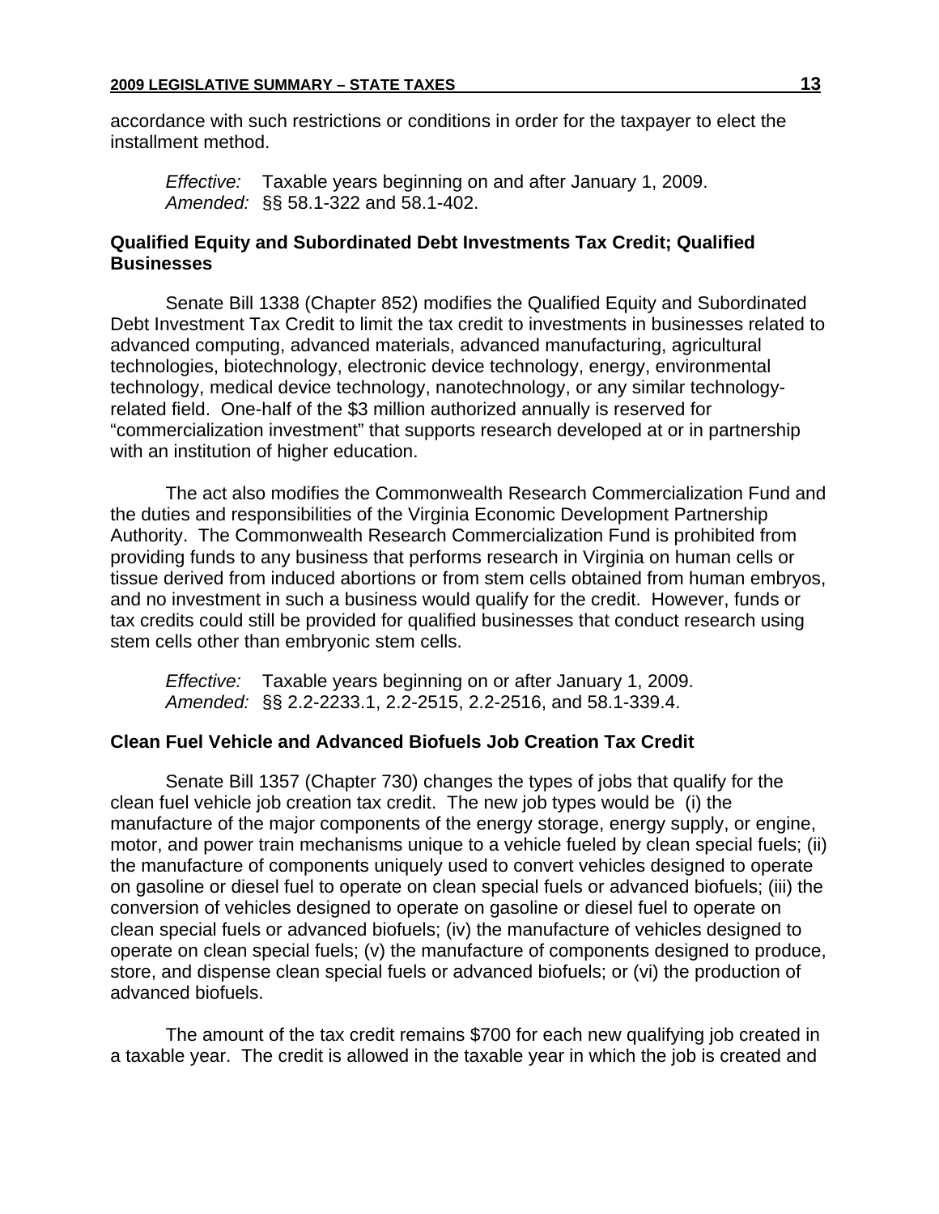accordance with such restrictions or conditions in order for the taxpayer to elect the installment method.

*Effective:* Taxable years beginning on and after January 1, 2009.
*Amended:* §§ 58.1-322 and 58.1-402.

### Qualified Equity and Subordinated Debt Investments Tax Credit; Qualified Businesses

Senate Bill 1338 (Chapter 852) modifies the Qualified Equity and Subordinated Debt Investment Tax Credit to limit the tax credit to investments in businesses related to advanced computing, advanced materials, advanced manufacturing, agricultural technologies, biotechnology, electronic device technology, energy, environmental technology, medical device technology, nanotechnology, or any similar technology-related field. One-half of the $3 million authorized annually is reserved for "commercialization investment" that supports research developed at or in partnership with an institution of higher education.

The act also modifies the Commonwealth Research Commercialization Fund and the duties and responsibilities of the Virginia Economic Development Partnership Authority. The Commonwealth Research Commercialization Fund is prohibited from providing funds to any business that performs research in Virginia on human cells or tissue derived from induced abortions or from stem cells obtained from human embryos, and no investment in such a business would qualify for the credit. However, funds or tax credits could still be provided for qualified businesses that conduct research using stem cells other than embryonic stem cells.

*Effective:* Taxable years beginning on or after January 1, 2009.
*Amended:* §§ 2.2-2233.1, 2.2-2515, 2.2-2516, and 58.1-339.4.

### Clean Fuel Vehicle and Advanced Biofuels Job Creation Tax Credit

Senate Bill 1357 (Chapter 730) changes the types of jobs that qualify for the clean fuel vehicle job creation tax credit. The new job types would be (i) the manufacture of the major components of the energy storage, energy supply, or engine, motor, and power train mechanisms unique to a vehicle fueled by clean special fuels; (ii) the manufacture of components uniquely used to convert vehicles designed to operate on gasoline or diesel fuel to operate on clean special fuels or advanced biofuels; (iii) the conversion of vehicles designed to operate on gasoline or diesel fuel to operate on clean special fuels or advanced biofuels; (iv) the manufacture of vehicles designed to operate on clean special fuels; (v) the manufacture of components designed to produce, store, and dispense clean special fuels or advanced biofuels; or (vi) the production of advanced biofuels.

The amount of the tax credit remains $700 for each new qualifying job created in a taxable year. The credit is allowed in the taxable year in which the job is created and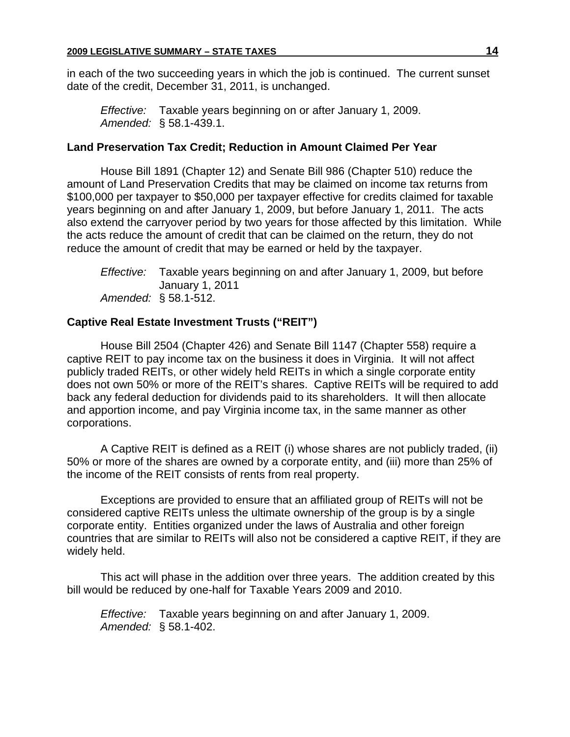in each of the two succeeding years in which the job is continued. The current sunset date of the credit, December 31, 2011, is unchanged.

*Effective:* Taxable years beginning on or after January 1, 2009.
*Amended:* § 58.1-439.1.

### Land Preservation Tax Credit; Reduction in Amount Claimed Per Year

House Bill 1891 (Chapter 12) and Senate Bill 986 (Chapter 510) reduce the amount of Land Preservation Credits that may be claimed on income tax returns from $100,000 per taxpayer to $50,000 per taxpayer effective for credits claimed for taxable years beginning on and after January 1, 2009, but before January 1, 2011. The acts also extend the carryover period by two years for those affected by this limitation. While the acts reduce the amount of credit that can be claimed on the return, they do not reduce the amount of credit that may be earned or held by the taxpayer.

*Effective:* Taxable years beginning on and after January 1, 2009, but before January 1, 2011
*Amended:* § 58.1-512.

### Captive Real Estate Investment Trusts ("REIT")

House Bill 2504 (Chapter 426) and Senate Bill 1147 (Chapter 558) require a captive REIT to pay income tax on the business it does in Virginia. It will not affect publicly traded REITs, or other widely held REITs in which a single corporate entity does not own 50% or more of the REIT's shares. Captive REITs will be required to add back any federal deduction for dividends paid to its shareholders. It will then allocate and apportion income, and pay Virginia income tax, in the same manner as other corporations.

A Captive REIT is defined as a REIT (i) whose shares are not publicly traded, (ii) 50% or more of the shares are owned by a corporate entity, and (iii) more than 25% of the income of the REIT consists of rents from real property.

Exceptions are provided to ensure that an affiliated group of REITs will not be considered captive REITs unless the ultimate ownership of the group is by a single corporate entity. Entities organized under the laws of Australia and other foreign countries that are similar to REITs will also not be considered a captive REIT, if they are widely held.

This act will phase in the addition over three years. The addition created by this bill would be reduced by one-half for Taxable Years 2009 and 2010.

*Effective:* Taxable years beginning on and after January 1, 2009.
*Amended:* § 58.1-402.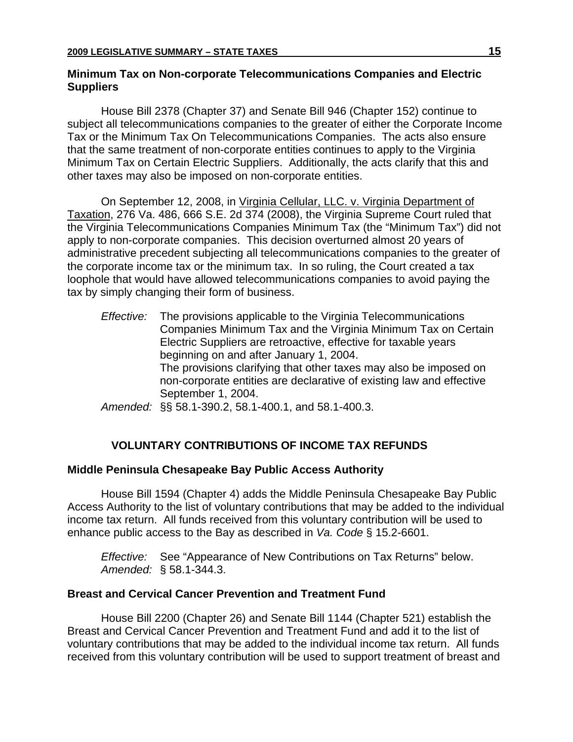### Minimum Tax on Non-corporate Telecommunications Companies and Electric Suppliers

House Bill 2378 (Chapter 37) and Senate Bill 946 (Chapter 152) continue to subject all telecommunications companies to the greater of either the Corporate Income Tax or the Minimum Tax On Telecommunications Companies. The acts also ensure that the same treatment of non-corporate entities continues to apply to the Virginia Minimum Tax on Certain Electric Suppliers. Additionally, the acts clarify that this and other taxes may also be imposed on non-corporate entities.

On September 12, 2008, in Virginia Cellular, LLC. v. Virginia Department of Taxation, 276 Va. 486, 666 S.E. 2d 374 (2008), the Virginia Supreme Court ruled that the Virginia Telecommunications Companies Minimum Tax (the "Minimum Tax") did not apply to non-corporate companies. This decision overturned almost 20 years of administrative precedent subjecting all telecommunications companies to the greater of the corporate income tax or the minimum tax. In so ruling, the Court created a tax loophole that would have allowed telecommunications companies to avoid paying the tax by simply changing their form of business.

*Effective:* The provisions applicable to the Virginia Telecommunications Companies Minimum Tax and the Virginia Minimum Tax on Certain Electric Suppliers are retroactive, effective for taxable years beginning on and after January 1, 2004.
The provisions clarifying that other taxes may also be imposed on non-corporate entities are declarative of existing law and effective September 1, 2004.
*Amended:* §§ 58.1-390.2, 58.1-400.1, and 58.1-400.3.

## VOLUNTARY CONTRIBUTIONS OF INCOME TAX REFUNDS

### Middle Peninsula Chesapeake Bay Public Access Authority

House Bill 1594 (Chapter 4) adds the Middle Peninsula Chesapeake Bay Public Access Authority to the list of voluntary contributions that may be added to the individual income tax return. All funds received from this voluntary contribution will be used to enhance public access to the Bay as described in *Va. Code* § 15.2-6601.

*Effective:* See "Appearance of New Contributions on Tax Returns" below.
*Amended:* § 58.1-344.3.

### Breast and Cervical Cancer Prevention and Treatment Fund

House Bill 2200 (Chapter 26) and Senate Bill 1144 (Chapter 521) establish the Breast and Cervical Cancer Prevention and Treatment Fund and add it to the list of voluntary contributions that may be added to the individual income tax return. All funds received from this voluntary contribution will be used to support treatment of breast and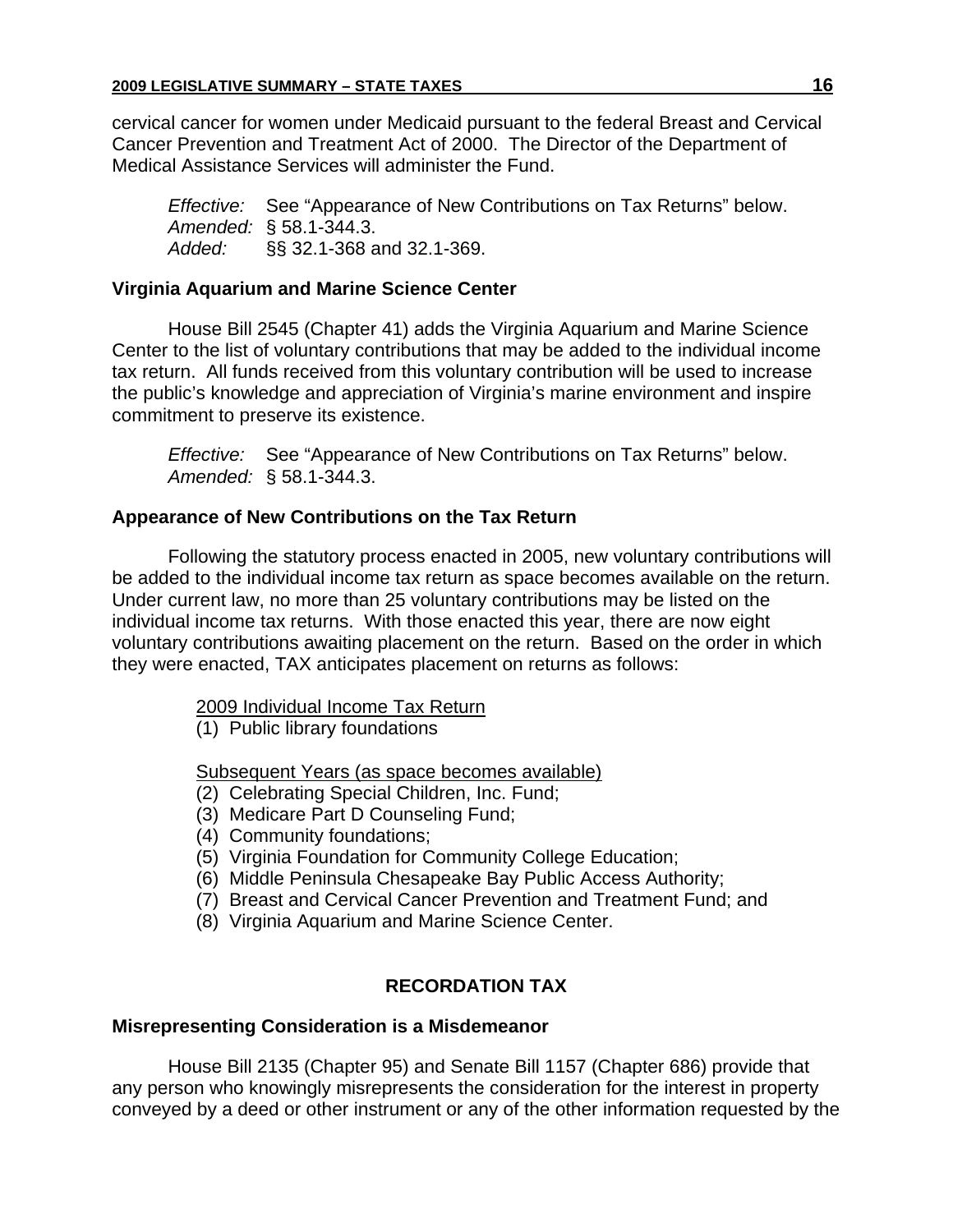cervical cancer for women under Medicaid pursuant to the federal Breast and Cervical Cancer Prevention and Treatment Act of 2000. The Director of the Department of Medical Assistance Services will administer the Fund.

*Effective:* See "Appearance of New Contributions on Tax Returns" below.
*Amended:* § 58.1-344.3.
*Added:* §§ 32.1-368 and 32.1-369.

**Virginia Aquarium and Marine Science Center**

House Bill 2545 (Chapter 41) adds the Virginia Aquarium and Marine Science Center to the list of voluntary contributions that may be added to the individual income tax return. All funds received from this voluntary contribution will be used to increase the public's knowledge and appreciation of Virginia's marine environment and inspire commitment to preserve its existence.

*Effective:* See "Appearance of New Contributions on Tax Returns" below.
*Amended:* § 58.1-344.3.

**Appearance of New Contributions on the Tax Return**

Following the statutory process enacted in 2005, new voluntary contributions will be added to the individual income tax return as space becomes available on the return. Under current law, no more than 25 voluntary contributions may be listed on the individual income tax returns. With those enacted this year, there are now eight voluntary contributions awaiting placement on the return. Based on the order in which they were enacted, TAX anticipates placement on returns as follows:

<u>2009 Individual Income Tax Return</u>
(1) Public library foundations

<u>Subsequent Years (as space becomes available)</u>
(2) Celebrating Special Children, Inc. Fund;
(3) Medicare Part D Counseling Fund;
(4) Community foundations;
(5) Virginia Foundation for Community College Education;
(6) Middle Peninsula Chesapeake Bay Public Access Authority;
(7) Breast and Cervical Cancer Prevention and Treatment Fund; and
(8) Virginia Aquarium and Marine Science Center.

## RECORDATION TAX

**Misrepresenting Consideration is a Misdemeanor**

House Bill 2135 (Chapter 95) and Senate Bill 1157 (Chapter 686) provide that any person who knowingly misrepresents the consideration for the interest in property conveyed by a deed or other instrument or any of the other information requested by the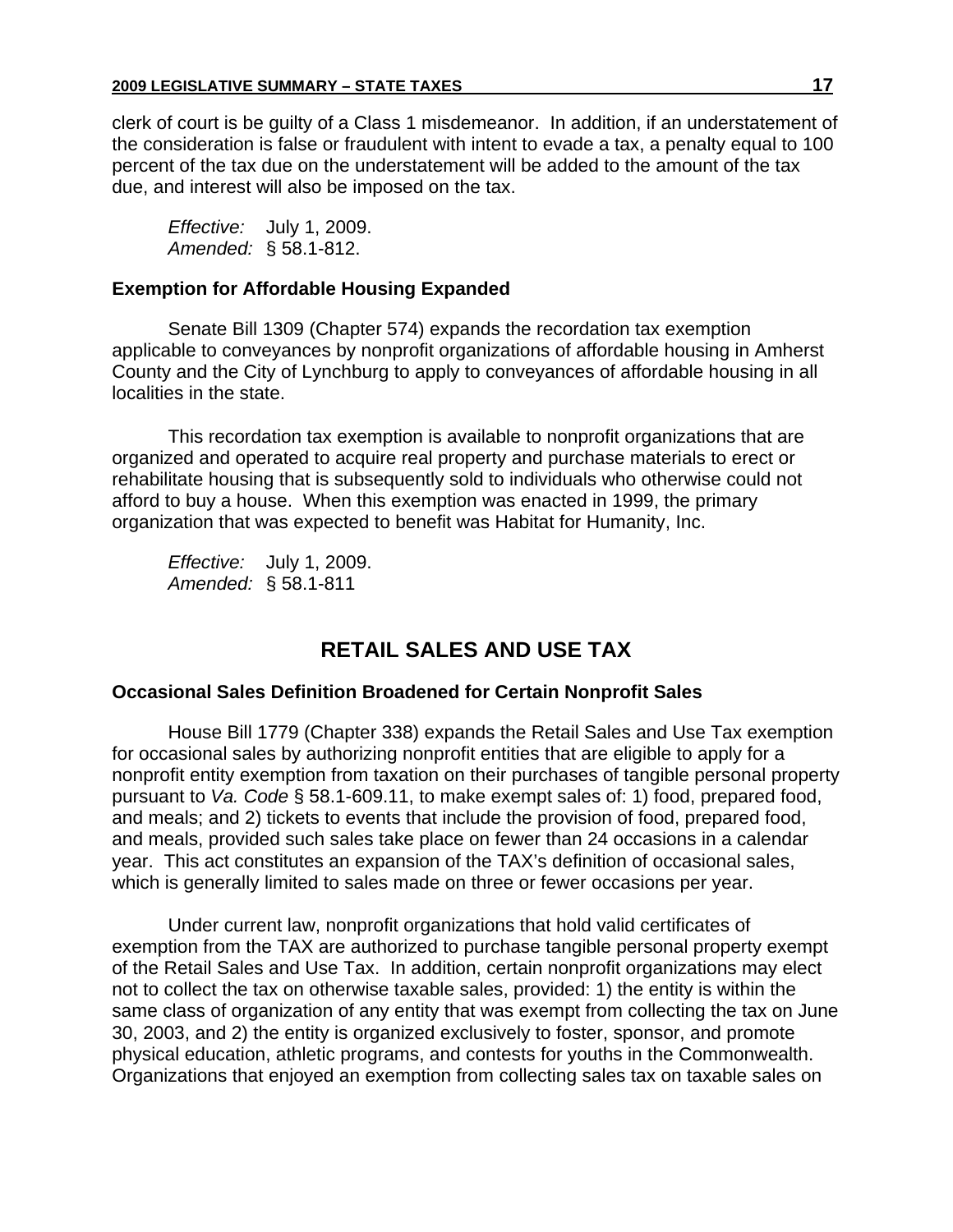clerk of court is be guilty of a Class 1 misdemeanor. In addition, if an understatement of the consideration is false or fraudulent with intent to evade a tax, a penalty equal to 100 percent of the tax due on the understatement will be added to the amount of the tax due, and interest will also be imposed on the tax.

*Effective:* July 1, 2009.
*Amended:* § 58.1-812.

### Exemption for Affordable Housing Expanded

Senate Bill 1309 (Chapter 574) expands the recordation tax exemption applicable to conveyances by nonprofit organizations of affordable housing in Amherst County and the City of Lynchburg to apply to conveyances of affordable housing in all localities in the state.

This recordation tax exemption is available to nonprofit organizations that are organized and operated to acquire real property and purchase materials to erect or rehabilitate housing that is subsequently sold to individuals who otherwise could not afford to buy a house. When this exemption was enacted in 1999, the primary organization that was expected to benefit was Habitat for Humanity, Inc.

*Effective:* July 1, 2009.
*Amended:* § 58.1-811

## RETAIL SALES AND USE TAX

### Occasional Sales Definition Broadened for Certain Nonprofit Sales

House Bill 1779 (Chapter 338) expands the Retail Sales and Use Tax exemption for occasional sales by authorizing nonprofit entities that are eligible to apply for a nonprofit entity exemption from taxation on their purchases of tangible personal property pursuant to *Va. Code* § 58.1-609.11, to make exempt sales of: 1) food, prepared food, and meals; and 2) tickets to events that include the provision of food, prepared food, and meals, provided such sales take place on fewer than 24 occasions in a calendar year. This act constitutes an expansion of the TAX's definition of occasional sales, which is generally limited to sales made on three or fewer occasions per year.

Under current law, nonprofit organizations that hold valid certificates of exemption from the TAX are authorized to purchase tangible personal property exempt of the Retail Sales and Use Tax. In addition, certain nonprofit organizations may elect not to collect the tax on otherwise taxable sales, provided: 1) the entity is within the same class of organization of any entity that was exempt from collecting the tax on June 30, 2003, and 2) the entity is organized exclusively to foster, sponsor, and promote physical education, athletic programs, and contests for youths in the Commonwealth. Organizations that enjoyed an exemption from collecting sales tax on taxable sales on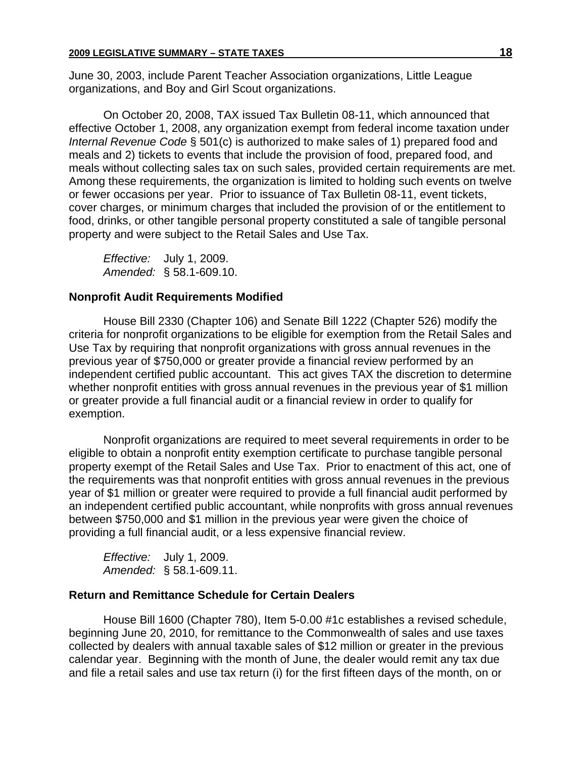June 30, 2003, include Parent Teacher Association organizations, Little League organizations, and Boy and Girl Scout organizations.

On October 20, 2008, TAX issued Tax Bulletin 08-11, which announced that effective October 1, 2008, any organization exempt from federal income taxation under *Internal Revenue Code* § 501(c) is authorized to make sales of 1) prepared food and meals and 2) tickets to events that include the provision of food, prepared food, and meals without collecting sales tax on such sales, provided certain requirements are met. Among these requirements, the organization is limited to holding such events on twelve or fewer occasions per year. Prior to issuance of Tax Bulletin 08-11, event tickets, cover charges, or minimum charges that included the provision of or the entitlement to food, drinks, or other tangible personal property constituted a sale of tangible personal property and were subject to the Retail Sales and Use Tax.

*Effective:* July 1, 2009.
*Amended:* § 58.1-609.10.

### Nonprofit Audit Requirements Modified

House Bill 2330 (Chapter 106) and Senate Bill 1222 (Chapter 526) modify the criteria for nonprofit organizations to be eligible for exemption from the Retail Sales and Use Tax by requiring that nonprofit organizations with gross annual revenues in the previous year of $750,000 or greater provide a financial review performed by an independent certified public accountant. This act gives TAX the discretion to determine whether nonprofit entities with gross annual revenues in the previous year of $1 million or greater provide a full financial audit or a financial review in order to qualify for exemption.

Nonprofit organizations are required to meet several requirements in order to be eligible to obtain a nonprofit entity exemption certificate to purchase tangible personal property exempt of the Retail Sales and Use Tax. Prior to enactment of this act, one of the requirements was that nonprofit entities with gross annual revenues in the previous year of $1 million or greater were required to provide a full financial audit performed by an independent certified public accountant, while nonprofits with gross annual revenues between $750,000 and $1 million in the previous year were given the choice of providing a full financial audit, or a less expensive financial review.

*Effective:* July 1, 2009.
*Amended:* § 58.1-609.11.

### Return and Remittance Schedule for Certain Dealers

House Bill 1600 (Chapter 780), Item 5-0.00 #1c establishes a revised schedule, beginning June 20, 2010, for remittance to the Commonwealth of sales and use taxes collected by dealers with annual taxable sales of $12 million or greater in the previous calendar year. Beginning with the month of June, the dealer would remit any tax due and file a retail sales and use tax return (i) for the first fifteen days of the month, on or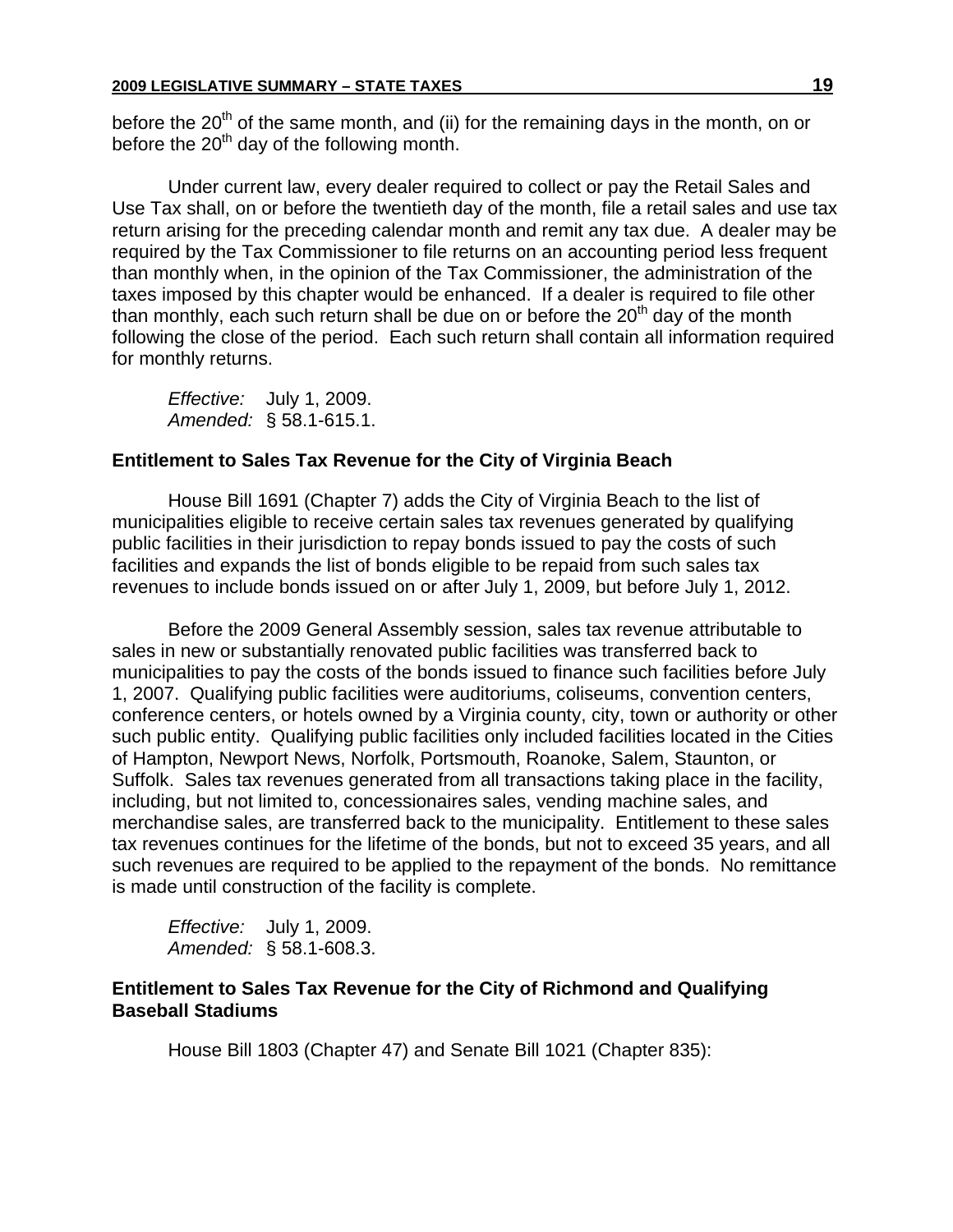before the 20th of the same month, and (ii) for the remaining days in the month, on or before the 20th day of the following month.

Under current law, every dealer required to collect or pay the Retail Sales and Use Tax shall, on or before the twentieth day of the month, file a retail sales and use tax return arising for the preceding calendar month and remit any tax due. A dealer may be required by the Tax Commissioner to file returns on an accounting period less frequent than monthly when, in the opinion of the Tax Commissioner, the administration of the taxes imposed by this chapter would be enhanced. If a dealer is required to file other than monthly, each such return shall be due on or before the 20th day of the month following the close of the period. Each such return shall contain all information required for monthly returns.

*Effective:* July 1, 2009.
*Amended:* § 58.1-615.1.

**Entitlement to Sales Tax Revenue for the City of Virginia Beach**

House Bill 1691 (Chapter 7) adds the City of Virginia Beach to the list of municipalities eligible to receive certain sales tax revenues generated by qualifying public facilities in their jurisdiction to repay bonds issued to pay the costs of such facilities and expands the list of bonds eligible to be repaid from such sales tax revenues to include bonds issued on or after July 1, 2009, but before July 1, 2012.

Before the 2009 General Assembly session, sales tax revenue attributable to sales in new or substantially renovated public facilities was transferred back to municipalities to pay the costs of the bonds issued to finance such facilities before July 1, 2007. Qualifying public facilities were auditoriums, coliseums, convention centers, conference centers, or hotels owned by a Virginia county, city, town or authority or other such public entity. Qualifying public facilities only included facilities located in the Cities of Hampton, Newport News, Norfolk, Portsmouth, Roanoke, Salem, Staunton, or Suffolk. Sales tax revenues generated from all transactions taking place in the facility, including, but not limited to, concessionaires sales, vending machine sales, and merchandise sales, are transferred back to the municipality. Entitlement to these sales tax revenues continues for the lifetime of the bonds, but not to exceed 35 years, and all such revenues are required to be applied to the repayment of the bonds. No remittance is made until construction of the facility is complete.

*Effective:* July 1, 2009.
*Amended:* § 58.1-608.3.

**Entitlement to Sales Tax Revenue for the City of Richmond and Qualifying Baseball Stadiums**

House Bill 1803 (Chapter 47) and Senate Bill 1021 (Chapter 835):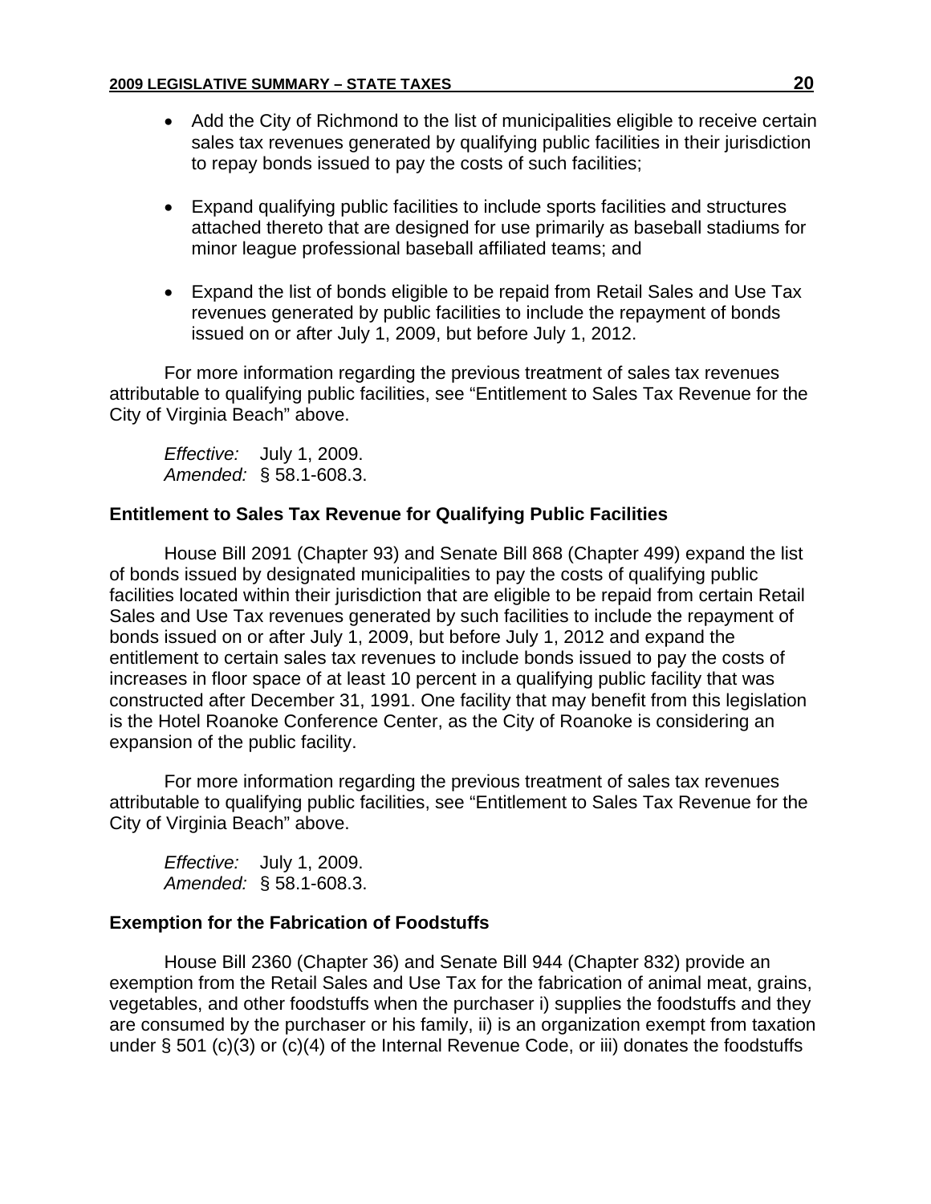- Add the City of Richmond to the list of municipalities eligible to receive certain sales tax revenues generated by qualifying public facilities in their jurisdiction to repay bonds issued to pay the costs of such facilities;

- Expand qualifying public facilities to include sports facilities and structures attached thereto that are designed for use primarily as baseball stadiums for minor league professional baseball affiliated teams; and

- Expand the list of bonds eligible to be repaid from Retail Sales and Use Tax revenues generated by public facilities to include the repayment of bonds issued on or after July 1, 2009, but before July 1, 2012.

For more information regarding the previous treatment of sales tax revenues attributable to qualifying public facilities, see "Entitlement to Sales Tax Revenue for the City of Virginia Beach" above.

*Effective:* July 1, 2009.
*Amended:* § 58.1-608.3.

**Entitlement to Sales Tax Revenue for Qualifying Public Facilities**

House Bill 2091 (Chapter 93) and Senate Bill 868 (Chapter 499) expand the list of bonds issued by designated municipalities to pay the costs of qualifying public facilities located within their jurisdiction that are eligible to be repaid from certain Retail Sales and Use Tax revenues generated by such facilities to include the repayment of bonds issued on or after July 1, 2009, but before July 1, 2012 and expand the entitlement to certain sales tax revenues to include bonds issued to pay the costs of increases in floor space of at least 10 percent in a qualifying public facility that was constructed after December 31, 1991. One facility that may benefit from this legislation is the Hotel Roanoke Conference Center, as the City of Roanoke is considering an expansion of the public facility.

For more information regarding the previous treatment of sales tax revenues attributable to qualifying public facilities, see "Entitlement to Sales Tax Revenue for the City of Virginia Beach" above.

*Effective:* July 1, 2009.
*Amended:* § 58.1-608.3.

**Exemption for the Fabrication of Foodstuffs**

House Bill 2360 (Chapter 36) and Senate Bill 944 (Chapter 832) provide an exemption from the Retail Sales and Use Tax for the fabrication of animal meat, grains, vegetables, and other foodstuffs when the purchaser i) supplies the foodstuffs and they are consumed by the purchaser or his family, ii) is an organization exempt from taxation under § 501 (c)(3) or (c)(4) of the Internal Revenue Code, or iii) donates the foodstuffs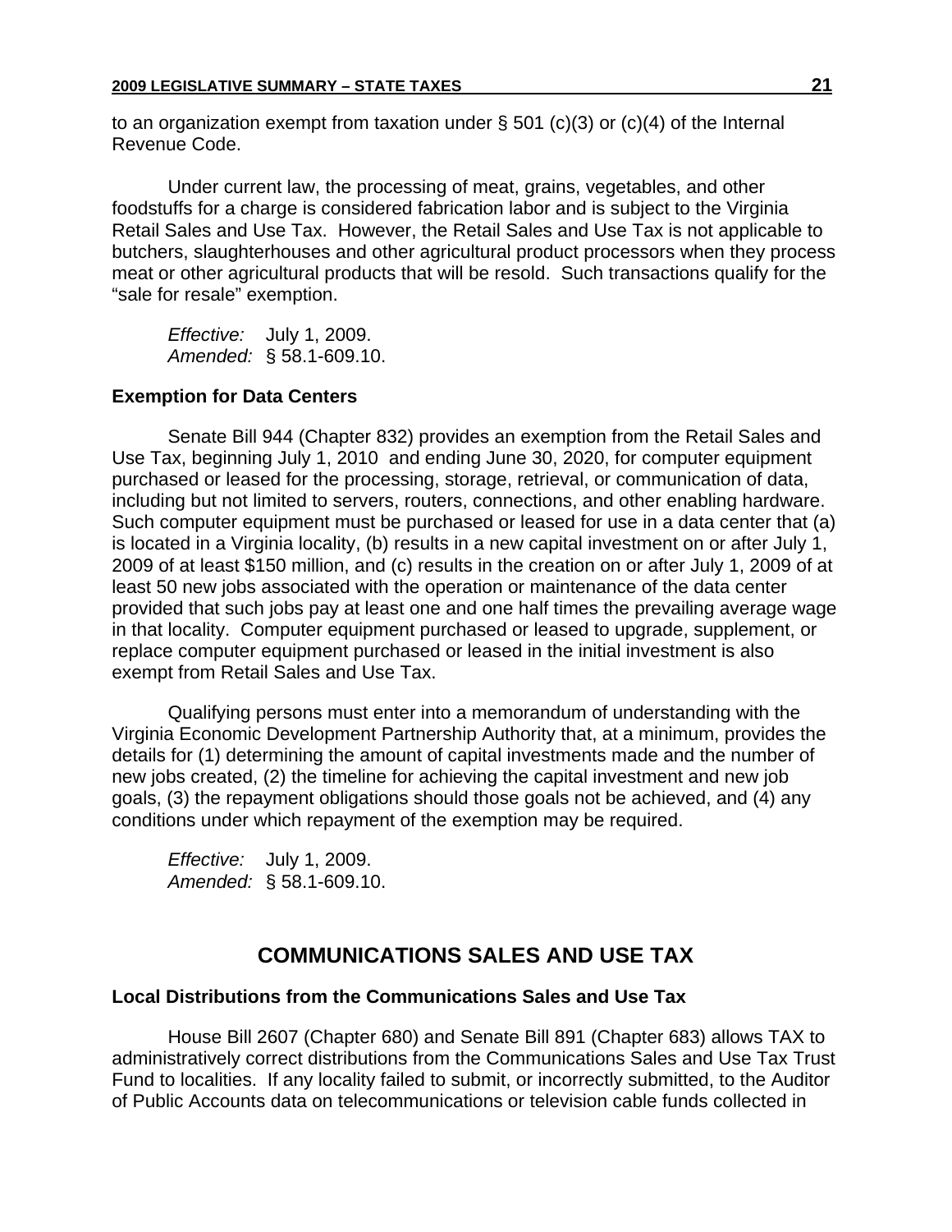to an organization exempt from taxation under § 501 (c)(3) or (c)(4) of the Internal Revenue Code.

Under current law, the processing of meat, grains, vegetables, and other foodstuffs for a charge is considered fabrication labor and is subject to the Virginia Retail Sales and Use Tax. However, the Retail Sales and Use Tax is not applicable to butchers, slaughterhouses and other agricultural product processors when they process meat or other agricultural products that will be resold. Such transactions qualify for the "sale for resale" exemption.

*Effective:* July 1, 2009.
*Amended:* § 58.1-609.10.

**Exemption for Data Centers**

Senate Bill 944 (Chapter 832) provides an exemption from the Retail Sales and Use Tax, beginning July 1, 2010 and ending June 30, 2020, for computer equipment purchased or leased for the processing, storage, retrieval, or communication of data, including but not limited to servers, routers, connections, and other enabling hardware. Such computer equipment must be purchased or leased for use in a data center that (a) is located in a Virginia locality, (b) results in a new capital investment on or after July 1, 2009 of at least $150 million, and (c) results in the creation on or after July 1, 2009 of at least 50 new jobs associated with the operation or maintenance of the data center provided that such jobs pay at least one and one half times the prevailing average wage in that locality. Computer equipment purchased or leased to upgrade, supplement, or replace computer equipment purchased or leased in the initial investment is also exempt from Retail Sales and Use Tax.

Qualifying persons must enter into a memorandum of understanding with the Virginia Economic Development Partnership Authority that, at a minimum, provides the details for (1) determining the amount of capital investments made and the number of new jobs created, (2) the timeline for achieving the capital investment and new job goals, (3) the repayment obligations should those goals not be achieved, and (4) any conditions under which repayment of the exemption may be required.

*Effective:* July 1, 2009.
*Amended:* § 58.1-609.10.

## COMMUNICATIONS SALES AND USE TAX

**Local Distributions from the Communications Sales and Use Tax**

House Bill 2607 (Chapter 680) and Senate Bill 891 (Chapter 683) allows TAX to administratively correct distributions from the Communications Sales and Use Tax Trust Fund to localities. If any locality failed to submit, or incorrectly submitted, to the Auditor of Public Accounts data on telecommunications or television cable funds collected in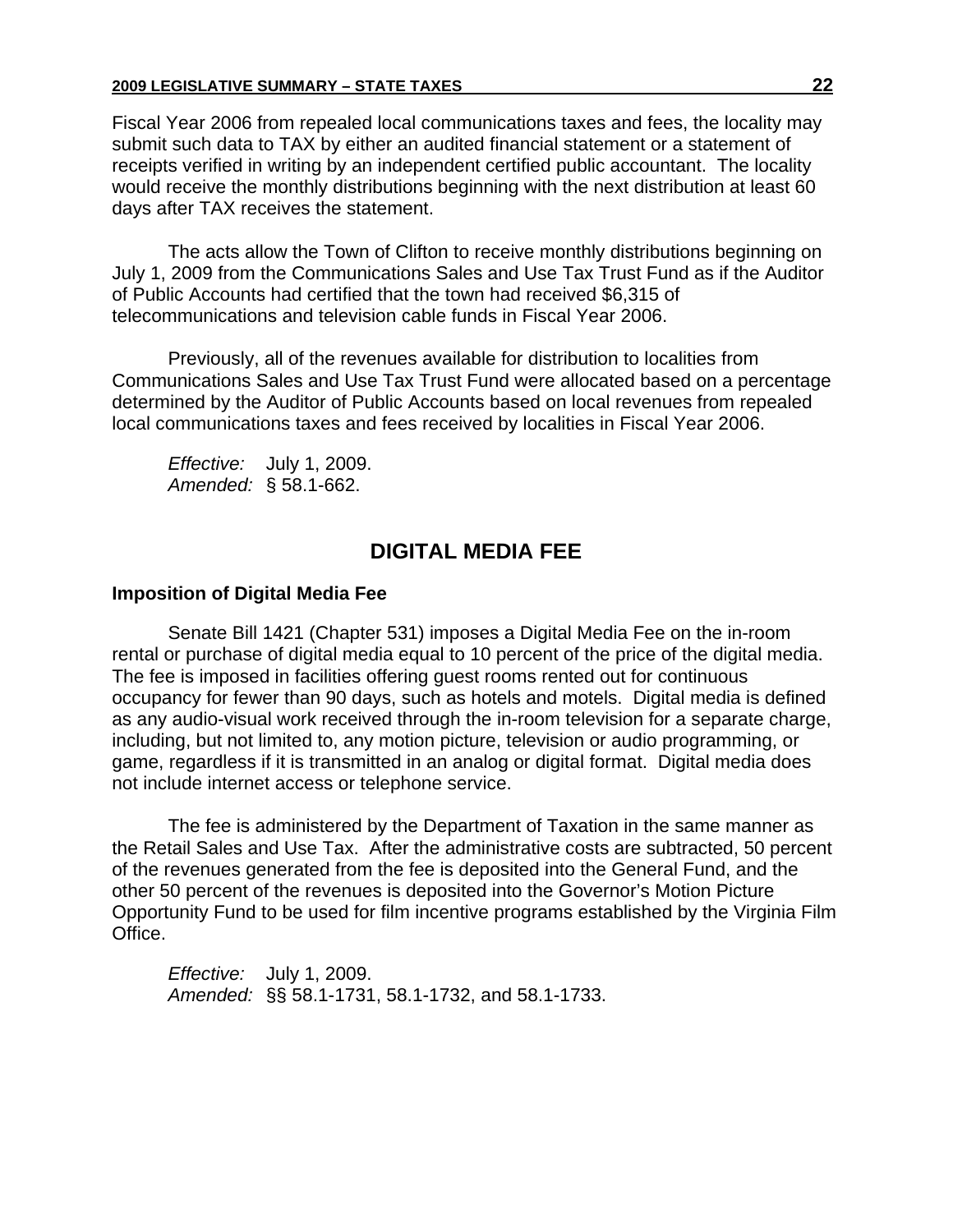Fiscal Year 2006 from repealed local communications taxes and fees, the locality may submit such data to TAX by either an audited financial statement or a statement of receipts verified in writing by an independent certified public accountant. The locality would receive the monthly distributions beginning with the next distribution at least 60 days after TAX receives the statement.

The acts allow the Town of Clifton to receive monthly distributions beginning on July 1, 2009 from the Communications Sales and Use Tax Trust Fund as if the Auditor of Public Accounts had certified that the town had received $6,315 of telecommunications and television cable funds in Fiscal Year 2006.

Previously, all of the revenues available for distribution to localities from Communications Sales and Use Tax Trust Fund were allocated based on a percentage determined by the Auditor of Public Accounts based on local revenues from repealed local communications taxes and fees received by localities in Fiscal Year 2006.

*Effective:* July 1, 2009.
*Amended:* § 58.1-662.

## DIGITAL MEDIA FEE

**Imposition of Digital Media Fee**

Senate Bill 1421 (Chapter 531) imposes a Digital Media Fee on the in-room rental or purchase of digital media equal to 10 percent of the price of the digital media. The fee is imposed in facilities offering guest rooms rented out for continuous occupancy for fewer than 90 days, such as hotels and motels. Digital media is defined as any audio-visual work received through the in-room television for a separate charge, including, but not limited to, any motion picture, television or audio programming, or game, regardless if it is transmitted in an analog or digital format. Digital media does not include internet access or telephone service.

The fee is administered by the Department of Taxation in the same manner as the Retail Sales and Use Tax. After the administrative costs are subtracted, 50 percent of the revenues generated from the fee is deposited into the General Fund, and the other 50 percent of the revenues is deposited into the Governor's Motion Picture Opportunity Fund to be used for film incentive programs established by the Virginia Film Office.

*Effective:* July 1, 2009.
*Amended:* §§ 58.1-1731, 58.1-1732, and 58.1-1733.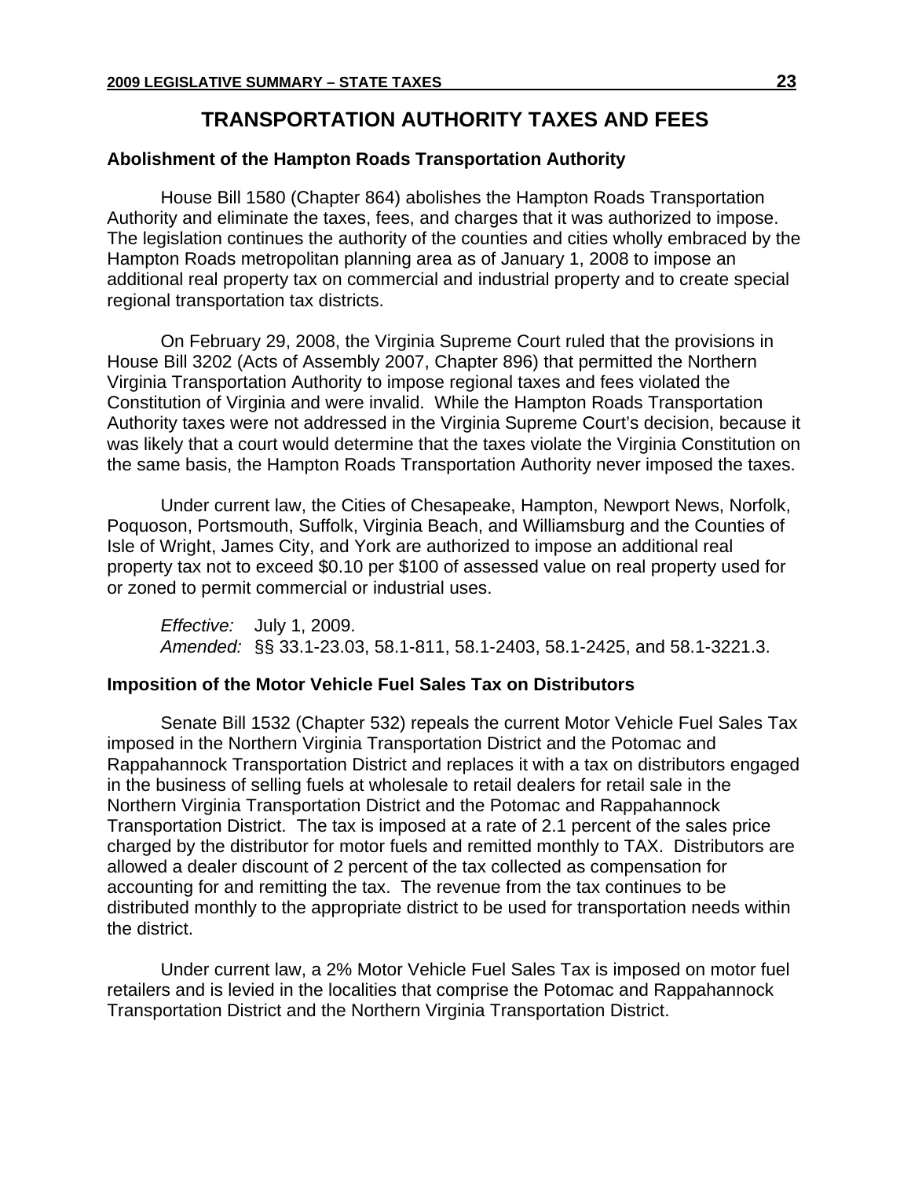# TRANSPORTATION AUTHORITY TAXES AND FEES

### Abolishment of the Hampton Roads Transportation Authority

House Bill 1580 (Chapter 864) abolishes the Hampton Roads Transportation Authority and eliminate the taxes, fees, and charges that it was authorized to impose. The legislation continues the authority of the counties and cities wholly embraced by the Hampton Roads metropolitan planning area as of January 1, 2008 to impose an additional real property tax on commercial and industrial property and to create special regional transportation tax districts.

On February 29, 2008, the Virginia Supreme Court ruled that the provisions in House Bill 3202 (Acts of Assembly 2007, Chapter 896) that permitted the Northern Virginia Transportation Authority to impose regional taxes and fees violated the Constitution of Virginia and were invalid. While the Hampton Roads Transportation Authority taxes were not addressed in the Virginia Supreme Court's decision, because it was likely that a court would determine that the taxes violate the Virginia Constitution on the same basis, the Hampton Roads Transportation Authority never imposed the taxes.

Under current law, the Cities of Chesapeake, Hampton, Newport News, Norfolk, Poquoson, Portsmouth, Suffolk, Virginia Beach, and Williamsburg and the Counties of Isle of Wright, James City, and York are authorized to impose an additional real property tax not to exceed $0.10 per $100 of assessed value on real property used for or zoned to permit commercial or industrial uses.

*Effective:* July 1, 2009.
*Amended:* §§ 33.1-23.03, 58.1-811, 58.1-2403, 58.1-2425, and 58.1-3221.3.

### Imposition of the Motor Vehicle Fuel Sales Tax on Distributors

Senate Bill 1532 (Chapter 532) repeals the current Motor Vehicle Fuel Sales Tax imposed in the Northern Virginia Transportation District and the Potomac and Rappahannock Transportation District and replaces it with a tax on distributors engaged in the business of selling fuels at wholesale to retail dealers for retail sale in the Northern Virginia Transportation District and the Potomac and Rappahannock Transportation District. The tax is imposed at a rate of 2.1 percent of the sales price charged by the distributor for motor fuels and remitted monthly to TAX. Distributors are allowed a dealer discount of 2 percent of the tax collected as compensation for accounting for and remitting the tax. The revenue from the tax continues to be distributed monthly to the appropriate district to be used for transportation needs within the district.

Under current law, a 2% Motor Vehicle Fuel Sales Tax is imposed on motor fuel retailers and is levied in the localities that comprise the Potomac and Rappahannock Transportation District and the Northern Virginia Transportation District.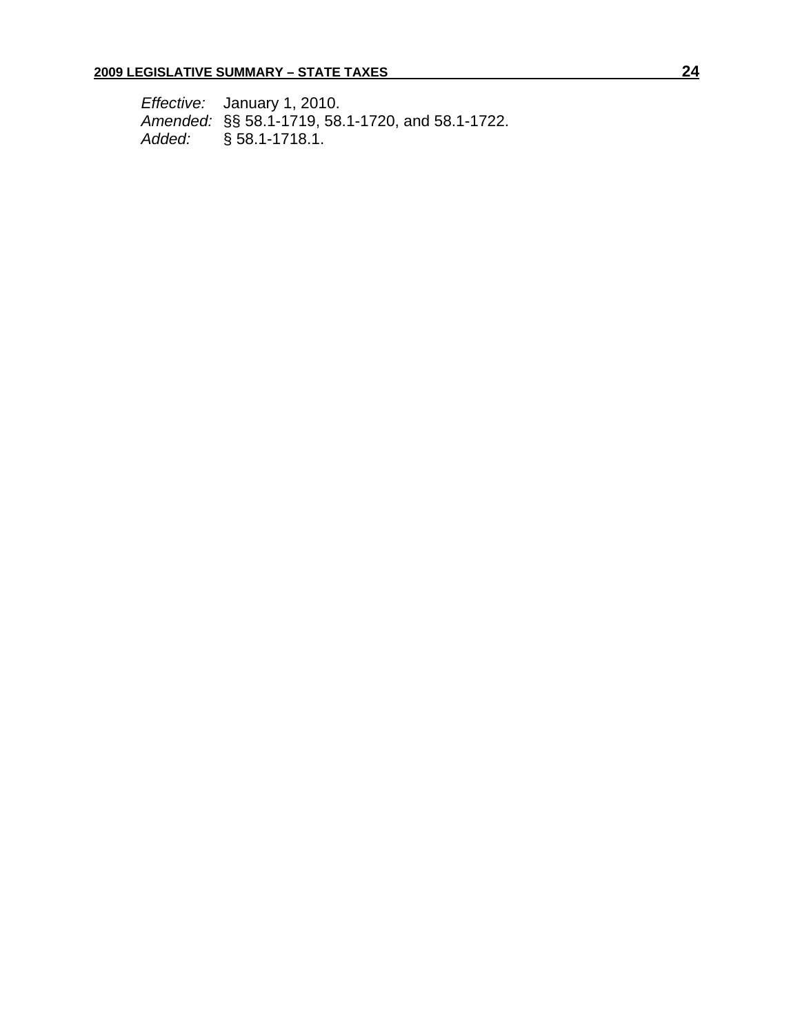*Effective:* January 1, 2010.
*Amended:* §§ 58.1-1719, 58.1-1720, and 58.1-1722.
*Added:* § 58.1-1718.1.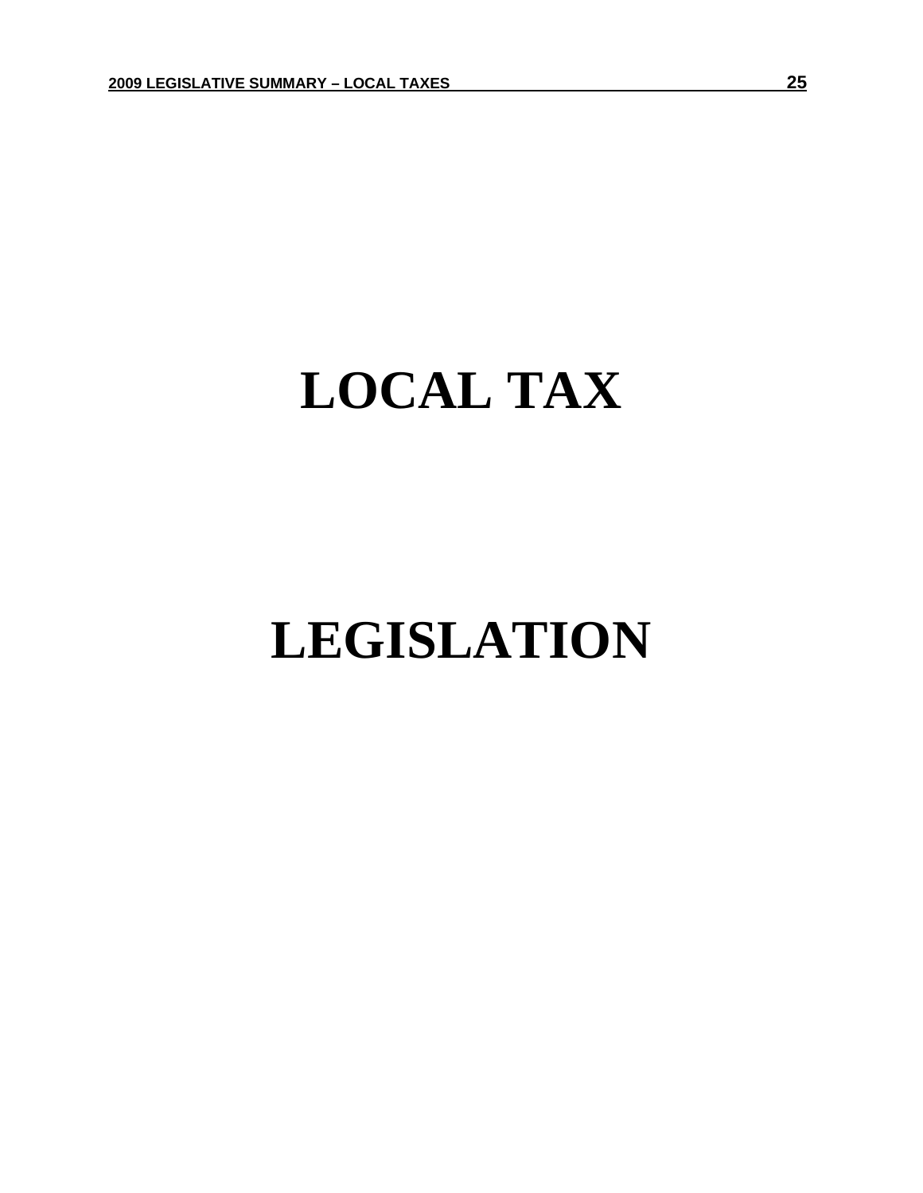# LOCAL TAX

# LEGISLATION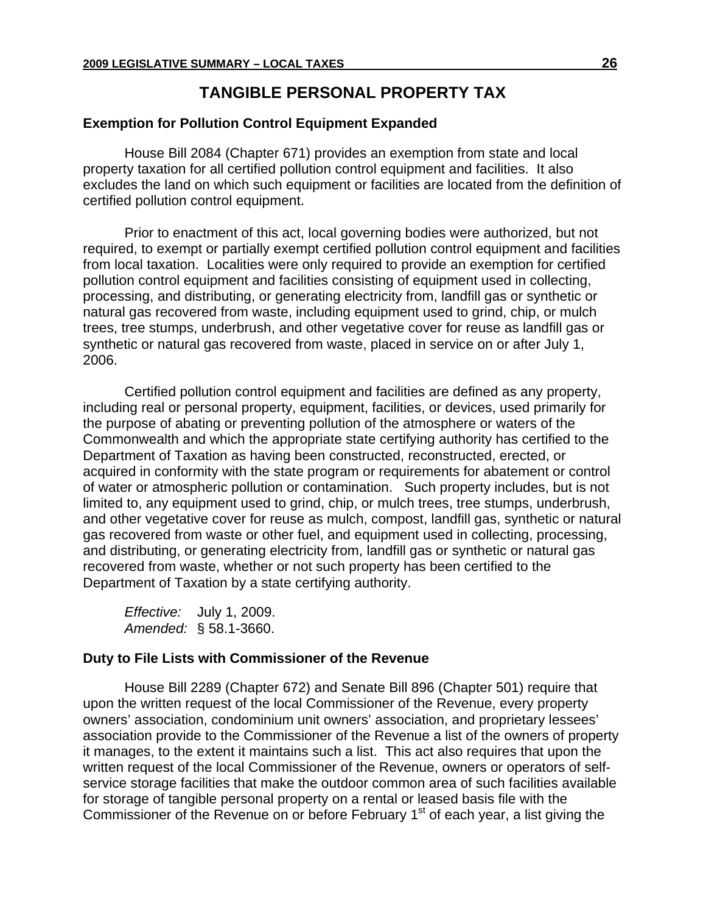# TANGIBLE PERSONAL PROPERTY TAX

### Exemption for Pollution Control Equipment Expanded

House Bill 2084 (Chapter 671) provides an exemption from state and local property taxation for all certified pollution control equipment and facilities. It also excludes the land on which such equipment or facilities are located from the definition of certified pollution control equipment.

Prior to enactment of this act, local governing bodies were authorized, but not required, to exempt or partially exempt certified pollution control equipment and facilities from local taxation. Localities were only required to provide an exemption for certified pollution control equipment and facilities consisting of equipment used in collecting, processing, and distributing, or generating electricity from, landfill gas or synthetic or natural gas recovered from waste, including equipment used to grind, chip, or mulch trees, tree stumps, underbrush, and other vegetative cover for reuse as landfill gas or synthetic or natural gas recovered from waste, placed in service on or after July 1, 2006.

Certified pollution control equipment and facilities are defined as any property, including real or personal property, equipment, facilities, or devices, used primarily for the purpose of abating or preventing pollution of the atmosphere or waters of the Commonwealth and which the appropriate state certifying authority has certified to the Department of Taxation as having been constructed, reconstructed, erected, or acquired in conformity with the state program or requirements for abatement or control of water or atmospheric pollution or contamination. Such property includes, but is not limited to, any equipment used to grind, chip, or mulch trees, tree stumps, underbrush, and other vegetative cover for reuse as mulch, compost, landfill gas, synthetic or natural gas recovered from waste or other fuel, and equipment used in collecting, processing, and distributing, or generating electricity from, landfill gas or synthetic or natural gas recovered from waste, whether or not such property has been certified to the Department of Taxation by a state certifying authority.

*Effective:* July 1, 2009.
*Amended:* § 58.1-3660.

### Duty to File Lists with Commissioner of the Revenue

House Bill 2289 (Chapter 672) and Senate Bill 896 (Chapter 501) require that upon the written request of the local Commissioner of the Revenue, every property owners' association, condominium unit owners' association, and proprietary lessees' association provide to the Commissioner of the Revenue a list of the owners of property it manages, to the extent it maintains such a list. This act also requires that upon the written request of the local Commissioner of the Revenue, owners or operators of self-service storage facilities that make the outdoor common area of such facilities available for storage of tangible personal property on a rental or leased basis file with the Commissioner of the Revenue on or before February 1st of each year, a list giving the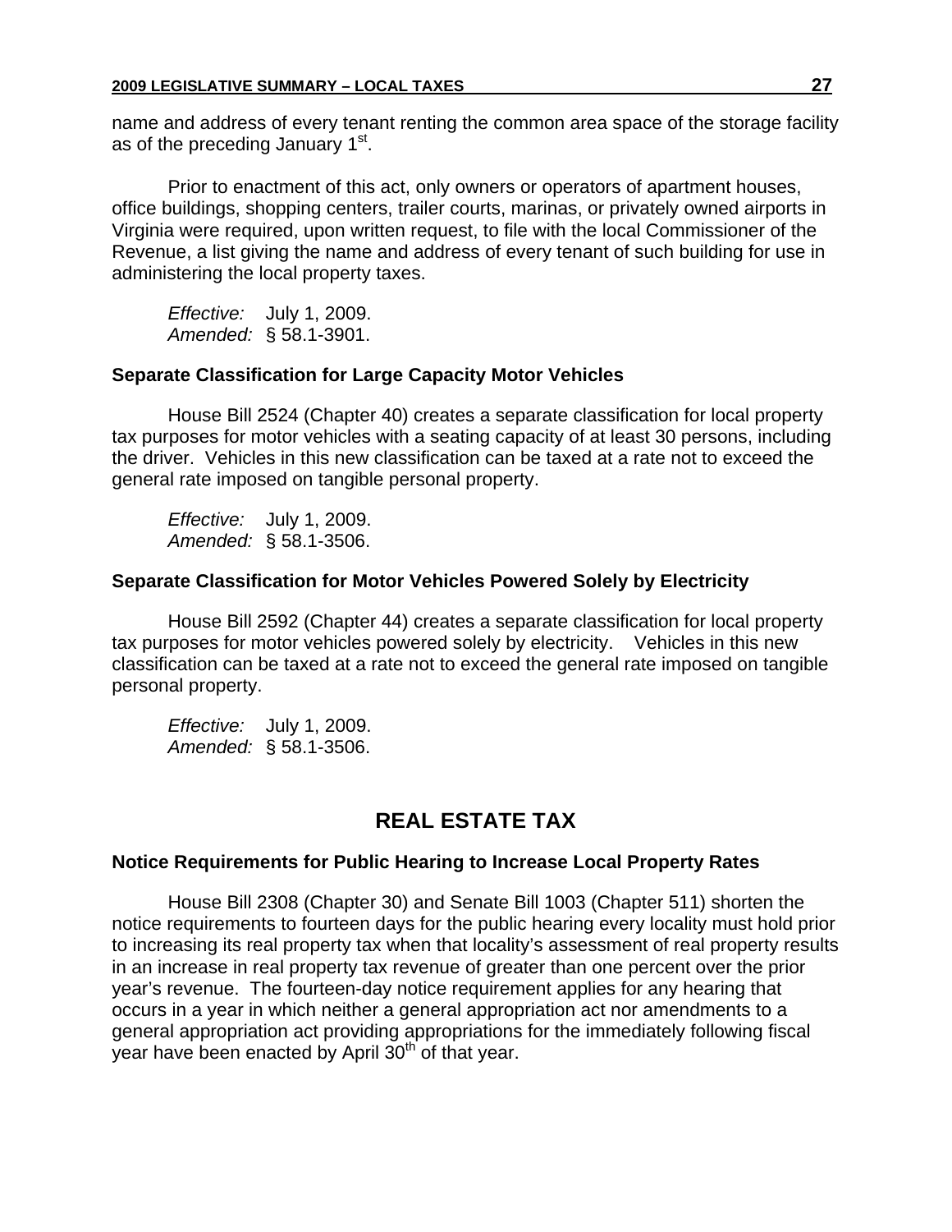name and address of every tenant renting the common area space of the storage facility as of the preceding January 1st.

Prior to enactment of this act, only owners or operators of apartment houses, office buildings, shopping centers, trailer courts, marinas, or privately owned airports in Virginia were required, upon written request, to file with the local Commissioner of the Revenue, a list giving the name and address of every tenant of such building for use in administering the local property taxes.

*Effective:* July 1, 2009.
*Amended:* § 58.1-3901.

### Separate Classification for Large Capacity Motor Vehicles

House Bill 2524 (Chapter 40) creates a separate classification for local property tax purposes for motor vehicles with a seating capacity of at least 30 persons, including the driver. Vehicles in this new classification can be taxed at a rate not to exceed the general rate imposed on tangible personal property.

*Effective:* July 1, 2009.
*Amended:* § 58.1-3506.

### Separate Classification for Motor Vehicles Powered Solely by Electricity

House Bill 2592 (Chapter 44) creates a separate classification for local property tax purposes for motor vehicles powered solely by electricity. Vehicles in this new classification can be taxed at a rate not to exceed the general rate imposed on tangible personal property.

*Effective:* July 1, 2009.
*Amended:* § 58.1-3506.

## REAL ESTATE TAX

### Notice Requirements for Public Hearing to Increase Local Property Rates

House Bill 2308 (Chapter 30) and Senate Bill 1003 (Chapter 511) shorten the notice requirements to fourteen days for the public hearing every locality must hold prior to increasing its real property tax when that locality's assessment of real property results in an increase in real property tax revenue of greater than one percent over the prior year's revenue. The fourteen-day notice requirement applies for any hearing that occurs in a year in which neither a general appropriation act nor amendments to a general appropriation act providing appropriations for the immediately following fiscal year have been enacted by April 30th of that year.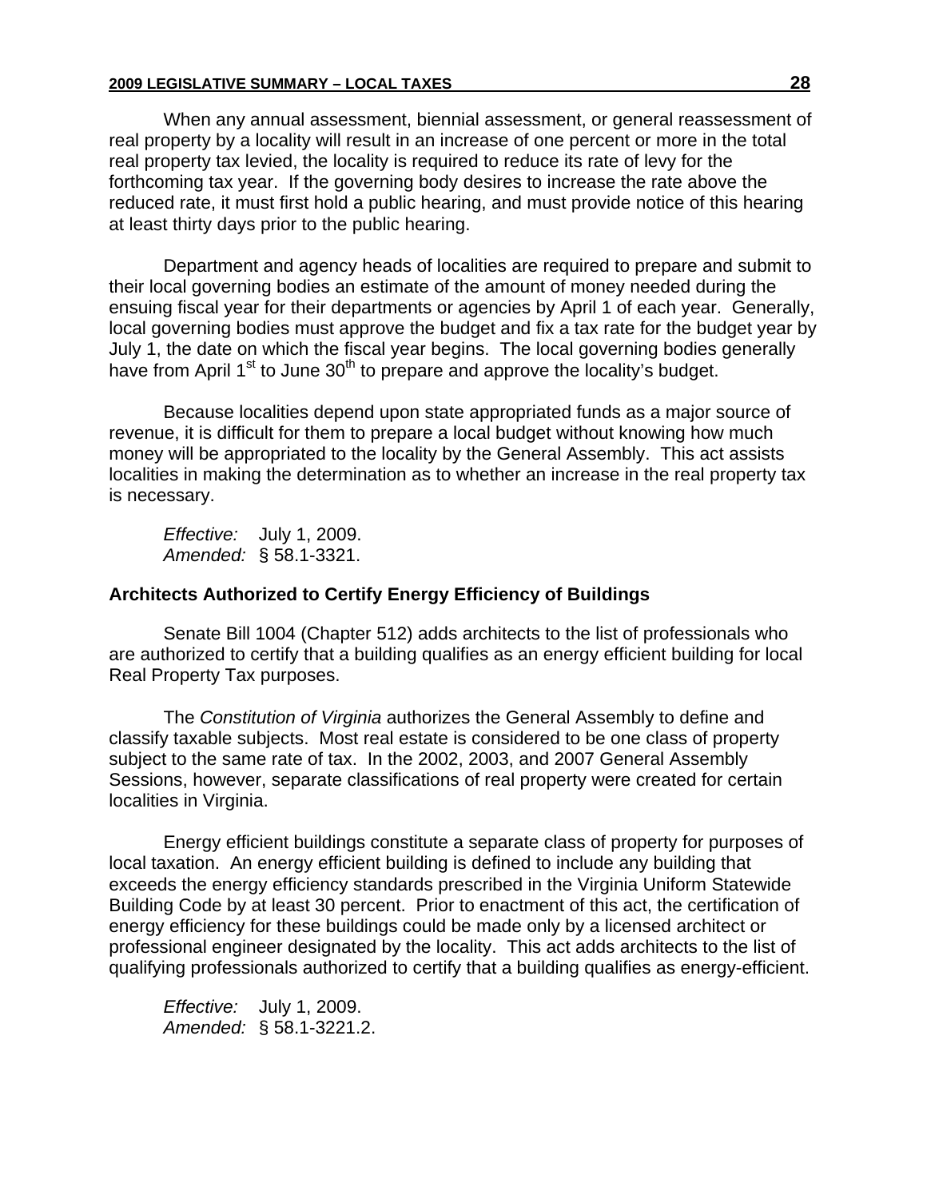When any annual assessment, biennial assessment, or general reassessment of real property by a locality will result in an increase of one percent or more in the total real property tax levied, the locality is required to reduce its rate of levy for the forthcoming tax year. If the governing body desires to increase the rate above the reduced rate, it must first hold a public hearing, and must provide notice of this hearing at least thirty days prior to the public hearing.

Department and agency heads of localities are required to prepare and submit to their local governing bodies an estimate of the amount of money needed during the ensuing fiscal year for their departments or agencies by April 1 of each year. Generally, local governing bodies must approve the budget and fix a tax rate for the budget year by July 1, the date on which the fiscal year begins. The local governing bodies generally have from April 1st to June 30th to prepare and approve the locality's budget.

Because localities depend upon state appropriated funds as a major source of revenue, it is difficult for them to prepare a local budget without knowing how much money will be appropriated to the locality by the General Assembly. This act assists localities in making the determination as to whether an increase in the real property tax is necessary.

*Effective:* July 1, 2009.
*Amended:* § 58.1-3321.

### Architects Authorized to Certify Energy Efficiency of Buildings

Senate Bill 1004 (Chapter 512) adds architects to the list of professionals who are authorized to certify that a building qualifies as an energy efficient building for local Real Property Tax purposes.

The *Constitution of Virginia* authorizes the General Assembly to define and classify taxable subjects. Most real estate is considered to be one class of property subject to the same rate of tax. In the 2002, 2003, and 2007 General Assembly Sessions, however, separate classifications of real property were created for certain localities in Virginia.

Energy efficient buildings constitute a separate class of property for purposes of local taxation. An energy efficient building is defined to include any building that exceeds the energy efficiency standards prescribed in the Virginia Uniform Statewide Building Code by at least 30 percent. Prior to enactment of this act, the certification of energy efficiency for these buildings could be made only by a licensed architect or professional engineer designated by the locality. This act adds architects to the list of qualifying professionals authorized to certify that a building qualifies as energy-efficient.

*Effective:* July 1, 2009.
*Amended:* § 58.1-3221.2.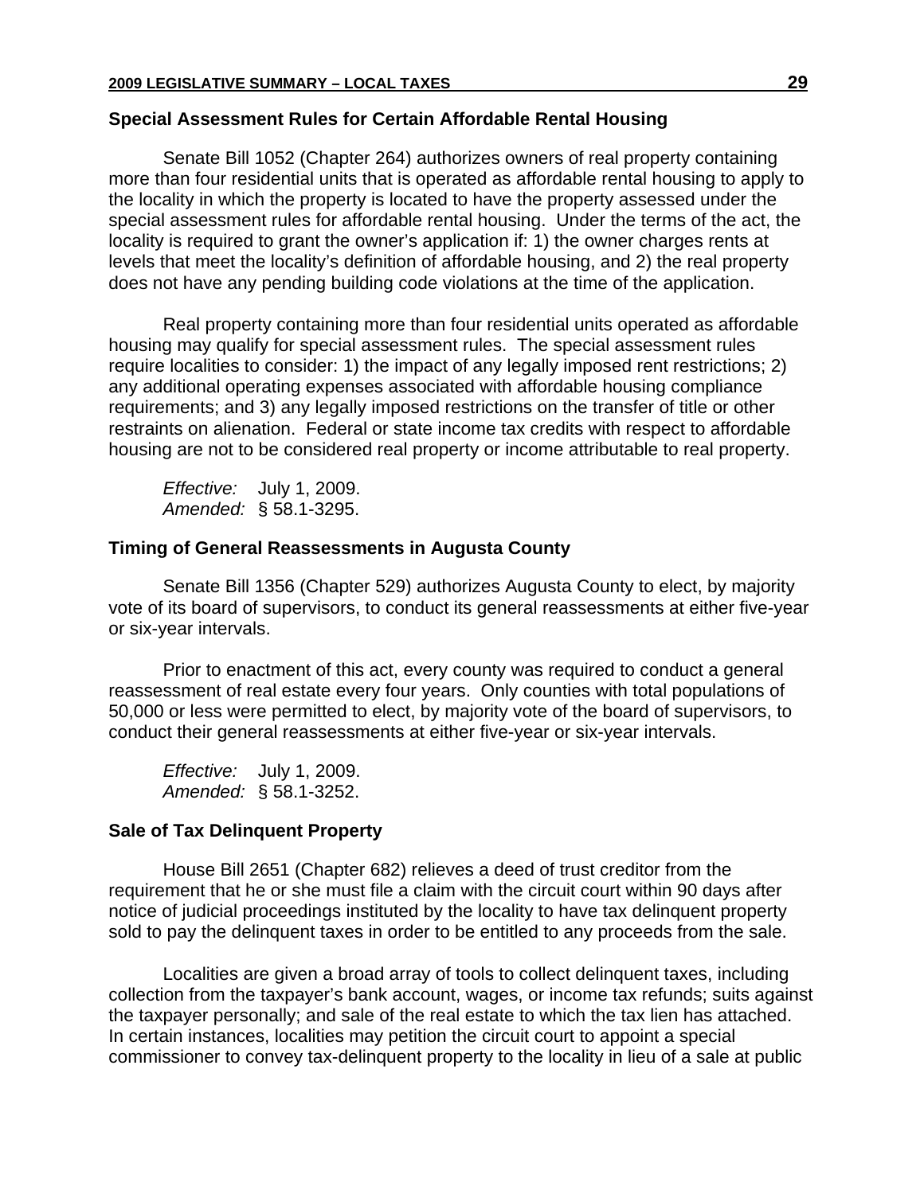### Special Assessment Rules for Certain Affordable Rental Housing

Senate Bill 1052 (Chapter 264) authorizes owners of real property containing more than four residential units that is operated as affordable rental housing to apply to the locality in which the property is located to have the property assessed under the special assessment rules for affordable rental housing. Under the terms of the act, the locality is required to grant the owner's application if: 1) the owner charges rents at levels that meet the locality's definition of affordable housing, and 2) the real property does not have any pending building code violations at the time of the application.

Real property containing more than four residential units operated as affordable housing may qualify for special assessment rules. The special assessment rules require localities to consider: 1) the impact of any legally imposed rent restrictions; 2) any additional operating expenses associated with affordable housing compliance requirements; and 3) any legally imposed restrictions on the transfer of title or other restraints on alienation. Federal or state income tax credits with respect to affordable housing are not to be considered real property or income attributable to real property.

*Effective:* July 1, 2009.
*Amended:* § 58.1-3295.

### Timing of General Reassessments in Augusta County

Senate Bill 1356 (Chapter 529) authorizes Augusta County to elect, by majority vote of its board of supervisors, to conduct its general reassessments at either five-year or six-year intervals.

Prior to enactment of this act, every county was required to conduct a general reassessment of real estate every four years. Only counties with total populations of 50,000 or less were permitted to elect, by majority vote of the board of supervisors, to conduct their general reassessments at either five-year or six-year intervals.

*Effective:* July 1, 2009.
*Amended:* § 58.1-3252.

### Sale of Tax Delinquent Property

House Bill 2651 (Chapter 682) relieves a deed of trust creditor from the requirement that he or she must file a claim with the circuit court within 90 days after notice of judicial proceedings instituted by the locality to have tax delinquent property sold to pay the delinquent taxes in order to be entitled to any proceeds from the sale.

Localities are given a broad array of tools to collect delinquent taxes, including collection from the taxpayer's bank account, wages, or income tax refunds; suits against the taxpayer personally; and sale of the real estate to which the tax lien has attached. In certain instances, localities may petition the circuit court to appoint a special commissioner to convey tax-delinquent property to the locality in lieu of a sale at public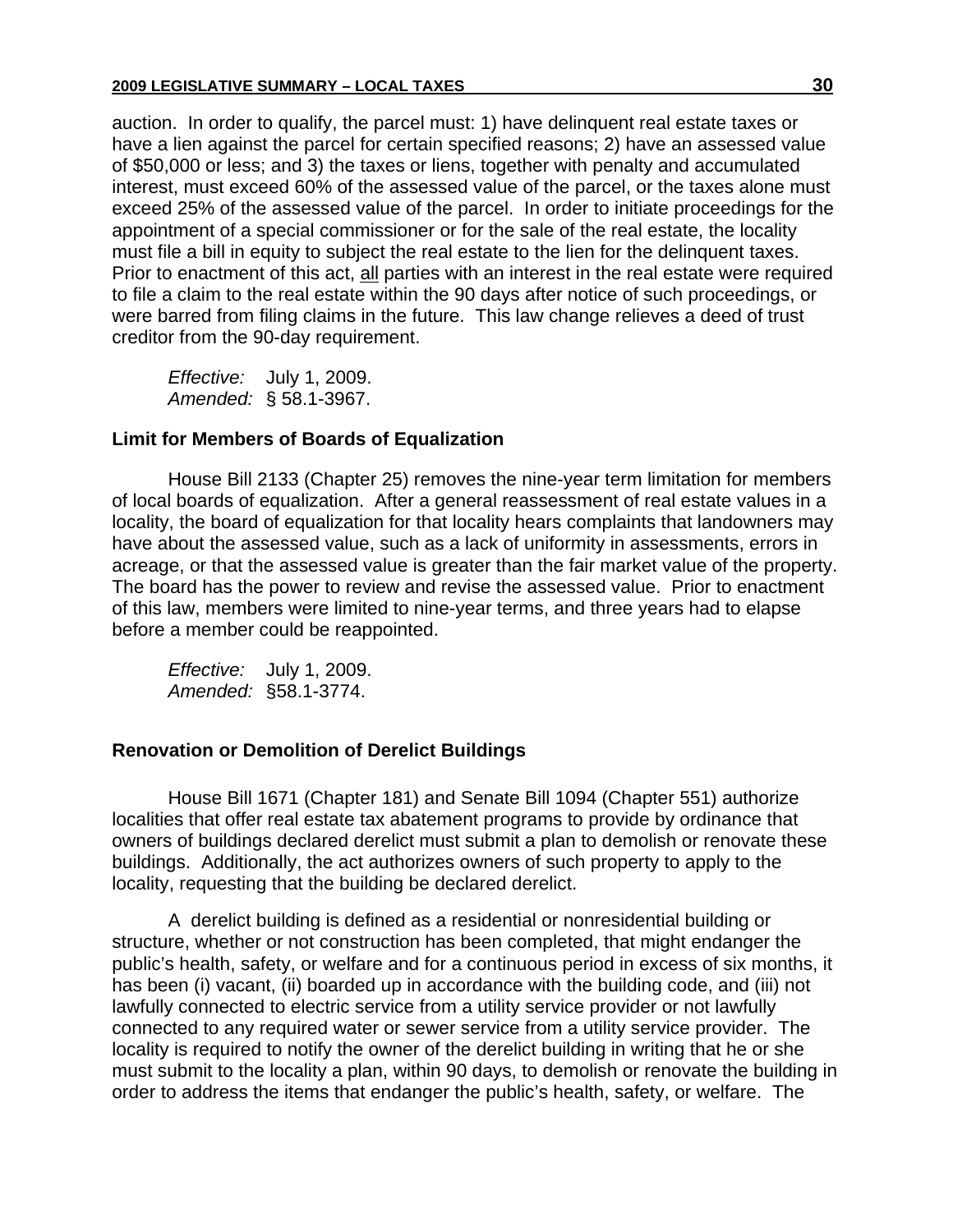auction. In order to qualify, the parcel must: 1) have delinquent real estate taxes or have a lien against the parcel for certain specified reasons; 2) have an assessed value of $50,000 or less; and 3) the taxes or liens, together with penalty and accumulated interest, must exceed 60% of the assessed value of the parcel, or the taxes alone must exceed 25% of the assessed value of the parcel. In order to initiate proceedings for the appointment of a special commissioner or for the sale of the real estate, the locality must file a bill in equity to subject the real estate to the lien for the delinquent taxes. Prior to enactment of this act, <u>all</u> parties with an interest in the real estate were required to file a claim to the real estate within the 90 days after notice of such proceedings, or were barred from filing claims in the future. This law change relieves a deed of trust creditor from the 90-day requirement.

*Effective:* July 1, 2009.
*Amended:* § 58.1-3967.

### Limit for Members of Boards of Equalization

House Bill 2133 (Chapter 25) removes the nine-year term limitation for members of local boards of equalization. After a general reassessment of real estate values in a locality, the board of equalization for that locality hears complaints that landowners may have about the assessed value, such as a lack of uniformity in assessments, errors in acreage, or that the assessed value is greater than the fair market value of the property. The board has the power to review and revise the assessed value. Prior to enactment of this law, members were limited to nine-year terms, and three years had to elapse before a member could be reappointed.

*Effective:* July 1, 2009.
*Amended:* §58.1-3774.

### Renovation or Demolition of Derelict Buildings

House Bill 1671 (Chapter 181) and Senate Bill 1094 (Chapter 551) authorize localities that offer real estate tax abatement programs to provide by ordinance that owners of buildings declared derelict must submit a plan to demolish or renovate these buildings. Additionally, the act authorizes owners of such property to apply to the locality, requesting that the building be declared derelict.

A derelict building is defined as a residential or nonresidential building or structure, whether or not construction has been completed, that might endanger the public's health, safety, or welfare and for a continuous period in excess of six months, it has been (i) vacant, (ii) boarded up in accordance with the building code, and (iii) not lawfully connected to electric service from a utility service provider or not lawfully connected to any required water or sewer service from a utility service provider. The locality is required to notify the owner of the derelict building in writing that he or she must submit to the locality a plan, within 90 days, to demolish or renovate the building in order to address the items that endanger the public's health, safety, or welfare. The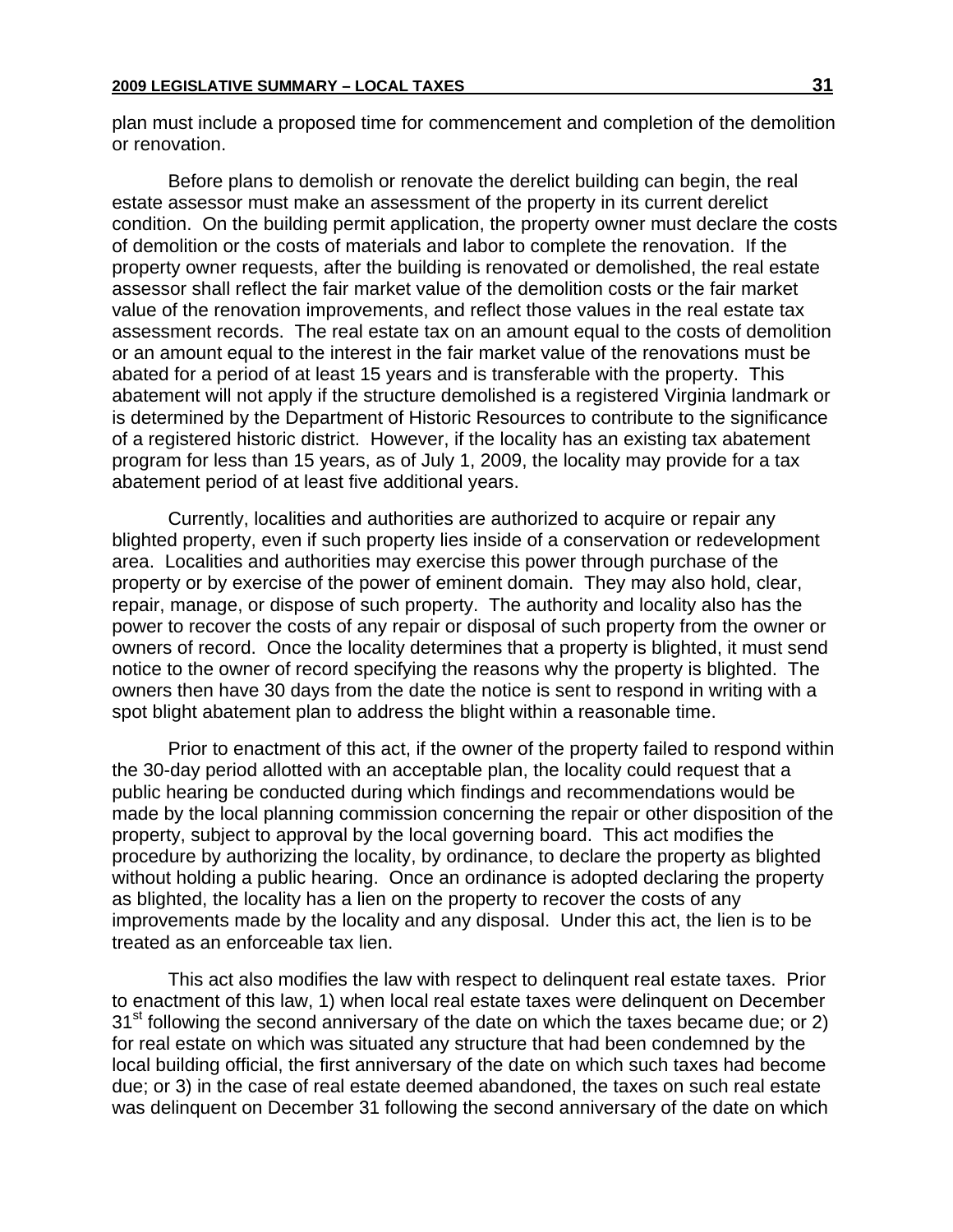plan must include a proposed time for commencement and completion of the demolition or renovation.

Before plans to demolish or renovate the derelict building can begin, the real estate assessor must make an assessment of the property in its current derelict condition. On the building permit application, the property owner must declare the costs of demolition or the costs of materials and labor to complete the renovation. If the property owner requests, after the building is renovated or demolished, the real estate assessor shall reflect the fair market value of the demolition costs or the fair market value of the renovation improvements, and reflect those values in the real estate tax assessment records. The real estate tax on an amount equal to the costs of demolition or an amount equal to the interest in the fair market value of the renovations must be abated for a period of at least 15 years and is transferable with the property. This abatement will not apply if the structure demolished is a registered Virginia landmark or is determined by the Department of Historic Resources to contribute to the significance of a registered historic district. However, if the locality has an existing tax abatement program for less than 15 years, as of July 1, 2009, the locality may provide for a tax abatement period of at least five additional years.

Currently, localities and authorities are authorized to acquire or repair any blighted property, even if such property lies inside of a conservation or redevelopment area. Localities and authorities may exercise this power through purchase of the property or by exercise of the power of eminent domain. They may also hold, clear, repair, manage, or dispose of such property. The authority and locality also has the power to recover the costs of any repair or disposal of such property from the owner or owners of record. Once the locality determines that a property is blighted, it must send notice to the owner of record specifying the reasons why the property is blighted. The owners then have 30 days from the date the notice is sent to respond in writing with a spot blight abatement plan to address the blight within a reasonable time.

Prior to enactment of this act, if the owner of the property failed to respond within the 30-day period allotted with an acceptable plan, the locality could request that a public hearing be conducted during which findings and recommendations would be made by the local planning commission concerning the repair or other disposition of the property, subject to approval by the local governing board. This act modifies the procedure by authorizing the locality, by ordinance, to declare the property as blighted without holding a public hearing. Once an ordinance is adopted declaring the property as blighted, the locality has a lien on the property to recover the costs of any improvements made by the locality and any disposal. Under this act, the lien is to be treated as an enforceable tax lien.

This act also modifies the law with respect to delinquent real estate taxes. Prior to enactment of this law, 1) when local real estate taxes were delinquent on December 31st following the second anniversary of the date on which the taxes became due; or 2) for real estate on which was situated any structure that had been condemned by the local building official, the first anniversary of the date on which such taxes had become due; or 3) in the case of real estate deemed abandoned, the taxes on such real estate was delinquent on December 31 following the second anniversary of the date on which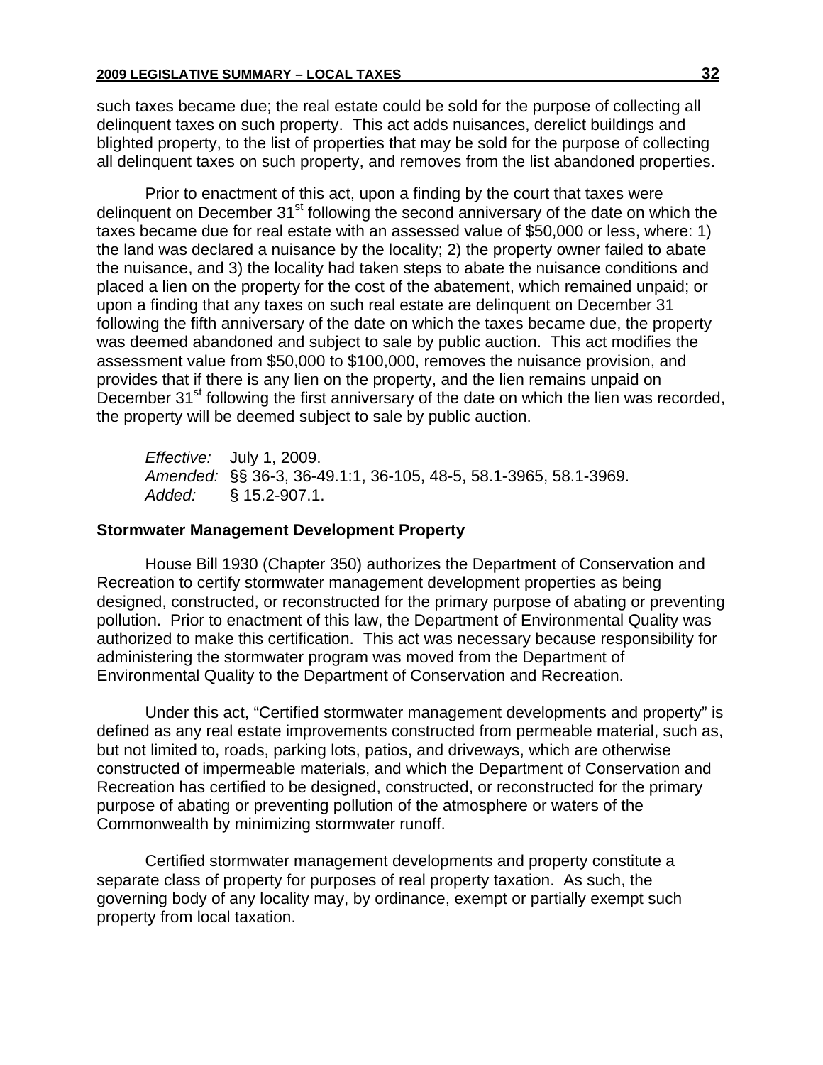such taxes became due; the real estate could be sold for the purpose of collecting all delinquent taxes on such property. This act adds nuisances, derelict buildings and blighted property, to the list of properties that may be sold for the purpose of collecting all delinquent taxes on such property, and removes from the list abandoned properties.

Prior to enactment of this act, upon a finding by the court that taxes were delinquent on December 31st following the second anniversary of the date on which the taxes became due for real estate with an assessed value of $50,000 or less, where: 1) the land was declared a nuisance by the locality; 2) the property owner failed to abate the nuisance, and 3) the locality had taken steps to abate the nuisance conditions and placed a lien on the property for the cost of the abatement, which remained unpaid; or upon a finding that any taxes on such real estate are delinquent on December 31 following the fifth anniversary of the date on which the taxes became due, the property was deemed abandoned and subject to sale by public auction. This act modifies the assessment value from $50,000 to $100,000, removes the nuisance provision, and provides that if there is any lien on the property, and the lien remains unpaid on December 31st following the first anniversary of the date on which the lien was recorded, the property will be deemed subject to sale by public auction.

*Effective:* July 1, 2009.
*Amended:* §§ 36-3, 36-49.1:1, 36-105, 48-5, 58.1-3965, 58.1-3969.
*Added:* § 15.2-907.1.

### Stormwater Management Development Property

House Bill 1930 (Chapter 350) authorizes the Department of Conservation and Recreation to certify stormwater management development properties as being designed, constructed, or reconstructed for the primary purpose of abating or preventing pollution. Prior to enactment of this law, the Department of Environmental Quality was authorized to make this certification. This act was necessary because responsibility for administering the stormwater program was moved from the Department of Environmental Quality to the Department of Conservation and Recreation.

Under this act, "Certified stormwater management developments and property" is defined as any real estate improvements constructed from permeable material, such as, but not limited to, roads, parking lots, patios, and driveways, which are otherwise constructed of impermeable materials, and which the Department of Conservation and Recreation has certified to be designed, constructed, or reconstructed for the primary purpose of abating or preventing pollution of the atmosphere or waters of the Commonwealth by minimizing stormwater runoff.

Certified stormwater management developments and property constitute a separate class of property for purposes of real property taxation. As such, the governing body of any locality may, by ordinance, exempt or partially exempt such property from local taxation.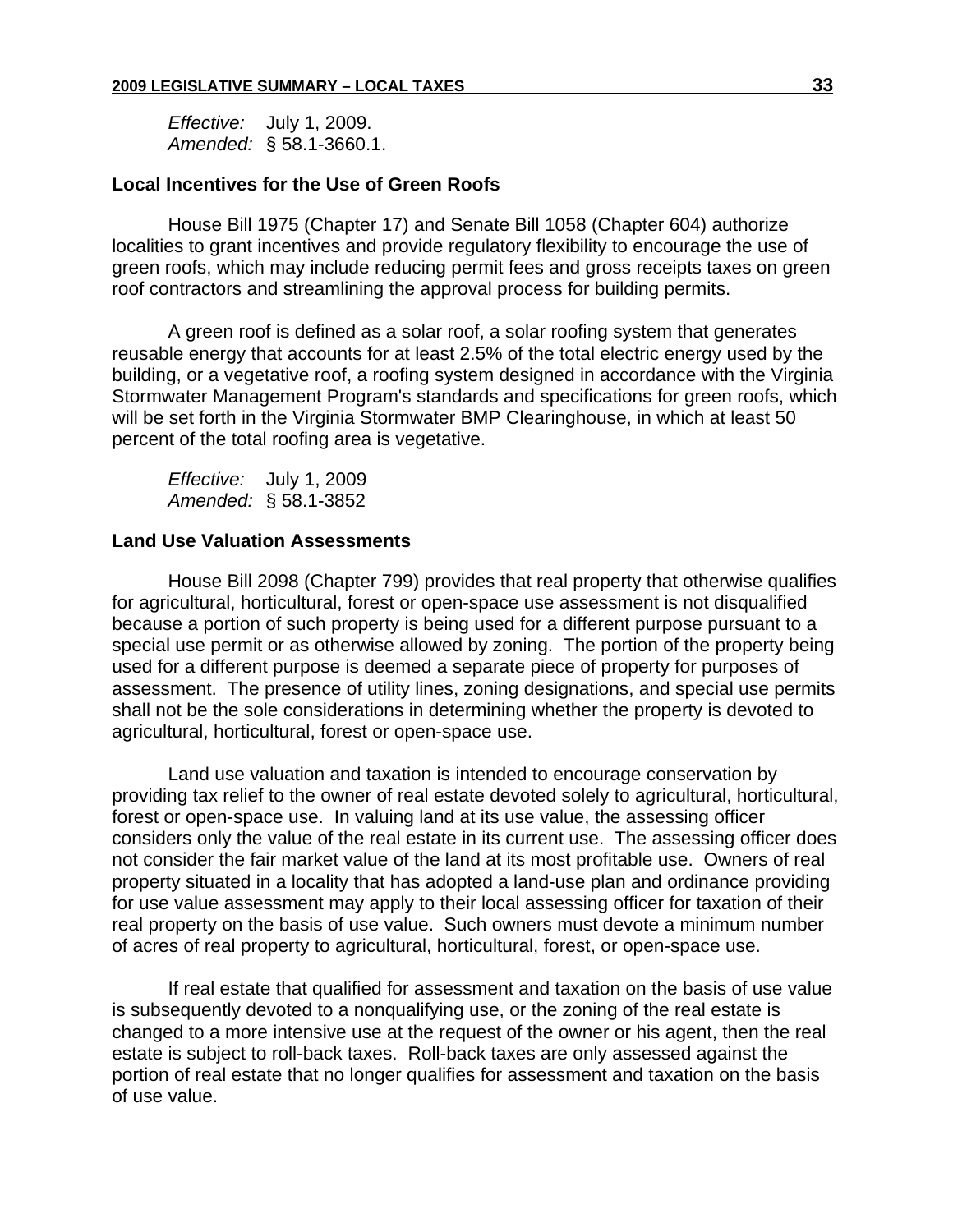*Effective:* July 1, 2009.
*Amended:* § 58.1-3660.1.

### Local Incentives for the Use of Green Roofs

House Bill 1975 (Chapter 17) and Senate Bill 1058 (Chapter 604) authorize localities to grant incentives and provide regulatory flexibility to encourage the use of green roofs, which may include reducing permit fees and gross receipts taxes on green roof contractors and streamlining the approval process for building permits.

A green roof is defined as a solar roof, a solar roofing system that generates reusable energy that accounts for at least 2.5% of the total electric energy used by the building, or a vegetative roof, a roofing system designed in accordance with the Virginia Stormwater Management Program's standards and specifications for green roofs, which will be set forth in the Virginia Stormwater BMP Clearinghouse, in which at least 50 percent of the total roofing area is vegetative.

*Effective:* July 1, 2009
*Amended:* § 58.1-3852

### Land Use Valuation Assessments

House Bill 2098 (Chapter 799) provides that real property that otherwise qualifies for agricultural, horticultural, forest or open-space use assessment is not disqualified because a portion of such property is being used for a different purpose pursuant to a special use permit or as otherwise allowed by zoning. The portion of the property being used for a different purpose is deemed a separate piece of property for purposes of assessment. The presence of utility lines, zoning designations, and special use permits shall not be the sole considerations in determining whether the property is devoted to agricultural, horticultural, forest or open-space use.

Land use valuation and taxation is intended to encourage conservation by providing tax relief to the owner of real estate devoted solely to agricultural, horticultural, forest or open-space use. In valuing land at its use value, the assessing officer considers only the value of the real estate in its current use. The assessing officer does not consider the fair market value of the land at its most profitable use. Owners of real property situated in a locality that has adopted a land-use plan and ordinance providing for use value assessment may apply to their local assessing officer for taxation of their real property on the basis of use value. Such owners must devote a minimum number of acres of real property to agricultural, horticultural, forest, or open-space use.

If real estate that qualified for assessment and taxation on the basis of use value is subsequently devoted to a nonqualifying use, or the zoning of the real estate is changed to a more intensive use at the request of the owner or his agent, then the real estate is subject to roll-back taxes. Roll-back taxes are only assessed against the portion of real estate that no longer qualifies for assessment and taxation on the basis of use value.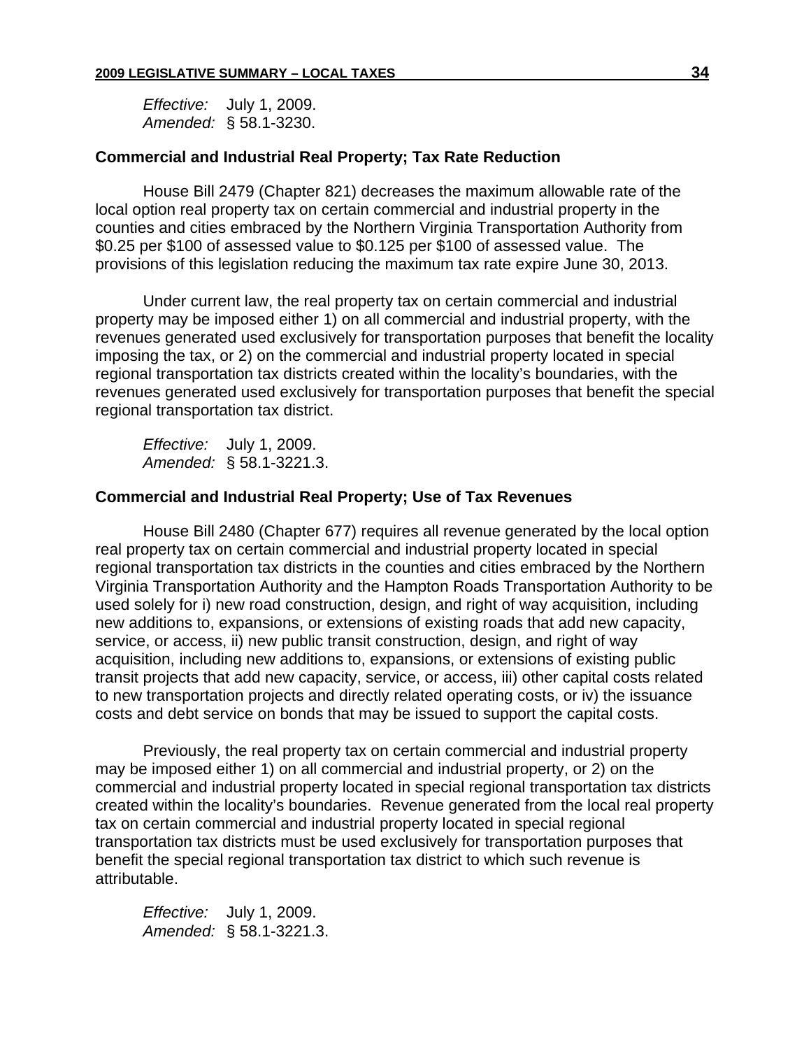*Effective:* July 1, 2009.
*Amended:* § 58.1-3230.

### Commercial and Industrial Real Property; Tax Rate Reduction

House Bill 2479 (Chapter 821) decreases the maximum allowable rate of the local option real property tax on certain commercial and industrial property in the counties and cities embraced by the Northern Virginia Transportation Authority from $0.25 per $100 of assessed value to $0.125 per $100 of assessed value. The provisions of this legislation reducing the maximum tax rate expire June 30, 2013.

Under current law, the real property tax on certain commercial and industrial property may be imposed either 1) on all commercial and industrial property, with the revenues generated used exclusively for transportation purposes that benefit the locality imposing the tax, or 2) on the commercial and industrial property located in special regional transportation tax districts created within the locality's boundaries, with the revenues generated used exclusively for transportation purposes that benefit the special regional transportation tax district.

*Effective:* July 1, 2009.
*Amended:* § 58.1-3221.3.

### Commercial and Industrial Real Property; Use of Tax Revenues

House Bill 2480 (Chapter 677) requires all revenue generated by the local option real property tax on certain commercial and industrial property located in special regional transportation tax districts in the counties and cities embraced by the Northern Virginia Transportation Authority and the Hampton Roads Transportation Authority to be used solely for i) new road construction, design, and right of way acquisition, including new additions to, expansions, or extensions of existing roads that add new capacity, service, or access, ii) new public transit construction, design, and right of way acquisition, including new additions to, expansions, or extensions of existing public transit projects that add new capacity, service, or access, iii) other capital costs related to new transportation projects and directly related operating costs, or iv) the issuance costs and debt service on bonds that may be issued to support the capital costs.

Previously, the real property tax on certain commercial and industrial property may be imposed either 1) on all commercial and industrial property, or 2) on the commercial and industrial property located in special regional transportation tax districts created within the locality's boundaries. Revenue generated from the local real property tax on certain commercial and industrial property located in special regional transportation tax districts must be used exclusively for transportation purposes that benefit the special regional transportation tax district to which such revenue is attributable.

*Effective:* July 1, 2009.
*Amended:* § 58.1-3221.3.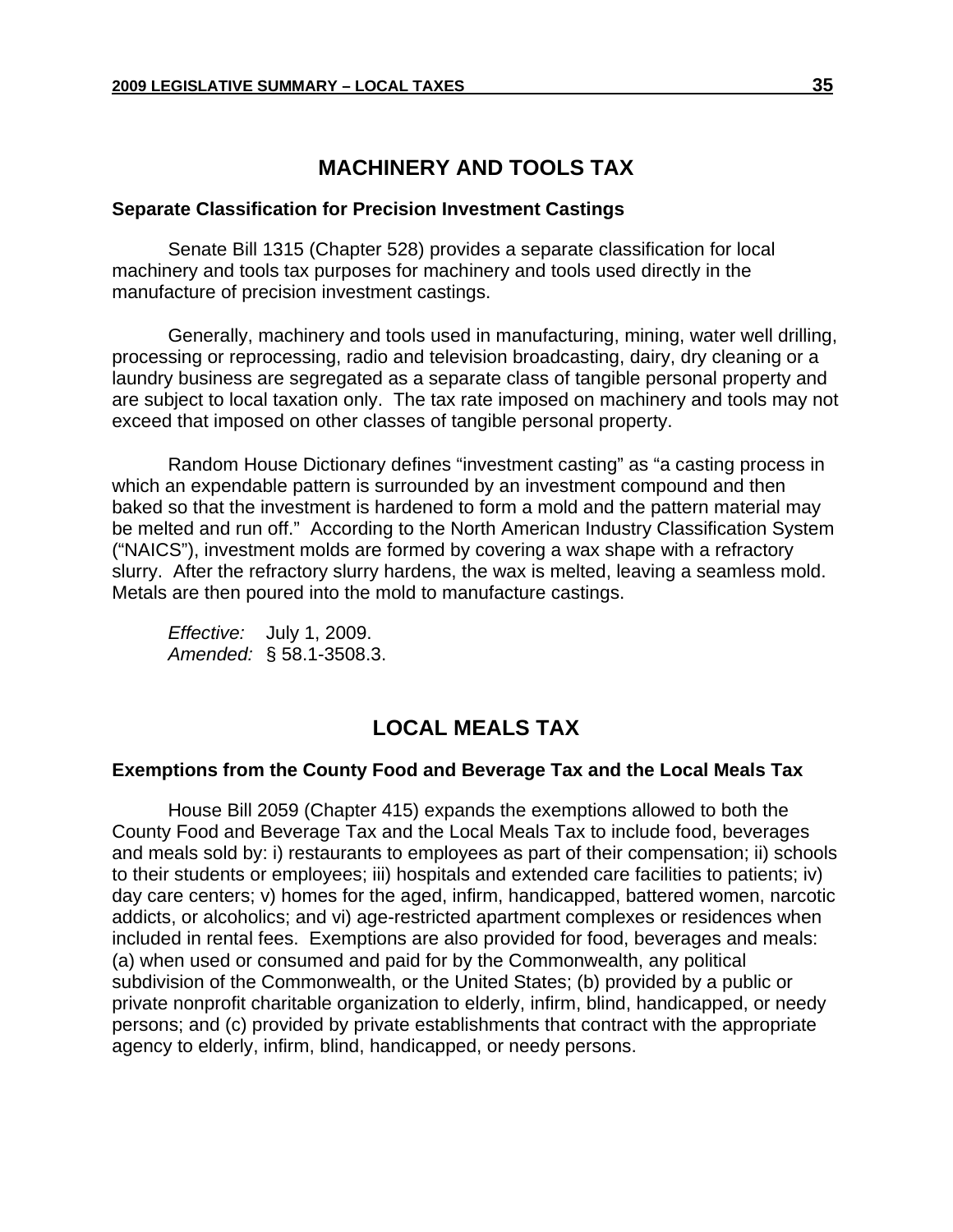## MACHINERY AND TOOLS TAX

### Separate Classification for Precision Investment Castings

Senate Bill 1315 (Chapter 528) provides a separate classification for local machinery and tools tax purposes for machinery and tools used directly in the manufacture of precision investment castings.

Generally, machinery and tools used in manufacturing, mining, water well drilling, processing or reprocessing, radio and television broadcasting, dairy, dry cleaning or a laundry business are segregated as a separate class of tangible personal property and are subject to local taxation only. The tax rate imposed on machinery and tools may not exceed that imposed on other classes of tangible personal property.

Random House Dictionary defines "investment casting" as "a casting process in which an expendable pattern is surrounded by an investment compound and then baked so that the investment is hardened to form a mold and the pattern material may be melted and run off." According to the North American Industry Classification System ("NAICS"), investment molds are formed by covering a wax shape with a refractory slurry. After the refractory slurry hardens, the wax is melted, leaving a seamless mold. Metals are then poured into the mold to manufacture castings.

*Effective:* July 1, 2009.
*Amended:* § 58.1-3508.3.

## LOCAL MEALS TAX

### Exemptions from the County Food and Beverage Tax and the Local Meals Tax

House Bill 2059 (Chapter 415) expands the exemptions allowed to both the County Food and Beverage Tax and the Local Meals Tax to include food, beverages and meals sold by: i) restaurants to employees as part of their compensation; ii) schools to their students or employees; iii) hospitals and extended care facilities to patients; iv) day care centers; v) homes for the aged, infirm, handicapped, battered women, narcotic addicts, or alcoholics; and vi) age-restricted apartment complexes or residences when included in rental fees. Exemptions are also provided for food, beverages and meals: (a) when used or consumed and paid for by the Commonwealth, any political subdivision of the Commonwealth, or the United States; (b) provided by a public or private nonprofit charitable organization to elderly, infirm, blind, handicapped, or needy persons; and (c) provided by private establishments that contract with the appropriate agency to elderly, infirm, blind, handicapped, or needy persons.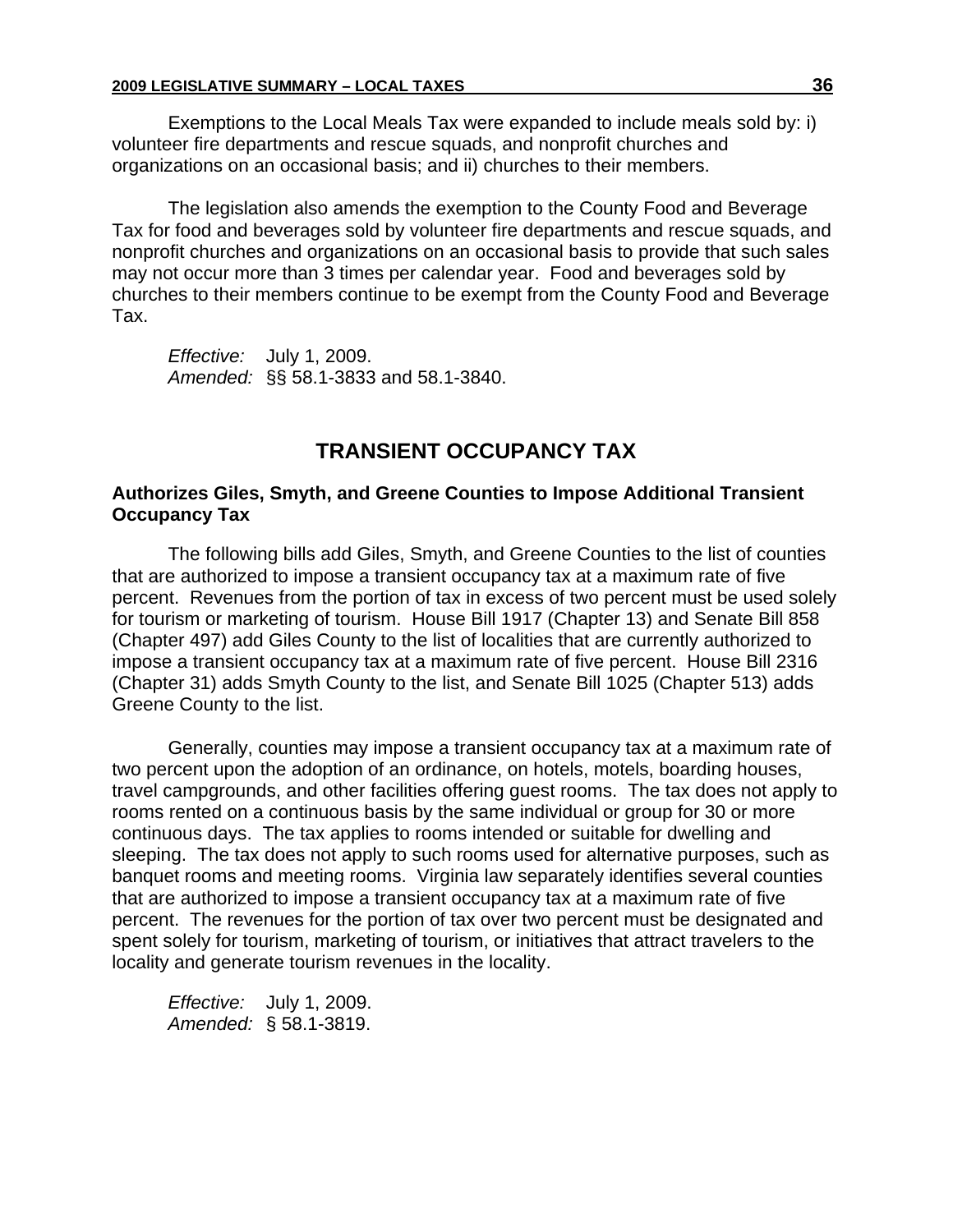Exemptions to the Local Meals Tax were expanded to include meals sold by: i) volunteer fire departments and rescue squads, and nonprofit churches and organizations on an occasional basis; and ii) churches to their members.

The legislation also amends the exemption to the County Food and Beverage Tax for food and beverages sold by volunteer fire departments and rescue squads, and nonprofit churches and organizations on an occasional basis to provide that such sales may not occur more than 3 times per calendar year. Food and beverages sold by churches to their members continue to be exempt from the County Food and Beverage Tax.

*Effective:* July 1, 2009.
*Amended:* §§ 58.1-3833 and 58.1-3840.

## TRANSIENT OCCUPANCY TAX

### Authorizes Giles, Smyth, and Greene Counties to Impose Additional Transient Occupancy Tax

The following bills add Giles, Smyth, and Greene Counties to the list of counties that are authorized to impose a transient occupancy tax at a maximum rate of five percent. Revenues from the portion of tax in excess of two percent must be used solely for tourism or marketing of tourism. House Bill 1917 (Chapter 13) and Senate Bill 858 (Chapter 497) add Giles County to the list of localities that are currently authorized to impose a transient occupancy tax at a maximum rate of five percent. House Bill 2316 (Chapter 31) adds Smyth County to the list, and Senate Bill 1025 (Chapter 513) adds Greene County to the list.

Generally, counties may impose a transient occupancy tax at a maximum rate of two percent upon the adoption of an ordinance, on hotels, motels, boarding houses, travel campgrounds, and other facilities offering guest rooms. The tax does not apply to rooms rented on a continuous basis by the same individual or group for 30 or more continuous days. The tax applies to rooms intended or suitable for dwelling and sleeping. The tax does not apply to such rooms used for alternative purposes, such as banquet rooms and meeting rooms. Virginia law separately identifies several counties that are authorized to impose a transient occupancy tax at a maximum rate of five percent. The revenues for the portion of tax over two percent must be designated and spent solely for tourism, marketing of tourism, or initiatives that attract travelers to the locality and generate tourism revenues in the locality.

*Effective:* July 1, 2009.
*Amended:* § 58.1-3819.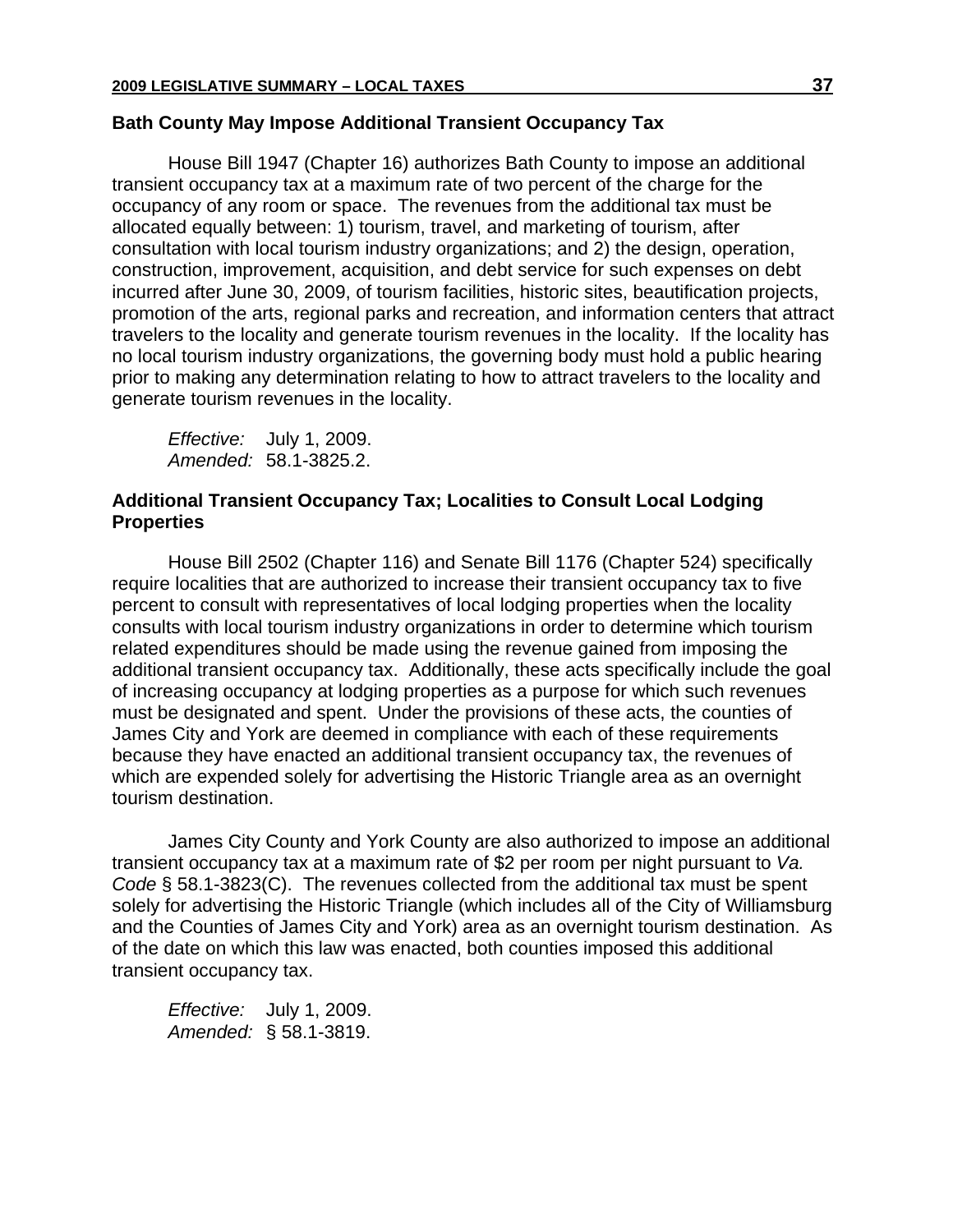### Bath County May Impose Additional Transient Occupancy Tax

House Bill 1947 (Chapter 16) authorizes Bath County to impose an additional transient occupancy tax at a maximum rate of two percent of the charge for the occupancy of any room or space. The revenues from the additional tax must be allocated equally between: 1) tourism, travel, and marketing of tourism, after consultation with local tourism industry organizations; and 2) the design, operation, construction, improvement, acquisition, and debt service for such expenses on debt incurred after June 30, 2009, of tourism facilities, historic sites, beautification projects, promotion of the arts, regional parks and recreation, and information centers that attract travelers to the locality and generate tourism revenues in the locality. If the locality has no local tourism industry organizations, the governing body must hold a public hearing prior to making any determination relating to how to attract travelers to the locality and generate tourism revenues in the locality.

*Effective:* July 1, 2009.
*Amended:* 58.1-3825.2.

### Additional Transient Occupancy Tax; Localities to Consult Local Lodging Properties

House Bill 2502 (Chapter 116) and Senate Bill 1176 (Chapter 524) specifically require localities that are authorized to increase their transient occupancy tax to five percent to consult with representatives of local lodging properties when the locality consults with local tourism industry organizations in order to determine which tourism related expenditures should be made using the revenue gained from imposing the additional transient occupancy tax. Additionally, these acts specifically include the goal of increasing occupancy at lodging properties as a purpose for which such revenues must be designated and spent. Under the provisions of these acts, the counties of James City and York are deemed in compliance with each of these requirements because they have enacted an additional transient occupancy tax, the revenues of which are expended solely for advertising the Historic Triangle area as an overnight tourism destination.

James City County and York County are also authorized to impose an additional transient occupancy tax at a maximum rate of $2 per room per night pursuant to *Va. Code* § 58.1-3823(C). The revenues collected from the additional tax must be spent solely for advertising the Historic Triangle (which includes all of the City of Williamsburg and the Counties of James City and York) area as an overnight tourism destination. As of the date on which this law was enacted, both counties imposed this additional transient occupancy tax.

*Effective:* July 1, 2009.
*Amended:* § 58.1-3819.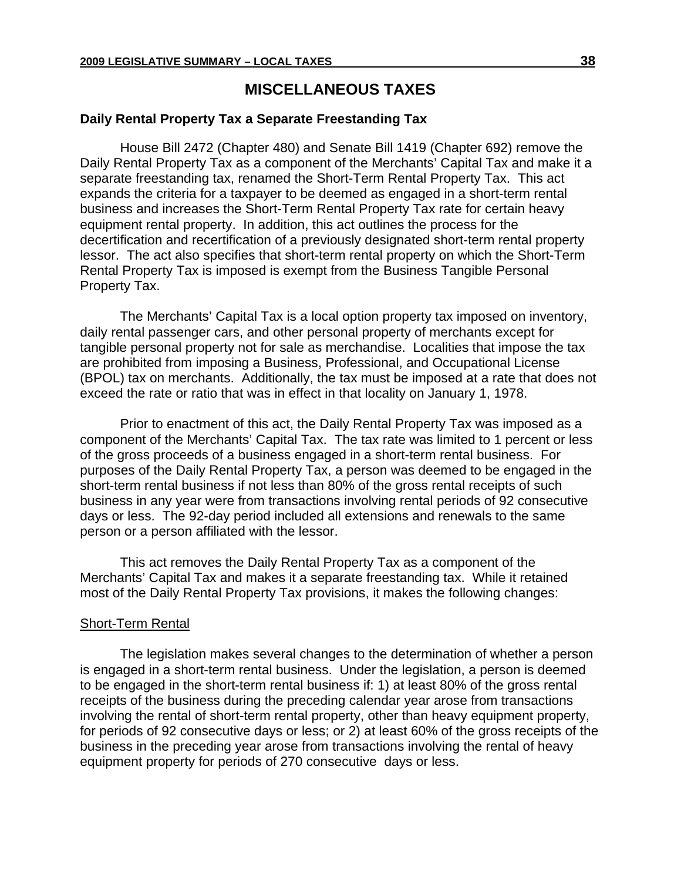# MISCELLANEOUS TAXES

**Daily Rental Property Tax a Separate Freestanding Tax**

House Bill 2472 (Chapter 480) and Senate Bill 1419 (Chapter 692) remove the Daily Rental Property Tax as a component of the Merchants' Capital Tax and make it a separate freestanding tax, renamed the Short-Term Rental Property Tax. This act expands the criteria for a taxpayer to be deemed as engaged in a short-term rental business and increases the Short-Term Rental Property Tax rate for certain heavy equipment rental property. In addition, this act outlines the process for the decertification and recertification of a previously designated short-term rental property lessor. The act also specifies that short-term rental property on which the Short-Term Rental Property Tax is imposed is exempt from the Business Tangible Personal Property Tax.

The Merchants' Capital Tax is a local option property tax imposed on inventory, daily rental passenger cars, and other personal property of merchants except for tangible personal property not for sale as merchandise. Localities that impose the tax are prohibited from imposing a Business, Professional, and Occupational License (BPOL) tax on merchants. Additionally, the tax must be imposed at a rate that does not exceed the rate or ratio that was in effect in that locality on January 1, 1978.

Prior to enactment of this act, the Daily Rental Property Tax was imposed as a component of the Merchants' Capital Tax. The tax rate was limited to 1 percent or less of the gross proceeds of a business engaged in a short-term rental business. For purposes of the Daily Rental Property Tax, a person was deemed to be engaged in the short-term rental business if not less than 80% of the gross rental receipts of such business in any year were from transactions involving rental periods of 92 consecutive days or less. The 92-day period included all extensions and renewals to the same person or a person affiliated with the lessor.

This act removes the Daily Rental Property Tax as a component of the Merchants' Capital Tax and makes it a separate freestanding tax. While it retained most of the Daily Rental Property Tax provisions, it makes the following changes:

Short-Term Rental

The legislation makes several changes to the determination of whether a person is engaged in a short-term rental business. Under the legislation, a person is deemed to be engaged in the short-term rental business if: 1) at least 80% of the gross rental receipts of the business during the preceding calendar year arose from transactions involving the rental of short-term rental property, other than heavy equipment property, for periods of 92 consecutive days or less; or 2) at least 60% of the gross receipts of the business in the preceding year arose from transactions involving the rental of heavy equipment property for periods of 270 consecutive days or less.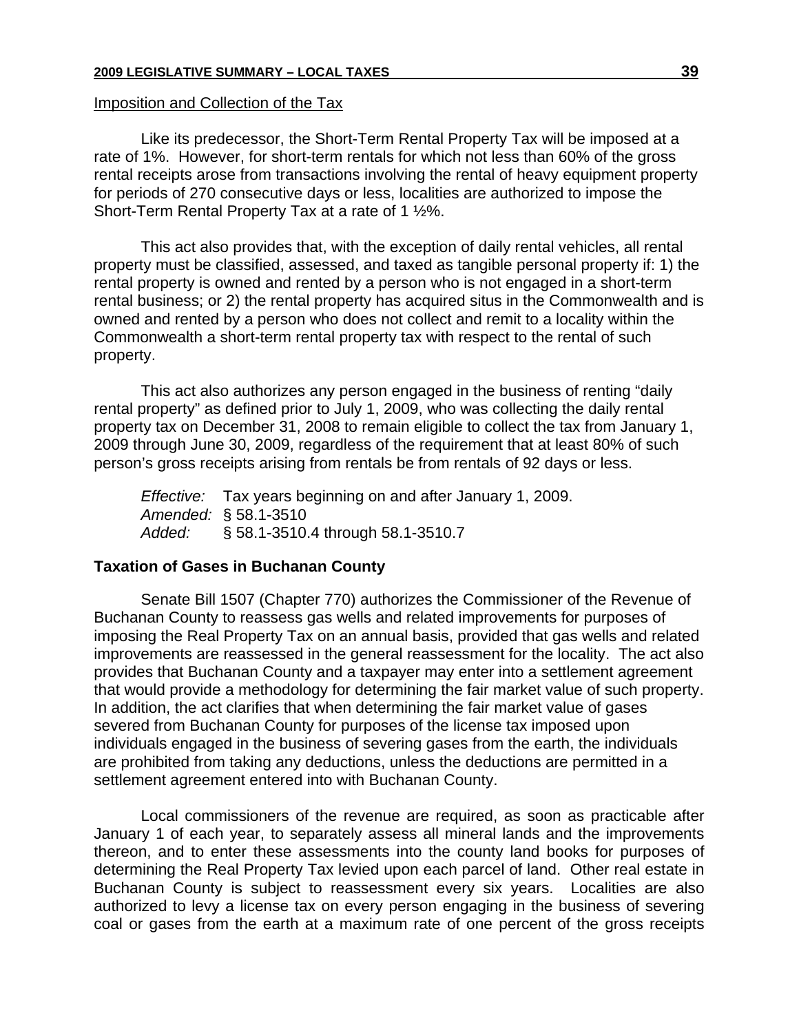Imposition and Collection of the Tax

Like its predecessor, the Short-Term Rental Property Tax will be imposed at a rate of 1%. However, for short-term rentals for which not less than 60% of the gross rental receipts arose from transactions involving the rental of heavy equipment property for periods of 270 consecutive days or less, localities are authorized to impose the Short-Term Rental Property Tax at a rate of 1 ½%.

This act also provides that, with the exception of daily rental vehicles, all rental property must be classified, assessed, and taxed as tangible personal property if: 1) the rental property is owned and rented by a person who is not engaged in a short-term rental business; or 2) the rental property has acquired situs in the Commonwealth and is owned and rented by a person who does not collect and remit to a locality within the Commonwealth a short-term rental property tax with respect to the rental of such property.

This act also authorizes any person engaged in the business of renting "daily rental property" as defined prior to July 1, 2009, who was collecting the daily rental property tax on December 31, 2008 to remain eligible to collect the tax from January 1, 2009 through June 30, 2009, regardless of the requirement that at least 80% of such person's gross receipts arising from rentals be from rentals of 92 days or less.

*Effective:* Tax years beginning on and after January 1, 2009.
*Amended:* § 58.1-3510
*Added:* § 58.1-3510.4 through 58.1-3510.7

**Taxation of Gases in Buchanan County**

Senate Bill 1507 (Chapter 770) authorizes the Commissioner of the Revenue of Buchanan County to reassess gas wells and related improvements for purposes of imposing the Real Property Tax on an annual basis, provided that gas wells and related improvements are reassessed in the general reassessment for the locality. The act also provides that Buchanan County and a taxpayer may enter into a settlement agreement that would provide a methodology for determining the fair market value of such property. In addition, the act clarifies that when determining the fair market value of gases severed from Buchanan County for purposes of the license tax imposed upon individuals engaged in the business of severing gases from the earth, the individuals are prohibited from taking any deductions, unless the deductions are permitted in a settlement agreement entered into with Buchanan County.

Local commissioners of the revenue are required, as soon as practicable after January 1 of each year, to separately assess all mineral lands and the improvements thereon, and to enter these assessments into the county land books for purposes of determining the Real Property Tax levied upon each parcel of land. Other real estate in Buchanan County is subject to reassessment every six years. Localities are also authorized to levy a license tax on every person engaging in the business of severing coal or gases from the earth at a maximum rate of one percent of the gross receipts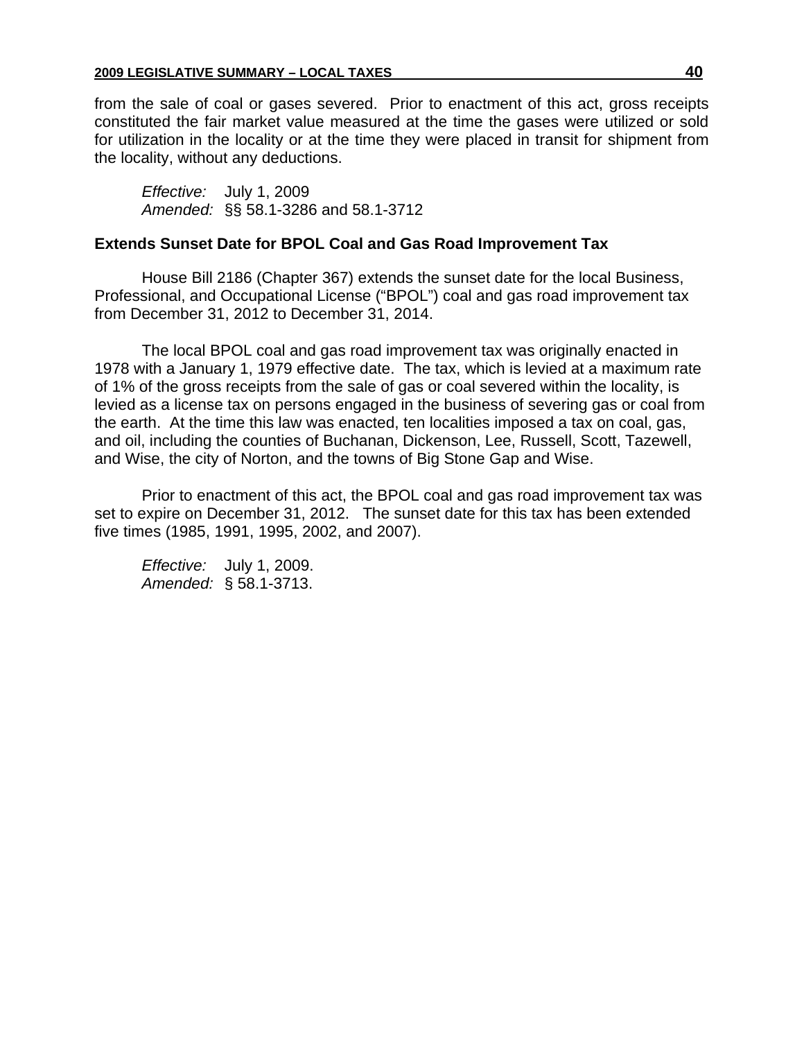from the sale of coal or gases severed. Prior to enactment of this act, gross receipts constituted the fair market value measured at the time the gases were utilized or sold for utilization in the locality or at the time they were placed in transit for shipment from the locality, without any deductions.

*Effective:* July 1, 2009
*Amended:* §§ 58.1-3286 and 58.1-3712

### Extends Sunset Date for BPOL Coal and Gas Road Improvement Tax

House Bill 2186 (Chapter 367) extends the sunset date for the local Business, Professional, and Occupational License ("BPOL") coal and gas road improvement tax from December 31, 2012 to December 31, 2014.

The local BPOL coal and gas road improvement tax was originally enacted in 1978 with a January 1, 1979 effective date. The tax, which is levied at a maximum rate of 1% of the gross receipts from the sale of gas or coal severed within the locality, is levied as a license tax on persons engaged in the business of severing gas or coal from the earth. At the time this law was enacted, ten localities imposed a tax on coal, gas, and oil, including the counties of Buchanan, Dickenson, Lee, Russell, Scott, Tazewell, and Wise, the city of Norton, and the towns of Big Stone Gap and Wise.

Prior to enactment of this act, the BPOL coal and gas road improvement tax was set to expire on December 31, 2012. The sunset date for this tax has been extended five times (1985, 1991, 1995, 2002, and 2007).

*Effective:* July 1, 2009.
*Amended:* § 58.1-3713.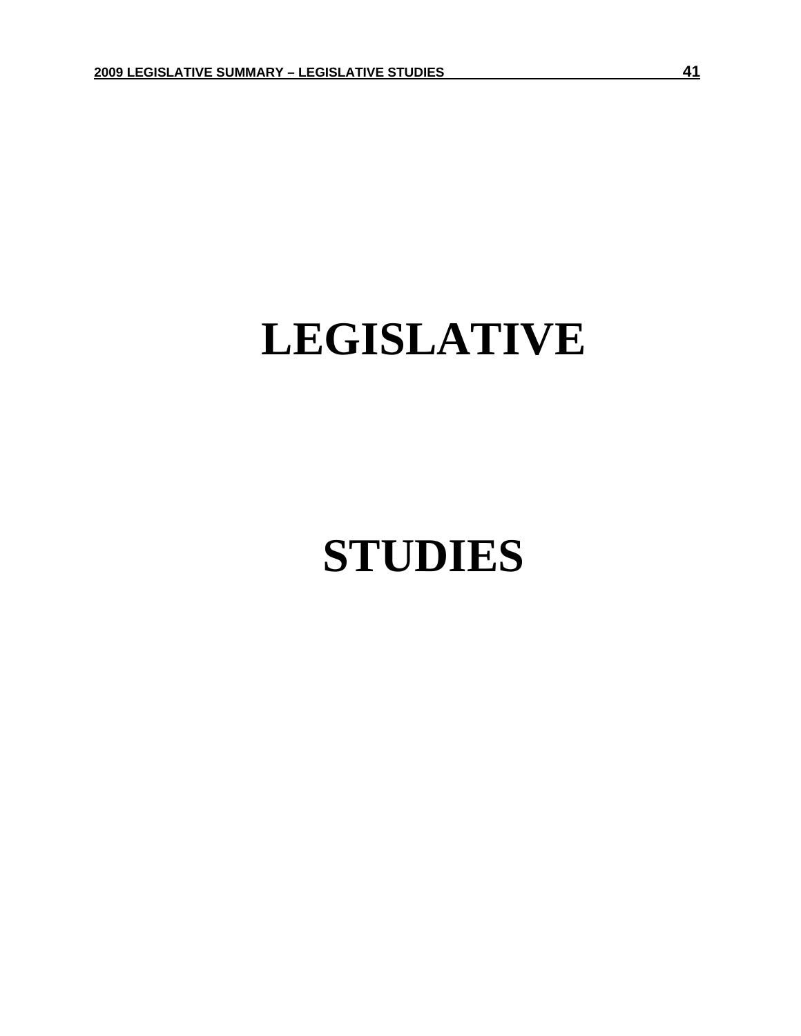# LEGISLATIVE

# STUDIES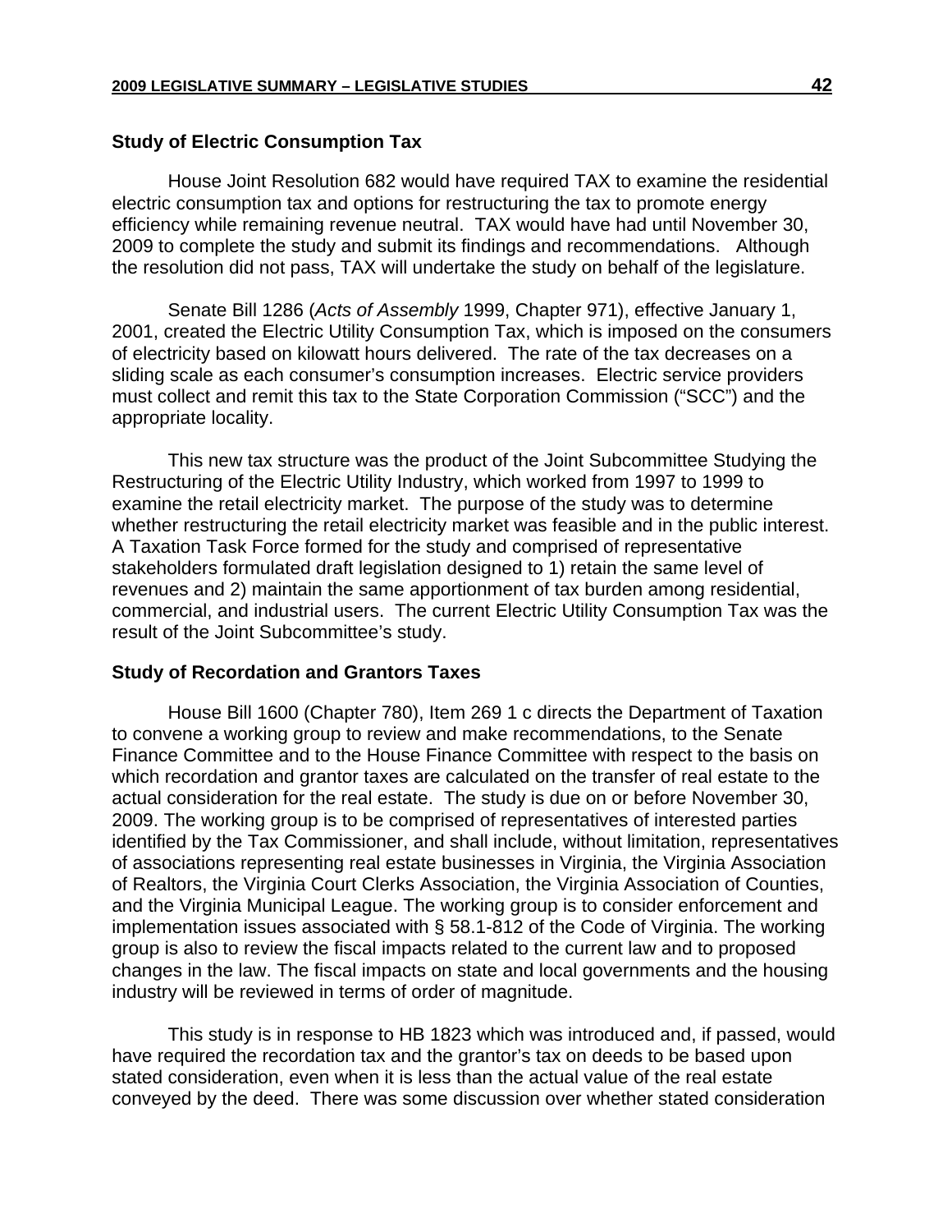### Study of Electric Consumption Tax

House Joint Resolution 682 would have required TAX to examine the residential electric consumption tax and options for restructuring the tax to promote energy efficiency while remaining revenue neutral. TAX would have had until November 30, 2009 to complete the study and submit its findings and recommendations. Although the resolution did not pass, TAX will undertake the study on behalf of the legislature.

Senate Bill 1286 (*Acts of Assembly* 1999, Chapter 971), effective January 1, 2001, created the Electric Utility Consumption Tax, which is imposed on the consumers of electricity based on kilowatt hours delivered. The rate of the tax decreases on a sliding scale as each consumer's consumption increases. Electric service providers must collect and remit this tax to the State Corporation Commission ("SCC") and the appropriate locality.

This new tax structure was the product of the Joint Subcommittee Studying the Restructuring of the Electric Utility Industry, which worked from 1997 to 1999 to examine the retail electricity market. The purpose of the study was to determine whether restructuring the retail electricity market was feasible and in the public interest. A Taxation Task Force formed for the study and comprised of representative stakeholders formulated draft legislation designed to 1) retain the same level of revenues and 2) maintain the same apportionment of tax burden among residential, commercial, and industrial users. The current Electric Utility Consumption Tax was the result of the Joint Subcommittee's study.

### Study of Recordation and Grantors Taxes

House Bill 1600 (Chapter 780), Item 269 1 c directs the Department of Taxation to convene a working group to review and make recommendations, to the Senate Finance Committee and to the House Finance Committee with respect to the basis on which recordation and grantor taxes are calculated on the transfer of real estate to the actual consideration for the real estate. The study is due on or before November 30, 2009. The working group is to be comprised of representatives of interested parties identified by the Tax Commissioner, and shall include, without limitation, representatives of associations representing real estate businesses in Virginia, the Virginia Association of Realtors, the Virginia Court Clerks Association, the Virginia Association of Counties, and the Virginia Municipal League. The working group is to consider enforcement and implementation issues associated with § 58.1-812 of the Code of Virginia. The working group is also to review the fiscal impacts related to the current law and to proposed changes in the law. The fiscal impacts on state and local governments and the housing industry will be reviewed in terms of order of magnitude.

This study is in response to HB 1823 which was introduced and, if passed, would have required the recordation tax and the grantor's tax on deeds to be based upon stated consideration, even when it is less than the actual value of the real estate conveyed by the deed. There was some discussion over whether stated consideration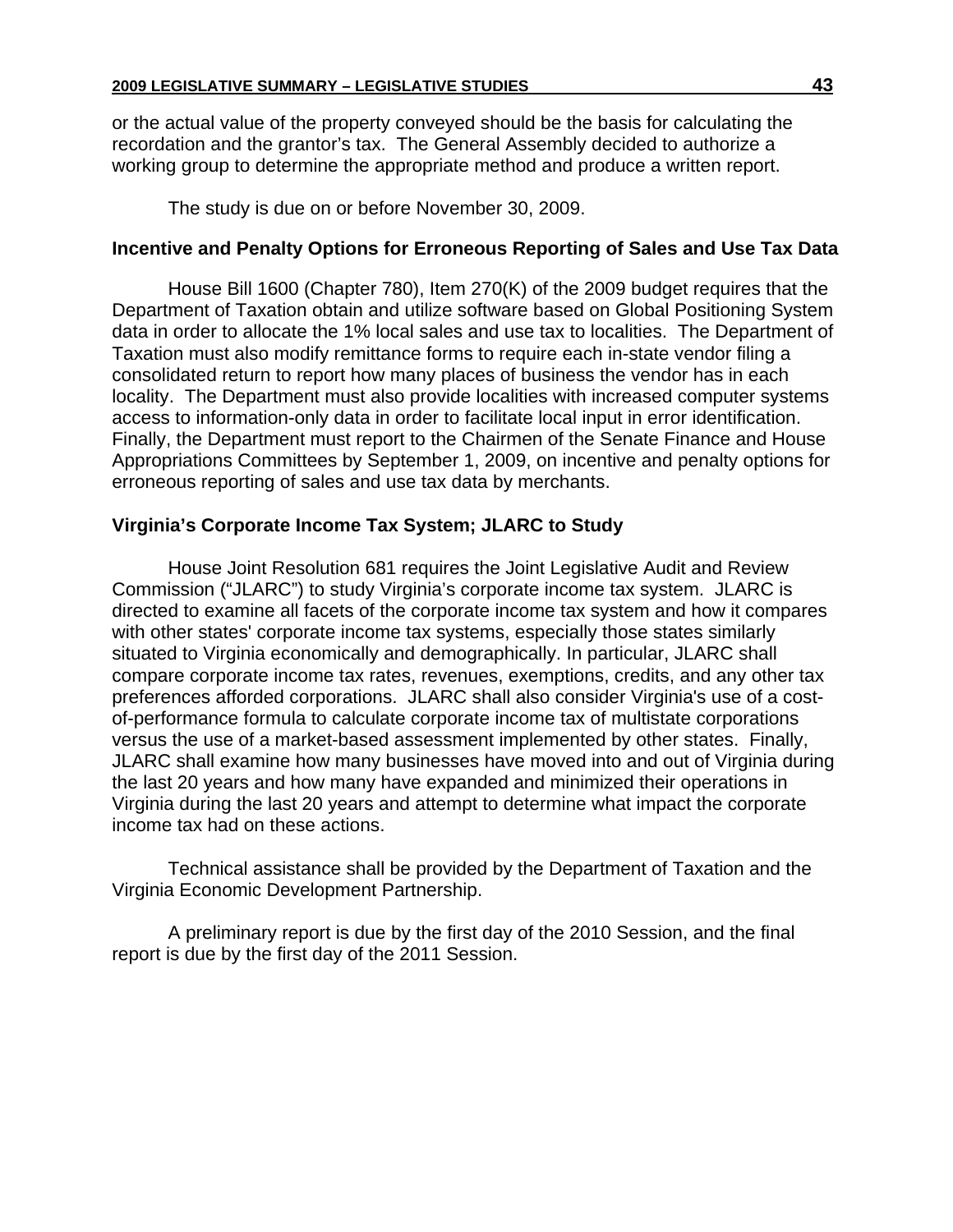or the actual value of the property conveyed should be the basis for calculating the recordation and the grantor's tax. The General Assembly decided to authorize a working group to determine the appropriate method and produce a written report.

The study is due on or before November 30, 2009.

### Incentive and Penalty Options for Erroneous Reporting of Sales and Use Tax Data

House Bill 1600 (Chapter 780), Item 270(K) of the 2009 budget requires that the Department of Taxation obtain and utilize software based on Global Positioning System data in order to allocate the 1% local sales and use tax to localities. The Department of Taxation must also modify remittance forms to require each in-state vendor filing a consolidated return to report how many places of business the vendor has in each locality. The Department must also provide localities with increased computer systems access to information-only data in order to facilitate local input in error identification. Finally, the Department must report to the Chairmen of the Senate Finance and House Appropriations Committees by September 1, 2009, on incentive and penalty options for erroneous reporting of sales and use tax data by merchants.

### Virginia's Corporate Income Tax System; JLARC to Study

House Joint Resolution 681 requires the Joint Legislative Audit and Review Commission ("JLARC") to study Virginia's corporate income tax system. JLARC is directed to examine all facets of the corporate income tax system and how it compares with other states' corporate income tax systems, especially those states similarly situated to Virginia economically and demographically. In particular, JLARC shall compare corporate income tax rates, revenues, exemptions, credits, and any other tax preferences afforded corporations. JLARC shall also consider Virginia's use of a cost-of-performance formula to calculate corporate income tax of multistate corporations versus the use of a market-based assessment implemented by other states. Finally, JLARC shall examine how many businesses have moved into and out of Virginia during the last 20 years and how many have expanded and minimized their operations in Virginia during the last 20 years and attempt to determine what impact the corporate income tax had on these actions.

Technical assistance shall be provided by the Department of Taxation and the Virginia Economic Development Partnership.

A preliminary report is due by the first day of the 2010 Session, and the final report is due by the first day of the 2011 Session.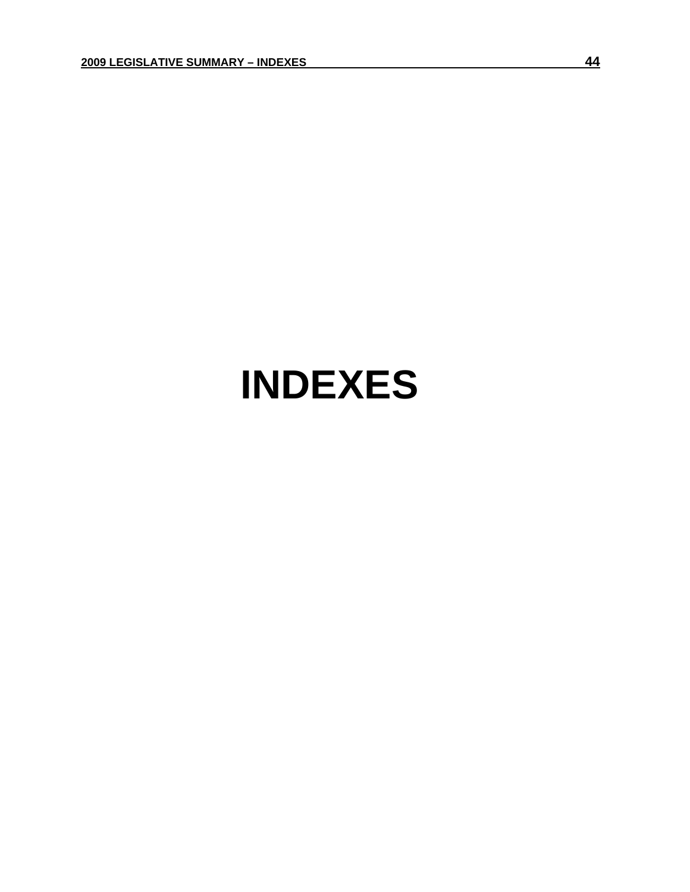# INDEXES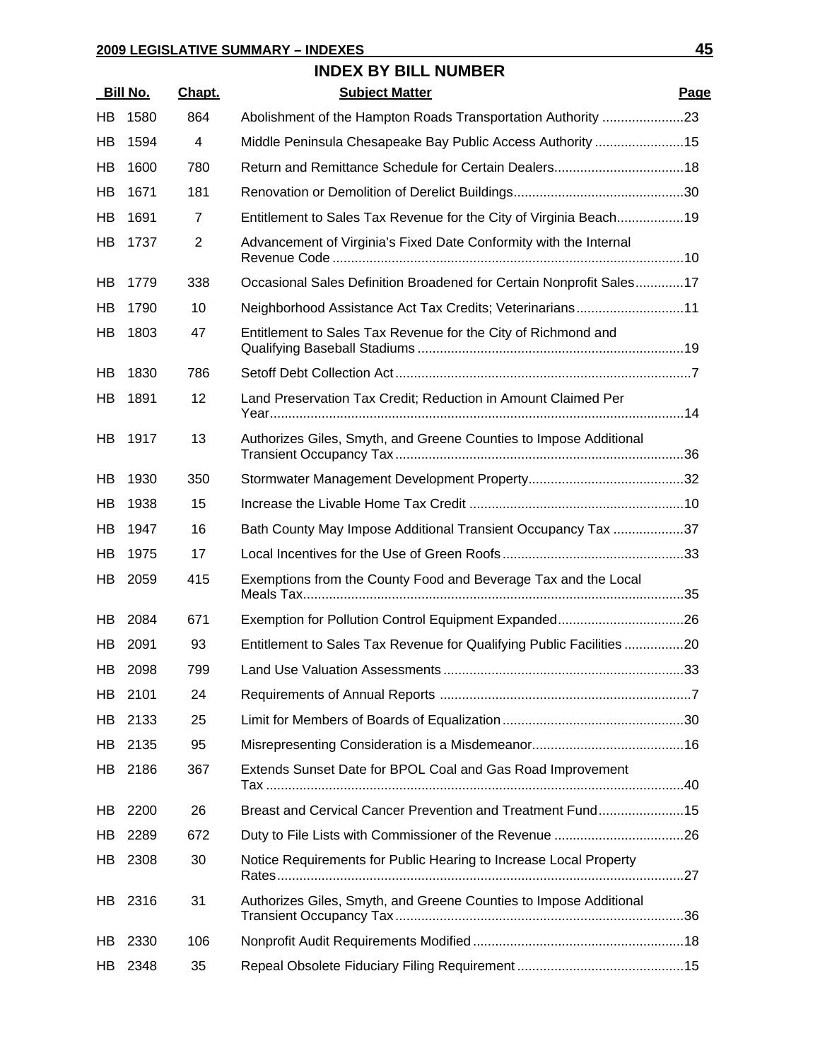## INDEX BY BILL NUMBER

| Bill No. | Chapt. | Subject Matter | Page |
|---|---|---|---|
| HB 1580 | 864 | Abolishment of the Hampton Roads Transportation Authority | 23 |
| HB 1594 | 4 | Middle Peninsula Chesapeake Bay Public Access Authority | 15 |
| HB 1600 | 780 | Return and Remittance Schedule for Certain Dealers | 18 |
| HB 1671 | 181 | Renovation or Demolition of Derelict Buildings | 30 |
| HB 1691 | 7 | Entitlement to Sales Tax Revenue for the City of Virginia Beach | 19 |
| HB 1737 | 2 | Advancement of Virginia's Fixed Date Conformity with the Internal Revenue Code | 10 |
| HB 1779 | 338 | Occasional Sales Definition Broadened for Certain Nonprofit Sales | 17 |
| HB 1790 | 10 | Neighborhood Assistance Act Tax Credits; Veterinarians | 11 |
| HB 1803 | 47 | Entitlement to Sales Tax Revenue for the City of Richmond and Qualifying Baseball Stadiums | 19 |
| HB 1830 | 786 | Setoff Debt Collection Act | 7 |
| HB 1891 | 12 | Land Preservation Tax Credit; Reduction in Amount Claimed Per Year | 14 |
| HB 1917 | 13 | Authorizes Giles, Smyth, and Greene Counties to Impose Additional Transient Occupancy Tax | 36 |
| HB 1930 | 350 | Stormwater Management Development Property | 32 |
| HB 1938 | 15 | Increase the Livable Home Tax Credit | 10 |
| HB 1947 | 16 | Bath County May Impose Additional Transient Occupancy Tax | 37 |
| HB 1975 | 17 | Local Incentives for the Use of Green Roofs | 33 |
| HB 2059 | 415 | Exemptions from the County Food and Beverage Tax and the Local Meals Tax | 35 |
| HB 2084 | 671 | Exemption for Pollution Control Equipment Expanded | 26 |
| HB 2091 | 93 | Entitlement to Sales Tax Revenue for Qualifying Public Facilities | 20 |
| HB 2098 | 799 | Land Use Valuation Assessments | 33 |
| HB 2101 | 24 | Requirements of Annual Reports | 7 |
| HB 2133 | 25 | Limit for Members of Boards of Equalization | 30 |
| HB 2135 | 95 | Misrepresenting Consideration is a Misdemeanor | 16 |
| HB 2186 | 367 | Extends Sunset Date for BPOL Coal and Gas Road Improvement Tax | 40 |
| HB 2200 | 26 | Breast and Cervical Cancer Prevention and Treatment Fund | 15 |
| HB 2289 | 672 | Duty to File Lists with Commissioner of the Revenue | 26 |
| HB 2308 | 30 | Notice Requirements for Public Hearing to Increase Local Property Rates | 27 |
| HB 2316 | 31 | Authorizes Giles, Smyth, and Greene Counties to Impose Additional Transient Occupancy Tax | 36 |
| HB 2330 | 106 | Nonprofit Audit Requirements Modified | 18 |
| HB 2348 | 35 | Repeal Obsolete Fiduciary Filing Requirement | 15 |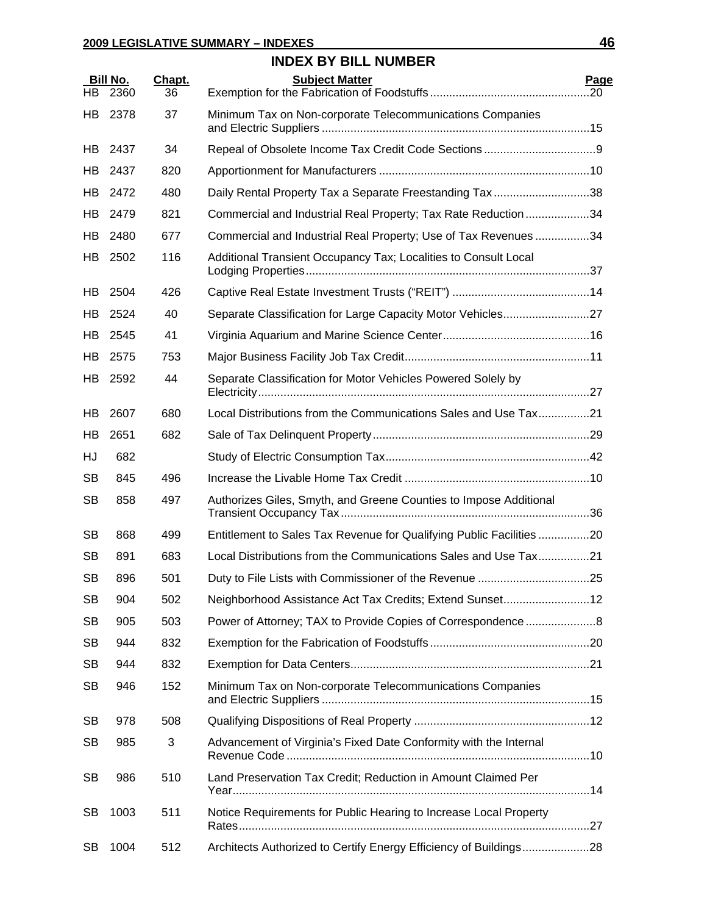## INDEX BY BILL NUMBER

| Bill No. | | Chapt. | Subject Matter | Page |
|---|---|---|---|---|
| HB | 2360 | 36 | Exemption for the Fabrication of Foodstuffs | 20 |
| HB | 2378 | 37 | Minimum Tax on Non-corporate Telecommunications Companies and Electric Suppliers | 15 |
| HB | 2437 | 34 | Repeal of Obsolete Income Tax Credit Code Sections | 9 |
| HB | 2437 | 820 | Apportionment for Manufacturers | 10 |
| HB | 2472 | 480 | Daily Rental Property Tax a Separate Freestanding Tax | 38 |
| HB | 2479 | 821 | Commercial and Industrial Real Property; Tax Rate Reduction | 34 |
| HB | 2480 | 677 | Commercial and Industrial Real Property; Use of Tax Revenues | 34 |
| HB | 2502 | 116 | Additional Transient Occupancy Tax; Localities to Consult Local Lodging Properties | 37 |
| HB | 2504 | 426 | Captive Real Estate Investment Trusts ("REIT") | 14 |
| HB | 2524 | 40 | Separate Classification for Large Capacity Motor Vehicles | 27 |
| HB | 2545 | 41 | Virginia Aquarium and Marine Science Center | 16 |
| HB | 2575 | 753 | Major Business Facility Job Tax Credit | 11 |
| HB | 2592 | 44 | Separate Classification for Motor Vehicles Powered Solely by Electricity | 27 |
| HB | 2607 | 680 | Local Distributions from the Communications Sales and Use Tax | 21 |
| HB | 2651 | 682 | Sale of Tax Delinquent Property | 29 |
| HJ | 682 | | Study of Electric Consumption Tax | 42 |
| SB | 845 | 496 | Increase the Livable Home Tax Credit | 10 |
| SB | 858 | 497 | Authorizes Giles, Smyth, and Greene Counties to Impose Additional Transient Occupancy Tax | 36 |
| SB | 868 | 499 | Entitlement to Sales Tax Revenue for Qualifying Public Facilities | 20 |
| SB | 891 | 683 | Local Distributions from the Communications Sales and Use Tax | 21 |
| SB | 896 | 501 | Duty to File Lists with Commissioner of the Revenue | 25 |
| SB | 904 | 502 | Neighborhood Assistance Act Tax Credits; Extend Sunset | 12 |
| SB | 905 | 503 | Power of Attorney; TAX to Provide Copies of Correspondence | 8 |
| SB | 944 | 832 | Exemption for the Fabrication of Foodstuffs | 20 |
| SB | 944 | 832 | Exemption for Data Centers | 21 |
| SB | 946 | 152 | Minimum Tax on Non-corporate Telecommunications Companies and Electric Suppliers | 15 |
| SB | 978 | 508 | Qualifying Dispositions of Real Property | 12 |
| SB | 985 | 3 | Advancement of Virginia's Fixed Date Conformity with the Internal Revenue Code | 10 |
| SB | 986 | 510 | Land Preservation Tax Credit; Reduction in Amount Claimed Per Year | 14 |
| SB | 1003 | 511 | Notice Requirements for Public Hearing to Increase Local Property Rates | 27 |
| SB | 1004 | 512 | Architects Authorized to Certify Energy Efficiency of Buildings | 28 |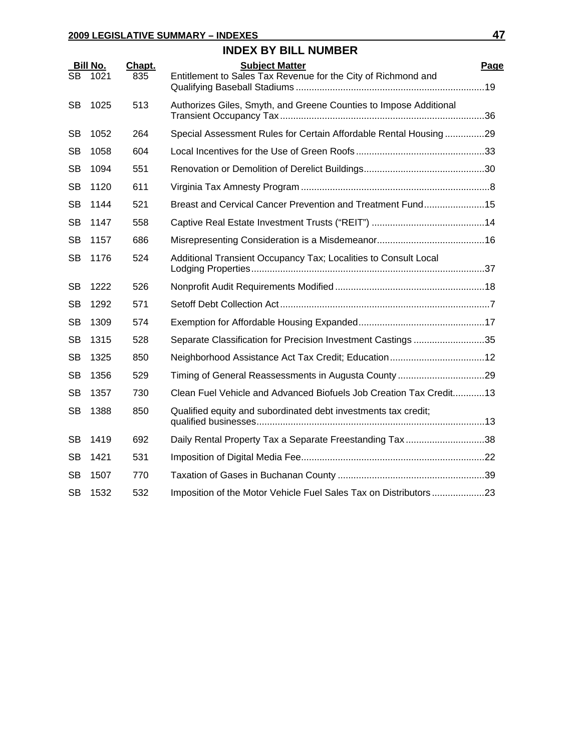## INDEX BY BILL NUMBER

| Bill No. | Chapt. | Subject Matter | Page |
|---|---|---|---|
| SB 1021 | 835 | Entitlement to Sales Tax Revenue for the City of Richmond and Qualifying Baseball Stadiums | 19 |
| SB 1025 | 513 | Authorizes Giles, Smyth, and Greene Counties to Impose Additional Transient Occupancy Tax | 36 |
| SB 1052 | 264 | Special Assessment Rules for Certain Affordable Rental Housing | 29 |
| SB 1058 | 604 | Local Incentives for the Use of Green Roofs | 33 |
| SB 1094 | 551 | Renovation or Demolition of Derelict Buildings | 30 |
| SB 1120 | 611 | Virginia Tax Amnesty Program | 8 |
| SB 1144 | 521 | Breast and Cervical Cancer Prevention and Treatment Fund | 15 |
| SB 1147 | 558 | Captive Real Estate Investment Trusts ("REIT") | 14 |
| SB 1157 | 686 | Misrepresenting Consideration is a Misdemeanor | 16 |
| SB 1176 | 524 | Additional Transient Occupancy Tax; Localities to Consult Local Lodging Properties | 37 |
| SB 1222 | 526 | Nonprofit Audit Requirements Modified | 18 |
| SB 1292 | 571 | Setoff Debt Collection Act | 7 |
| SB 1309 | 574 | Exemption for Affordable Housing Expanded | 17 |
| SB 1315 | 528 | Separate Classification for Precision Investment Castings | 35 |
| SB 1325 | 850 | Neighborhood Assistance Act Tax Credit; Education | 12 |
| SB 1356 | 529 | Timing of General Reassessments in Augusta County | 29 |
| SB 1357 | 730 | Clean Fuel Vehicle and Advanced Biofuels Job Creation Tax Credit | 13 |
| SB 1388 | 850 | Qualified equity and subordinated debt investments tax credit; qualified businesses | 13 |
| SB 1419 | 692 | Daily Rental Property Tax a Separate Freestanding Tax | 38 |
| SB 1421 | 531 | Imposition of Digital Media Fee | 22 |
| SB 1507 | 770 | Taxation of Gases in Buchanan County | 39 |
| SB 1532 | 532 | Imposition of the Motor Vehicle Fuel Sales Tax on Distributors | 23 |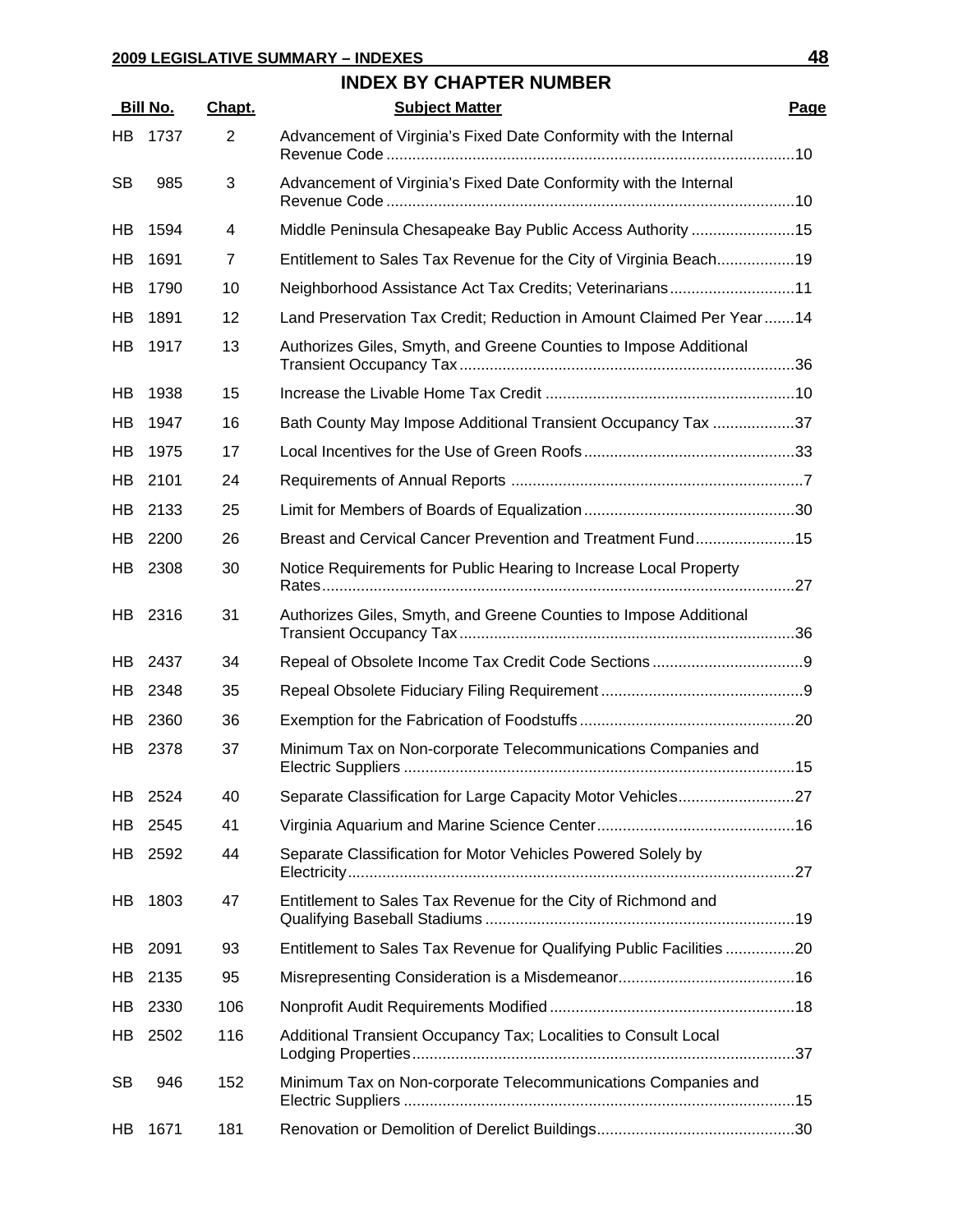## INDEX BY CHAPTER NUMBER

| Bill No. | | Chapt. | Subject Matter | Page |
|---|---|---|---|---|
| HB | 1737 | 2 | Advancement of Virginia's Fixed Date Conformity with the Internal Revenue Code | 10 |
| SB | 985 | 3 | Advancement of Virginia's Fixed Date Conformity with the Internal Revenue Code | 10 |
| HB | 1594 | 4 | Middle Peninsula Chesapeake Bay Public Access Authority | 15 |
| HB | 1691 | 7 | Entitlement to Sales Tax Revenue for the City of Virginia Beach | 19 |
| HB | 1790 | 10 | Neighborhood Assistance Act Tax Credits; Veterinarians | 11 |
| HB | 1891 | 12 | Land Preservation Tax Credit; Reduction in Amount Claimed Per Year | 14 |
| HB | 1917 | 13 | Authorizes Giles, Smyth, and Greene Counties to Impose Additional Transient Occupancy Tax | 36 |
| HB | 1938 | 15 | Increase the Livable Home Tax Credit | 10 |
| HB | 1947 | 16 | Bath County May Impose Additional Transient Occupancy Tax | 37 |
| HB | 1975 | 17 | Local Incentives for the Use of Green Roofs | 33 |
| HB | 2101 | 24 | Requirements of Annual Reports | 7 |
| HB | 2133 | 25 | Limit for Members of Boards of Equalization | 30 |
| HB | 2200 | 26 | Breast and Cervical Cancer Prevention and Treatment Fund | 15 |
| HB | 2308 | 30 | Notice Requirements for Public Hearing to Increase Local Property Rates | 27 |
| HB | 2316 | 31 | Authorizes Giles, Smyth, and Greene Counties to Impose Additional Transient Occupancy Tax | 36 |
| HB | 2437 | 34 | Repeal of Obsolete Income Tax Credit Code Sections | 9 |
| HB | 2348 | 35 | Repeal Obsolete Fiduciary Filing Requirement | 9 |
| HB | 2360 | 36 | Exemption for the Fabrication of Foodstuffs | 20 |
| HB | 2378 | 37 | Minimum Tax on Non-corporate Telecommunications Companies and Electric Suppliers | 15 |
| HB | 2524 | 40 | Separate Classification for Large Capacity Motor Vehicles | 27 |
| HB | 2545 | 41 | Virginia Aquarium and Marine Science Center | 16 |
| HB | 2592 | 44 | Separate Classification for Motor Vehicles Powered Solely by Electricity | 27 |
| HB | 1803 | 47 | Entitlement to Sales Tax Revenue for the City of Richmond and Qualifying Baseball Stadiums | 19 |
| HB | 2091 | 93 | Entitlement to Sales Tax Revenue for Qualifying Public Facilities | 20 |
| HB | 2135 | 95 | Misrepresenting Consideration is a Misdemeanor | 16 |
| HB | 2330 | 106 | Nonprofit Audit Requirements Modified | 18 |
| HB | 2502 | 116 | Additional Transient Occupancy Tax; Localities to Consult Local Lodging Properties | 37 |
| SB | 946 | 152 | Minimum Tax on Non-corporate Telecommunications Companies and Electric Suppliers | 15 |
| HB | 1671 | 181 | Renovation or Demolition of Derelict Buildings | 30 |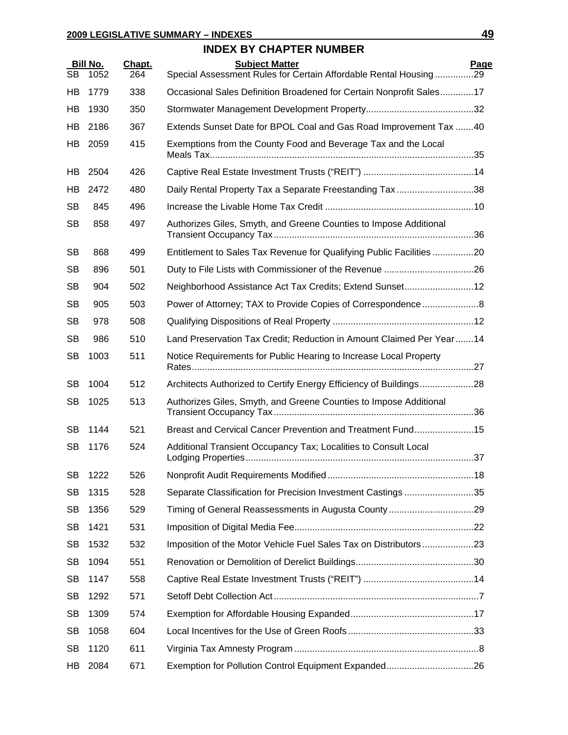## INDEX BY CHAPTER NUMBER

| Bill No. | | Chapt. | Subject Matter | Page |
|---|---|---|---|---|
| SB | 1052 | 264 | Special Assessment Rules for Certain Affordable Rental Housing | 29 |
| HB | 1779 | 338 | Occasional Sales Definition Broadened for Certain Nonprofit Sales | 17 |
| HB | 1930 | 350 | Stormwater Management Development Property | 32 |
| HB | 2186 | 367 | Extends Sunset Date for BPOL Coal and Gas Road Improvement Tax | 40 |
| HB | 2059 | 415 | Exemptions from the County Food and Beverage Tax and the Local Meals Tax | 35 |
| HB | 2504 | 426 | Captive Real Estate Investment Trusts ("REIT") | 14 |
| HB | 2472 | 480 | Daily Rental Property Tax a Separate Freestanding Tax | 38 |
| SB | 845 | 496 | Increase the Livable Home Tax Credit | 10 |
| SB | 858 | 497 | Authorizes Giles, Smyth, and Greene Counties to Impose Additional Transient Occupancy Tax | 36 |
| SB | 868 | 499 | Entitlement to Sales Tax Revenue for Qualifying Public Facilities | 20 |
| SB | 896 | 501 | Duty to File Lists with Commissioner of the Revenue | 26 |
| SB | 904 | 502 | Neighborhood Assistance Act Tax Credits; Extend Sunset | 12 |
| SB | 905 | 503 | Power of Attorney; TAX to Provide Copies of Correspondence | 8 |
| SB | 978 | 508 | Qualifying Dispositions of Real Property | 12 |
| SB | 986 | 510 | Land Preservation Tax Credit; Reduction in Amount Claimed Per Year | 14 |
| SB | 1003 | 511 | Notice Requirements for Public Hearing to Increase Local Property Rates | 27 |
| SB | 1004 | 512 | Architects Authorized to Certify Energy Efficiency of Buildings | 28 |
| SB | 1025 | 513 | Authorizes Giles, Smyth, and Greene Counties to Impose Additional Transient Occupancy Tax | 36 |
| SB | 1144 | 521 | Breast and Cervical Cancer Prevention and Treatment Fund | 15 |
| SB | 1176 | 524 | Additional Transient Occupancy Tax; Localities to Consult Local Lodging Properties | 37 |
| SB | 1222 | 526 | Nonprofit Audit Requirements Modified | 18 |
| SB | 1315 | 528 | Separate Classification for Precision Investment Castings | 35 |
| SB | 1356 | 529 | Timing of General Reassessments in Augusta County | 29 |
| SB | 1421 | 531 | Imposition of Digital Media Fee | 22 |
| SB | 1532 | 532 | Imposition of the Motor Vehicle Fuel Sales Tax on Distributors | 23 |
| SB | 1094 | 551 | Renovation or Demolition of Derelict Buildings | 30 |
| SB | 1147 | 558 | Captive Real Estate Investment Trusts ("REIT") | 14 |
| SB | 1292 | 571 | Setoff Debt Collection Act | 7 |
| SB | 1309 | 574 | Exemption for Affordable Housing Expanded | 17 |
| SB | 1058 | 604 | Local Incentives for the Use of Green Roofs | 33 |
| SB | 1120 | 611 | Virginia Tax Amnesty Program | 8 |
| HB | 2084 | 671 | Exemption for Pollution Control Equipment Expanded | 26 |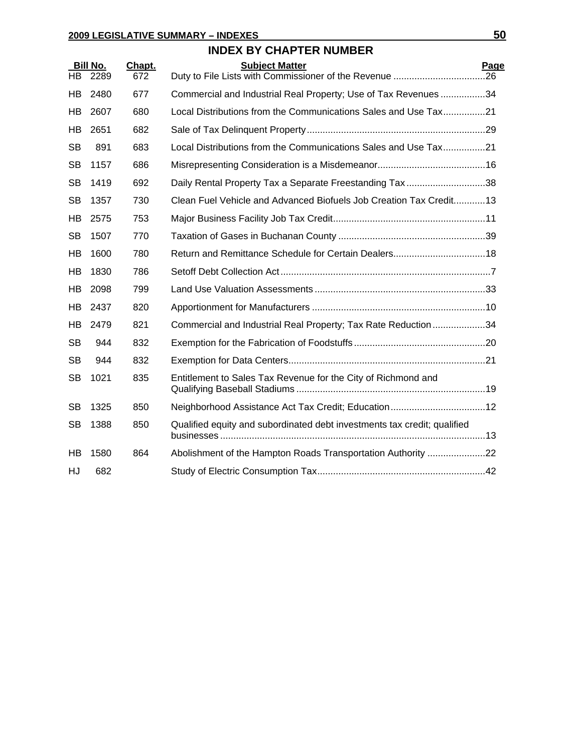## INDEX BY CHAPTER NUMBER

| Bill No. | | Chapt. | Subject Matter | Page |
|---|---|---|---|---|
| HB | 2289 | 672 | Duty to File Lists with Commissioner of the Revenue | 26 |
| HB | 2480 | 677 | Commercial and Industrial Real Property; Use of Tax Revenues | 34 |
| HB | 2607 | 680 | Local Distributions from the Communications Sales and Use Tax | 21 |
| HB | 2651 | 682 | Sale of Tax Delinquent Property | 29 |
| SB | 891 | 683 | Local Distributions from the Communications Sales and Use Tax | 21 |
| SB | 1157 | 686 | Misrepresenting Consideration is a Misdemeanor | 16 |
| SB | 1419 | 692 | Daily Rental Property Tax a Separate Freestanding Tax | 38 |
| SB | 1357 | 730 | Clean Fuel Vehicle and Advanced Biofuels Job Creation Tax Credit | 13 |
| HB | 2575 | 753 | Major Business Facility Job Tax Credit | 11 |
| SB | 1507 | 770 | Taxation of Gases in Buchanan County | 39 |
| HB | 1600 | 780 | Return and Remittance Schedule for Certain Dealers | 18 |
| HB | 1830 | 786 | Setoff Debt Collection Act | 7 |
| HB | 2098 | 799 | Land Use Valuation Assessments | 33 |
| HB | 2437 | 820 | Apportionment for Manufacturers | 10 |
| HB | 2479 | 821 | Commercial and Industrial Real Property; Tax Rate Reduction | 34 |
| SB | 944 | 832 | Exemption for the Fabrication of Foodstuffs | 20 |
| SB | 944 | 832 | Exemption for Data Centers | 21 |
| SB | 1021 | 835 | Entitlement to Sales Tax Revenue for the City of Richmond and Qualifying Baseball Stadiums | 19 |
| SB | 1325 | 850 | Neighborhood Assistance Act Tax Credit; Education | 12 |
| SB | 1388 | 850 | Qualified equity and subordinated debt investments tax credit; qualified businesses | 13 |
| HB | 1580 | 864 | Abolishment of the Hampton Roads Transportation Authority | 22 |
| HJ | 682 | | Study of Electric Consumption Tax | 42 |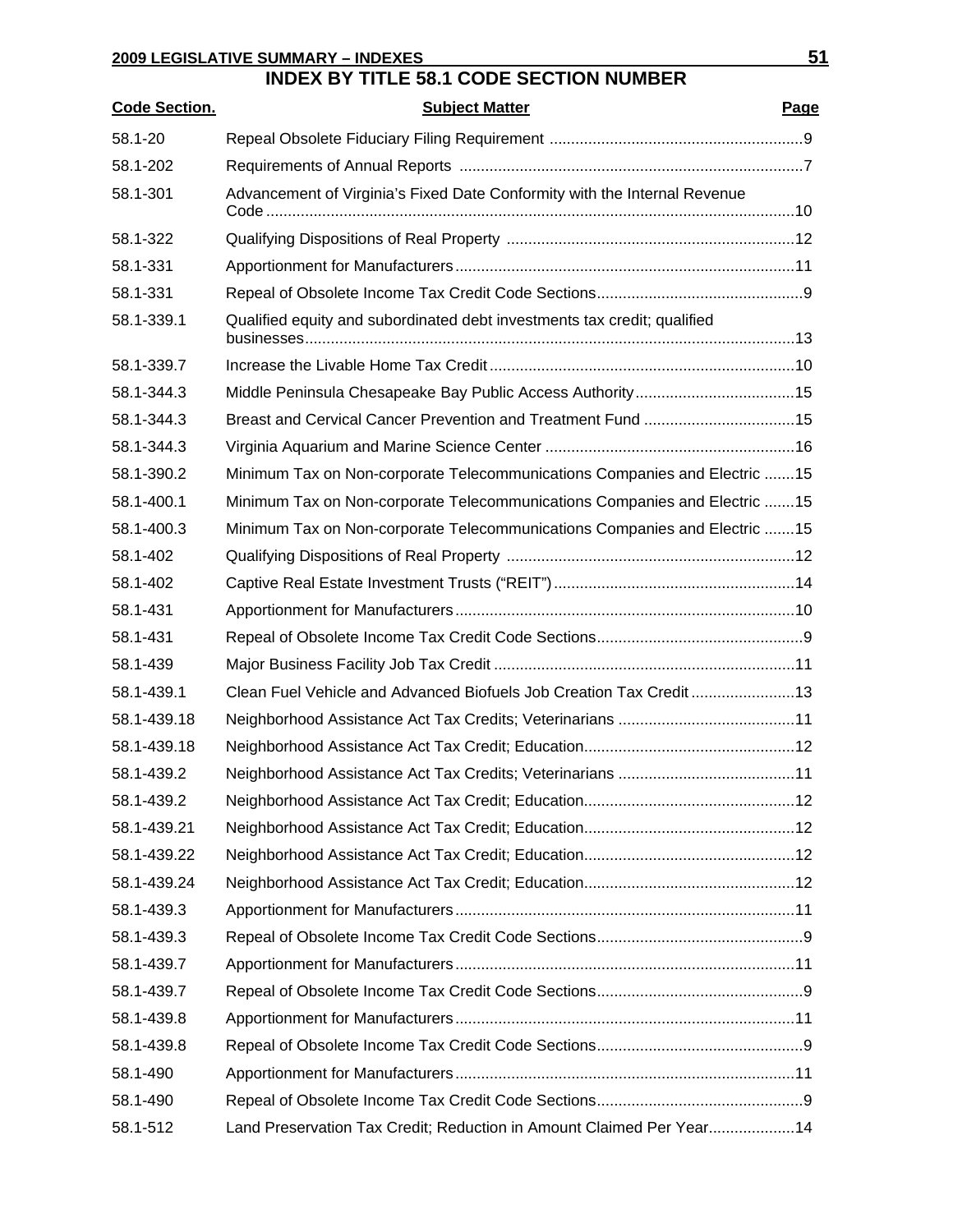# INDEX BY TITLE 58.1 CODE SECTION NUMBER

| Code Section. | Subject Matter | Page |
|---|---|---|
| 58.1-20 | Repeal Obsolete Fiduciary Filing Requirement | 9 |
| 58.1-202 | Requirements of Annual Reports | 7 |
| 58.1-301 | Advancement of Virginia's Fixed Date Conformity with the Internal Revenue Code | 10 |
| 58.1-322 | Qualifying Dispositions of Real Property | 12 |
| 58.1-331 | Apportionment for Manufacturers | 11 |
| 58.1-331 | Repeal of Obsolete Income Tax Credit Code Sections | 9 |
| 58.1-339.1 | Qualified equity and subordinated debt investments tax credit; qualified businesses | 13 |
| 58.1-339.7 | Increase the Livable Home Tax Credit | 10 |
| 58.1-344.3 | Middle Peninsula Chesapeake Bay Public Access Authority | 15 |
| 58.1-344.3 | Breast and Cervical Cancer Prevention and Treatment Fund | 15 |
| 58.1-344.3 | Virginia Aquarium and Marine Science Center | 16 |
| 58.1-390.2 | Minimum Tax on Non-corporate Telecommunications Companies and Electric | 15 |
| 58.1-400.1 | Minimum Tax on Non-corporate Telecommunications Companies and Electric | 15 |
| 58.1-400.3 | Minimum Tax on Non-corporate Telecommunications Companies and Electric | 15 |
| 58.1-402 | Qualifying Dispositions of Real Property | 12 |
| 58.1-402 | Captive Real Estate Investment Trusts ("REIT") | 14 |
| 58.1-431 | Apportionment for Manufacturers | 10 |
| 58.1-431 | Repeal of Obsolete Income Tax Credit Code Sections | 9 |
| 58.1-439 | Major Business Facility Job Tax Credit | 11 |
| 58.1-439.1 | Clean Fuel Vehicle and Advanced Biofuels Job Creation Tax Credit | 13 |
| 58.1-439.18 | Neighborhood Assistance Act Tax Credits; Veterinarians | 11 |
| 58.1-439.18 | Neighborhood Assistance Act Tax Credit; Education | 12 |
| 58.1-439.2 | Neighborhood Assistance Act Tax Credits; Veterinarians | 11 |
| 58.1-439.2 | Neighborhood Assistance Act Tax Credit; Education | 12 |
| 58.1-439.21 | Neighborhood Assistance Act Tax Credit; Education | 12 |
| 58.1-439.22 | Neighborhood Assistance Act Tax Credit; Education | 12 |
| 58.1-439.24 | Neighborhood Assistance Act Tax Credit; Education | 12 |
| 58.1-439.3 | Apportionment for Manufacturers | 11 |
| 58.1-439.3 | Repeal of Obsolete Income Tax Credit Code Sections | 9 |
| 58.1-439.7 | Apportionment for Manufacturers | 11 |
| 58.1-439.7 | Repeal of Obsolete Income Tax Credit Code Sections | 9 |
| 58.1-439.8 | Apportionment for Manufacturers | 11 |
| 58.1-439.8 | Repeal of Obsolete Income Tax Credit Code Sections | 9 |
| 58.1-490 | Apportionment for Manufacturers | 11 |
| 58.1-490 | Repeal of Obsolete Income Tax Credit Code Sections | 9 |
| 58.1-512 | Land Preservation Tax Credit; Reduction in Amount Claimed Per Year | 14 |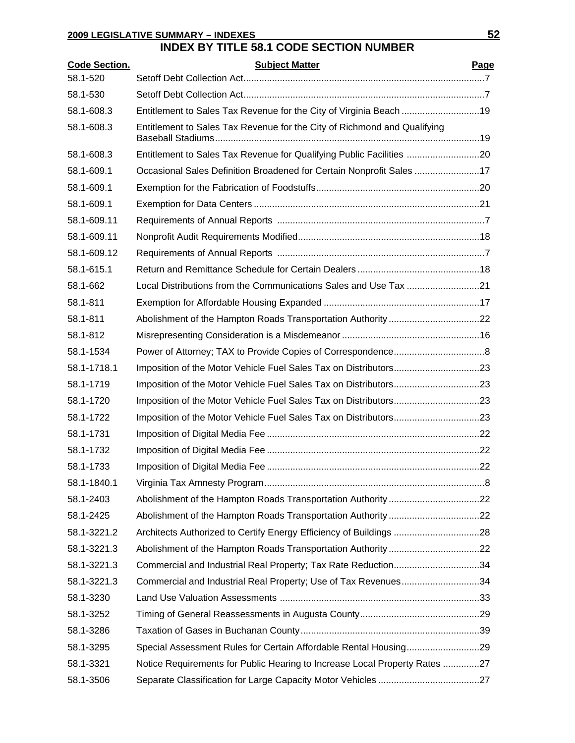## INDEX BY TITLE 58.1 CODE SECTION NUMBER

| Code Section. | Subject Matter | Page |
|---|---|---|
| 58.1-520 | Setoff Debt Collection Act | 7 |
| 58.1-530 | Setoff Debt Collection Act | 7 |
| 58.1-608.3 | Entitlement to Sales Tax Revenue for the City of Virginia Beach | 19 |
| 58.1-608.3 | Entitlement to Sales Tax Revenue for the City of Richmond and Qualifying Baseball Stadiums | 19 |
| 58.1-608.3 | Entitlement to Sales Tax Revenue for Qualifying Public Facilities | 20 |
| 58.1-609.1 | Occasional Sales Definition Broadened for Certain Nonprofit Sales | 17 |
| 58.1-609.1 | Exemption for the Fabrication of Foodstuffs | 20 |
| 58.1-609.1 | Exemption for Data Centers | 21 |
| 58.1-609.11 | Requirements of Annual Reports | 7 |
| 58.1-609.11 | Nonprofit Audit Requirements Modified | 18 |
| 58.1-609.12 | Requirements of Annual Reports | 7 |
| 58.1-615.1 | Return and Remittance Schedule for Certain Dealers | 18 |
| 58.1-662 | Local Distributions from the Communications Sales and Use Tax | 21 |
| 58.1-811 | Exemption for Affordable Housing Expanded | 17 |
| 58.1-811 | Abolishment of the Hampton Roads Transportation Authority | 22 |
| 58.1-812 | Misrepresenting Consideration is a Misdemeanor | 16 |
| 58.1-1534 | Power of Attorney; TAX to Provide Copies of Correspondence | 8 |
| 58.1-1718.1 | Imposition of the Motor Vehicle Fuel Sales Tax on Distributors | 23 |
| 58.1-1719 | Imposition of the Motor Vehicle Fuel Sales Tax on Distributors | 23 |
| 58.1-1720 | Imposition of the Motor Vehicle Fuel Sales Tax on Distributors | 23 |
| 58.1-1722 | Imposition of the Motor Vehicle Fuel Sales Tax on Distributors | 23 |
| 58.1-1731 | Imposition of Digital Media Fee | 22 |
| 58.1-1732 | Imposition of Digital Media Fee | 22 |
| 58.1-1733 | Imposition of Digital Media Fee | 22 |
| 58.1-1840.1 | Virginia Tax Amnesty Program | 8 |
| 58.1-2403 | Abolishment of the Hampton Roads Transportation Authority | 22 |
| 58.1-2425 | Abolishment of the Hampton Roads Transportation Authority | 22 |
| 58.1-3221.2 | Architects Authorized to Certify Energy Efficiency of Buildings | 28 |
| 58.1-3221.3 | Abolishment of the Hampton Roads Transportation Authority | 22 |
| 58.1-3221.3 | Commercial and Industrial Real Property; Tax Rate Reduction | 34 |
| 58.1-3221.3 | Commercial and Industrial Real Property; Use of Tax Revenues | 34 |
| 58.1-3230 | Land Use Valuation Assessments | 33 |
| 58.1-3252 | Timing of General Reassessments in Augusta County | 29 |
| 58.1-3286 | Taxation of Gases in Buchanan County | 39 |
| 58.1-3295 | Special Assessment Rules for Certain Affordable Rental Housing | 29 |
| 58.1-3321 | Notice Requirements for Public Hearing to Increase Local Property Rates | 27 |
| 58.1-3506 | Separate Classification for Large Capacity Motor Vehicles | 27 |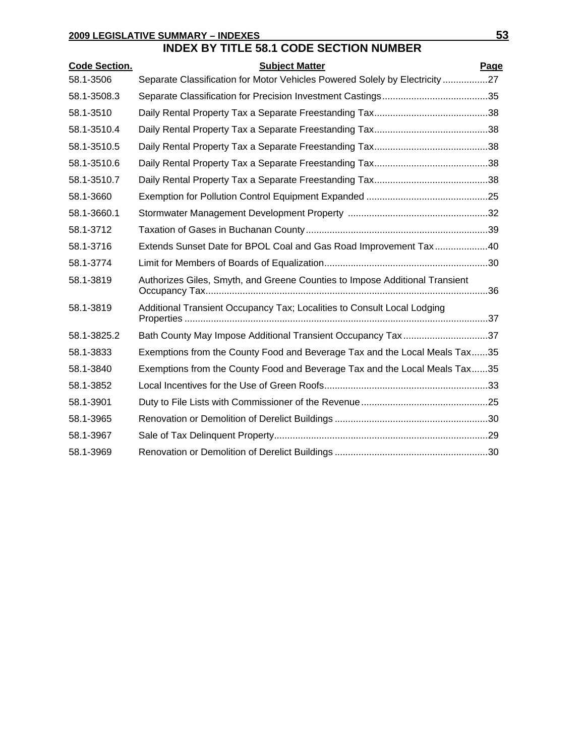## INDEX BY TITLE 58.1 CODE SECTION NUMBER

| Code Section. | Subject Matter | Page |
|---|---|---|
| 58.1-3506 | Separate Classification for Motor Vehicles Powered Solely by Electricity | 27 |
| 58.1-3508.3 | Separate Classification for Precision Investment Castings | 35 |
| 58.1-3510 | Daily Rental Property Tax a Separate Freestanding Tax | 38 |
| 58.1-3510.4 | Daily Rental Property Tax a Separate Freestanding Tax | 38 |
| 58.1-3510.5 | Daily Rental Property Tax a Separate Freestanding Tax | 38 |
| 58.1-3510.6 | Daily Rental Property Tax a Separate Freestanding Tax | 38 |
| 58.1-3510.7 | Daily Rental Property Tax a Separate Freestanding Tax | 38 |
| 58.1-3660 | Exemption for Pollution Control Equipment Expanded | 25 |
| 58.1-3660.1 | Stormwater Management Development Property | 32 |
| 58.1-3712 | Taxation of Gases in Buchanan County | 39 |
| 58.1-3716 | Extends Sunset Date for BPOL Coal and Gas Road Improvement Tax | 40 |
| 58.1-3774 | Limit for Members of Boards of Equalization | 30 |
| 58.1-3819 | Authorizes Giles, Smyth, and Greene Counties to Impose Additional Transient Occupancy Tax | 36 |
| 58.1-3819 | Additional Transient Occupancy Tax; Localities to Consult Local Lodging Properties | 37 |
| 58.1-3825.2 | Bath County May Impose Additional Transient Occupancy Tax | 37 |
| 58.1-3833 | Exemptions from the County Food and Beverage Tax and the Local Meals Tax | 35 |
| 58.1-3840 | Exemptions from the County Food and Beverage Tax and the Local Meals Tax | 35 |
| 58.1-3852 | Local Incentives for the Use of Green Roofs | 33 |
| 58.1-3901 | Duty to File Lists with Commissioner of the Revenue | 25 |
| 58.1-3965 | Renovation or Demolition of Derelict Buildings | 30 |
| 58.1-3967 | Sale of Tax Delinquent Property | 29 |
| 58.1-3969 | Renovation or Demolition of Derelict Buildings | 30 |